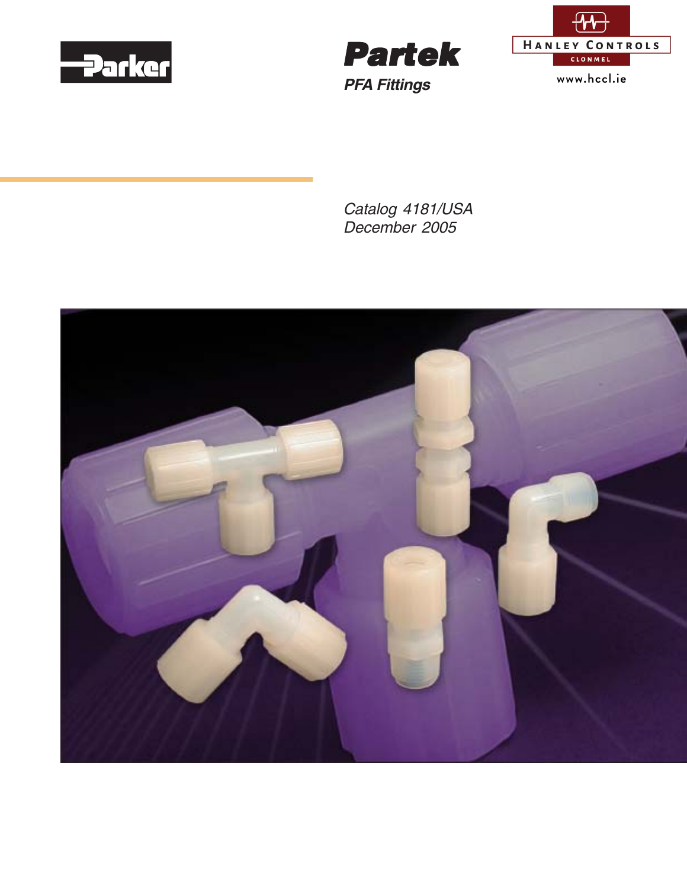Parker

# Partek

*PFA Fittings*

HANLEY CONTROLS
CLONMEL
www.hccl.ie

*Catalog 4181/USA*
*December 2005*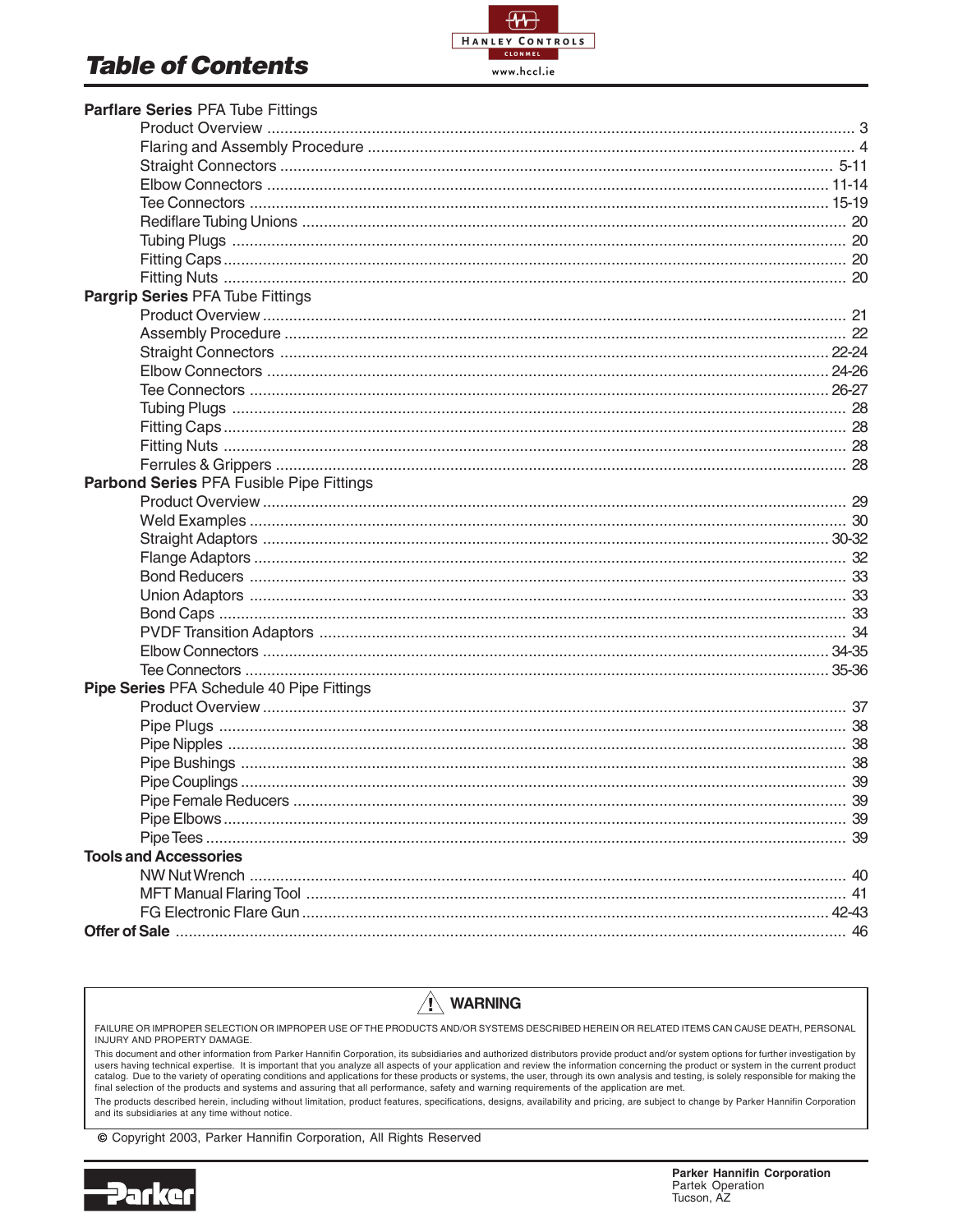# Table of Contents

**Parflare Series** PFA Tube Fittings

- Product Overview ... 3
- Flaring and Assembly Procedure ... 4
- Straight Connectors ... 5-11
- Elbow Connectors ... 11-14
- Tee Connectors ... 15-19
- Rediflare Tubing Unions ... 20
- Tubing Plugs ... 20
- Fitting Caps ... 20
- Fitting Nuts ... 20

**Pargrip Series** PFA Tube Fittings

- Product Overview ... 21
- Assembly Procedure ... 22
- Straight Connectors ... 22-24
- Elbow Connectors ... 24-26
- Tee Connectors ... 26-27
- Tubing Plugs ... 28
- Fitting Caps ... 28
- Fitting Nuts ... 28
- Ferrules & Grippers ... 28

**Parbond Series** PFA Fusible Pipe Fittings

- Product Overview ... 29
- Weld Examples ... 30
- Straight Adaptors ... 30-32
- Flange Adaptors ... 32
- Bond Reducers ... 33
- Union Adaptors ... 33
- Bond Caps ... 33
- PVDF Transition Adaptors ... 34
- Elbow Connectors ... 34-35
- Tee Connectors ... 35-36

**Pipe Series** PFA Schedule 40 Pipe Fittings

- Product Overview ... 37
- Pipe Plugs ... 38
- Pipe Nipples ... 38
- Pipe Bushings ... 38
- Pipe Couplings ... 39
- Pipe Female Reducers ... 39
- Pipe Elbows ... 39
- Pipe Tees ... 39

**Tools and Accessories**

- NW Nut Wrench ... 40
- MFT Manual Flaring Tool ... 41
- FG Electronic Flare Gun ... 42-43

**Offer of Sale** ... 46

## ⚠ WARNING

FAILURE OR IMPROPER SELECTION OR IMPROPER USE OF THE PRODUCTS AND/OR SYSTEMS DESCRIBED HEREIN OR RELATED ITEMS CAN CAUSE DEATH, PERSONAL INJURY AND PROPERTY DAMAGE.

This document and other information from Parker Hannifin Corporation, its subsidiaries and authorized distributors provide product and/or system options for further investigation by users having technical expertise. It is important that you analyze all aspects of your application and review the information concerning the product or system in the current product catalog. Due to the variety of operating conditions and applications for these products or systems, the user, through its own analysis and testing, is solely responsible for making the final selection of the products and systems and assuring that all performance, safety and warning requirements of the application are met.

The products described herein, including without limitation, product features, specifications, designs, availability and pricing, are subject to change by Parker Hannifin Corporation and its subsidiaries at any time without notice.

© Copyright 2003, Parker Hannifin Corporation, All Rights Reserved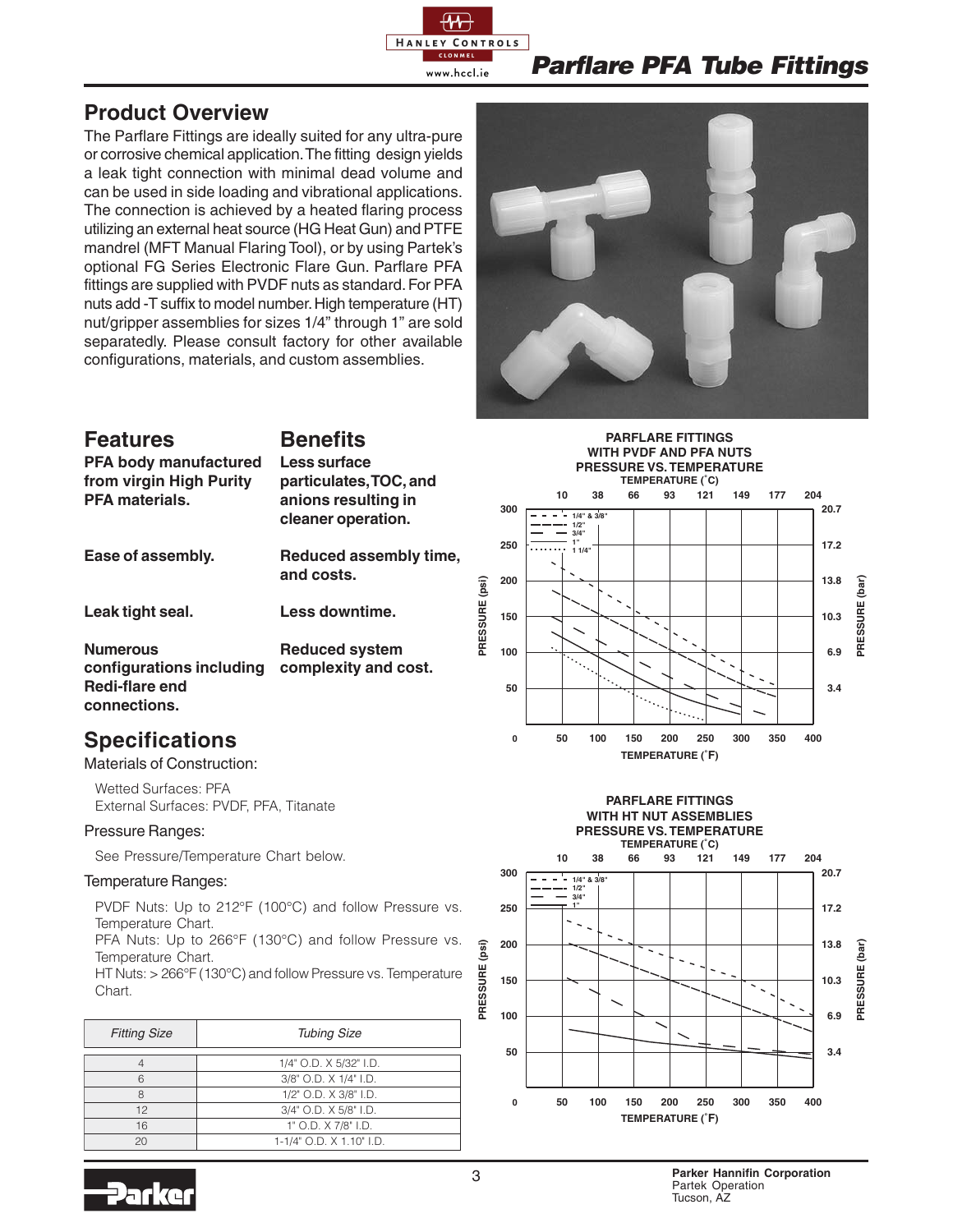# Parflare PFA Tube Fittings

## Product Overview

The Parflare Fittings are ideally suited for any ultra-pure or corrosive chemical application. The fitting design yields a leak tight connection with minimal dead volume and can be used in side loading and vibrational applications. The connection is achieved by a heated flaring process utilizing an external heat source (HG Heat Gun) and PTFE mandrel (MFT Manual Flaring Tool), or by using Partek's optional FG Series Electronic Flare Gun. Parflare PFA fittings are supplied with PVDF nuts as standard. For PFA nuts add -T suffix to model number. High temperature (HT) nut/gripper assemblies for sizes 1/4" through 1" are sold separatedly. Please consult factory for other available configurations, materials, and custom assemblies.

| Features | Benefits |
|---|---|
| **PFA body manufactured from virgin High Purity PFA materials.** | **Less surface particulates, TOC, and anions resulting in cleaner operation.** |
| **Ease of assembly.** | **Reduced assembly time, and costs.** |
| **Leak tight seal.** | **Less downtime.** |
| **Numerous configurations including Redi-flare end connections.** | **Reduced system complexity and cost.** |

## Specifications

Materials of Construction:

Wetted Surfaces: PFA
External Surfaces: PVDF, PFA, Titanate

Pressure Ranges:

See Pressure/Temperature Chart below.

Temperature Ranges:

PVDF Nuts: Up to 212°F (100°C) and follow Pressure vs. Temperature Chart.
PFA Nuts: Up to 266°F (130°C) and follow Pressure vs. Temperature Chart.
HT Nuts: > 266°F (130°C) and follow Pressure vs. Temperature Chart.

| *Fitting Size* | *Tubing Size* |
|---|---|
| 4 | 1/4" O.D. X 5/32" I.D. |
| 6 | 3/8" O.D. X 1/4" I.D. |
| 8 | 1/2" O.D. X 3/8" I.D. |
| 12 | 3/4" O.D. X 5/8" I.D. |
| 16 | 1" O.D. X 7/8" I.D. |
| 20 | 1-1/4" O.D. X 1.10" I.D. |

**PARFLARE FITTINGS WITH PVDF AND PFA NUTS PRESSURE VS. TEMPERATURE**

TEMPERATURE (°C): 10, 38, 66, 93, 121, 149, 177, 204
PRESSURE (psi): 0, 50, 100, 150, 200, 250, 300
PRESSURE (bar): 3.4, 6.9, 10.3, 13.8, 17.2, 20.7
TEMPERATURE (°F): 50, 100, 150, 200, 250, 300, 350, 400
Legend: 1/4" & 3/8", 1/2", 3/4", 1", 1 1/4"

**PARFLARE FITTINGS WITH HT NUT ASSEMBLIES PRESSURE VS. TEMPERATURE**

TEMPERATURE (°C): 10, 38, 66, 93, 121, 149, 177, 204
PRESSURE (psi): 0, 50, 100, 150, 200, 250, 300
PRESSURE (bar): 3.4, 6.9, 10.3, 13.8, 17.2, 20.7
TEMPERATURE (°F): 50, 100, 150, 200, 250, 300, 350, 400
Legend: 1/4" & 3/8", 1/2", 3/4", 1"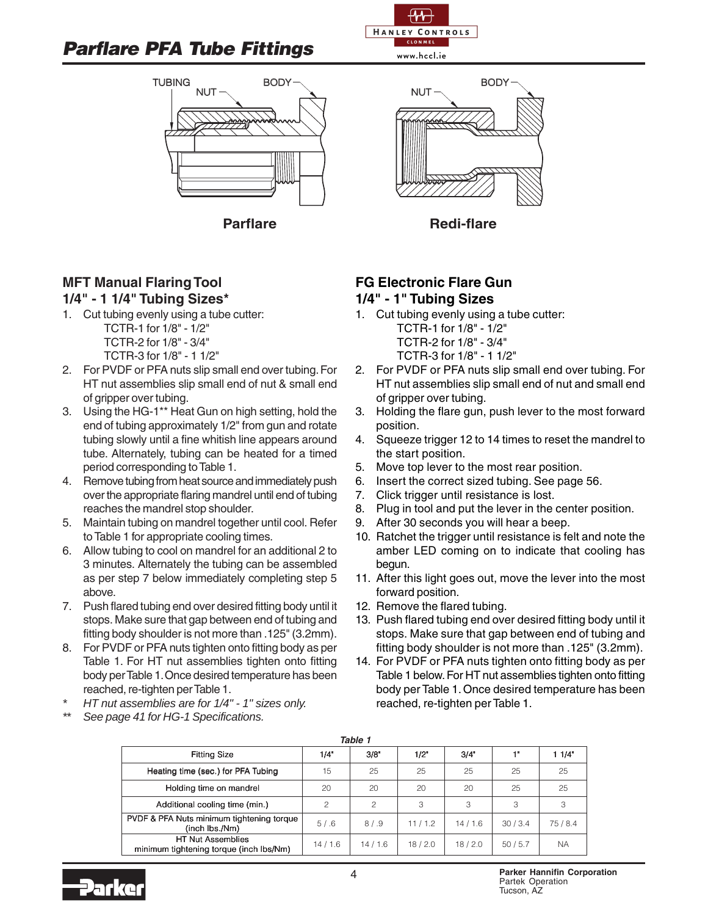# Parflare PFA Tube Fittings

TUBING
NUT
BODY

Parflare

NUT
BODY

Redi-flare

## MFT Manual Flaring Tool
## 1/4" - 1 1/4" Tubing Sizes*

1. Cut tubing evenly using a tube cutter:
   TCTR-1 for 1/8" - 1/2"
   TCTR-2 for 1/8" - 3/4"
   TCTR-3 for 1/8" - 1 1/2"
2. For PVDF or PFA nuts slip small end over tubing. For HT nut assemblies slip small end of nut & small end of gripper over tubing.
3. Using the HG-1** Heat Gun on high setting, hold the end of tubing approximately 1/2" from gun and rotate tubing slowly until a fine whitish line appears around tube. Alternately, tubing can be heated for a timed period corresponding to Table 1.
4. Remove tubing from heat source and immediately push over the appropriate flaring mandrel until end of tubing reaches the mandrel stop shoulder.
5. Maintain tubing on mandrel together until cool. Refer to Table 1 for appropriate cooling times.
6. Allow tubing to cool on mandrel for an additional 2 to 3 minutes. Alternately the tubing can be assembled as per step 7 below immediately completing step 5 above.
7. Push flared tubing end over desired fitting body until it stops. Make sure that gap between end of tubing and fitting body shoulder is not more than .125" (3.2mm).
8. For PVDF or PFA nuts tighten onto fitting body as per Table 1. For HT nut assemblies tighten onto fitting body per Table 1. Once desired temperature has been reached, re-tighten per Table 1.

\* *HT nut assemblies are for 1/4" - 1" sizes only.*

\*\* *See page 41 for HG-1 Specifications.*

## FG Electronic Flare Gun
## 1/4" - 1" Tubing Sizes

1. Cut tubing evenly using a tube cutter:
   TCTR-1 for 1/8" - 1/2"
   TCTR-2 for 1/8" - 3/4"
   TCTR-3 for 1/8" - 1 1/2"
2. For PVDF or PFA nuts slip small end over tubing. For HT nut assemblies slip small end of nut and small end of gripper over tubing.
3. Holding the flare gun, push lever to the most forward position.
4. Squeeze trigger 12 to 14 times to reset the mandrel to the start position.
5. Move top lever to the most rear position.
6. Insert the correct sized tubing. See page 56.
7. Click trigger until resistance is lost.
8. Plug in tool and put the lever in the center position.
9. After 30 seconds you will hear a beep.
10. Ratchet the trigger until resistance is felt and note the amber LED coming on to indicate that cooling has begun.
11. After this light goes out, move the lever into the most forward position.
12. Remove the flared tubing.
13. Push flared tubing end over desired fitting body until it stops. Make sure that gap between end of tubing and fitting body shoulder is not more than .125" (3.2mm).
14. For PVDF or PFA nuts tighten onto fitting body as per Table 1 below. For HT nut assemblies tighten onto fitting body per Table 1. Once desired temperature has been reached, re-tighten per Table 1.

*Table 1*

| Fitting Size | 1/4" | 3/8" | 1/2" | 3/4" | 1" | 1 1/4" |
|---|---|---|---|---|---|---|
| Heating time (sec.) for PFA Tubing | 15 | 25 | 25 | 25 | 25 | 25 |
| Holding time on mandrel | 20 | 20 | 20 | 20 | 25 | 25 |
| Additional cooling time (min.) | 2 | 2 | 3 | 3 | 3 | 3 |
| PVDF & PFA Nuts minimum tightening torque (inch lbs./Nm) | 5 / .6 | 8 / .9 | 11 / 1.2 | 14 / 1.6 | 30 / 3.4 | 75 / 8.4 |
| HT Nut Assemblies minimum tightening torque (inch lbs/Nm) | 14 / 1.6 | 14 / 1.6 | 18 / 2.0 | 18 / 2.0 | 50 / 5.7 | NA |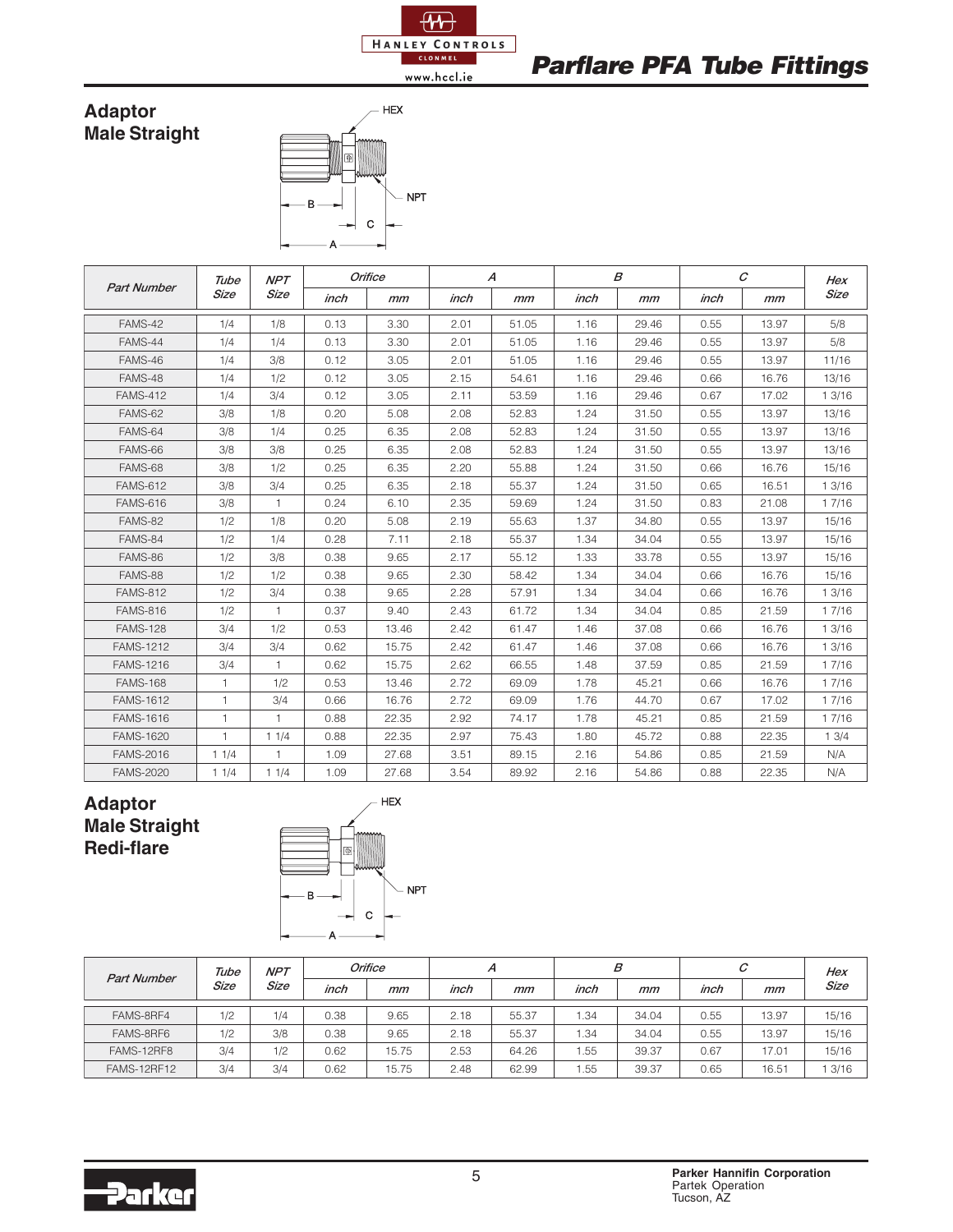# Parflare PFA Tube Fittings

## Adaptor Male Straight

HEX

NPT

B

C

A

| Part Number | Tube Size | NPT Size | Orifice | | A | | B | | C | | Hex Size |
|---|---|---|---|---|---|---|---|---|---|---|---|
| | | | inch | mm | inch | mm | inch | mm | inch | mm | |
| FAMS-42 | 1/4 | 1/8 | 0.13 | 3.30 | 2.01 | 51.05 | 1.16 | 29.46 | 0.55 | 13.97 | 5/8 |
| FAMS-44 | 1/4 | 1/4 | 0.13 | 3.30 | 2.01 | 51.05 | 1.16 | 29.46 | 0.55 | 13.97 | 5/8 |
| FAMS-46 | 1/4 | 3/8 | 0.12 | 3.05 | 2.01 | 51.05 | 1.16 | 29.46 | 0.55 | 13.97 | 11/16 |
| FAMS-48 | 1/4 | 1/2 | 0.12 | 3.05 | 2.15 | 54.61 | 1.16 | 29.46 | 0.66 | 16.76 | 13/16 |
| FAMS-412 | 1/4 | 3/4 | 0.12 | 3.05 | 2.11 | 53.59 | 1.16 | 29.46 | 0.67 | 17.02 | 1 3/16 |
| FAMS-62 | 3/8 | 1/8 | 0.20 | 5.08 | 2.08 | 52.83 | 1.24 | 31.50 | 0.55 | 13.97 | 13/16 |
| FAMS-64 | 3/8 | 1/4 | 0.25 | 6.35 | 2.08 | 52.83 | 1.24 | 31.50 | 0.55 | 13.97 | 13/16 |
| FAMS-66 | 3/8 | 3/8 | 0.25 | 6.35 | 2.08 | 52.83 | 1.24 | 31.50 | 0.55 | 13.97 | 13/16 |
| FAMS-68 | 3/8 | 1/2 | 0.25 | 6.35 | 2.20 | 55.88 | 1.24 | 31.50 | 0.66 | 16.76 | 15/16 |
| FAMS-612 | 3/8 | 3/4 | 0.25 | 6.35 | 2.18 | 55.37 | 1.24 | 31.50 | 0.65 | 16.51 | 1 3/16 |
| FAMS-616 | 3/8 | 1 | 0.24 | 6.10 | 2.35 | 59.69 | 1.24 | 31.50 | 0.83 | 21.08 | 1 7/16 |
| FAMS-82 | 1/2 | 1/8 | 0.20 | 5.08 | 2.19 | 55.63 | 1.37 | 34.80 | 0.55 | 13.97 | 15/16 |
| FAMS-84 | 1/2 | 1/4 | 0.28 | 7.11 | 2.18 | 55.37 | 1.34 | 34.04 | 0.55 | 13.97 | 15/16 |
| FAMS-86 | 1/2 | 3/8 | 0.38 | 9.65 | 2.17 | 55.12 | 1.33 | 33.78 | 0.55 | 13.97 | 15/16 |
| FAMS-88 | 1/2 | 1/2 | 0.38 | 9.65 | 2.30 | 58.42 | 1.34 | 34.04 | 0.66 | 16.76 | 15/16 |
| FAMS-812 | 1/2 | 3/4 | 0.38 | 9.65 | 2.28 | 57.91 | 1.34 | 34.04 | 0.66 | 16.76 | 1 3/16 |
| FAMS-816 | 1/2 | 1 | 0.37 | 9.40 | 2.43 | 61.72 | 1.34 | 34.04 | 0.85 | 21.59 | 1 7/16 |
| FAMS-128 | 3/4 | 1/2 | 0.53 | 13.46 | 2.42 | 61.47 | 1.46 | 37.08 | 0.66 | 16.76 | 1 3/16 |
| FAMS-1212 | 3/4 | 3/4 | 0.62 | 15.75 | 2.42 | 61.47 | 1.46 | 37.08 | 0.66 | 16.76 | 1 3/16 |
| FAMS-1216 | 3/4 | 1 | 0.62 | 15.75 | 2.62 | 66.55 | 1.48 | 37.59 | 0.85 | 21.59 | 1 7/16 |
| FAMS-168 | 1 | 1/2 | 0.53 | 13.46 | 2.72 | 69.09 | 1.78 | 45.21 | 0.66 | 16.76 | 1 7/16 |
| FAMS-1612 | 1 | 3/4 | 0.66 | 16.76 | 2.72 | 69.09 | 1.76 | 44.70 | 0.67 | 17.02 | 1 7/16 |
| FAMS-1616 | 1 | 1 | 0.88 | 22.35 | 2.92 | 74.17 | 1.78 | 45.21 | 0.85 | 21.59 | 1 7/16 |
| FAMS-1620 | 1 | 1 1/4 | 0.88 | 22.35 | 2.97 | 75.43 | 1.80 | 45.72 | 0.88 | 22.35 | 1 3/4 |
| FAMS-2016 | 1 1/4 | 1 | 1.09 | 27.68 | 3.51 | 89.15 | 2.16 | 54.86 | 0.85 | 21.59 | N/A |
| FAMS-2020 | 1 1/4 | 1 1/4 | 1.09 | 27.68 | 3.54 | 89.92 | 2.16 | 54.86 | 0.88 | 22.35 | N/A |

## Adaptor Male Straight Redi-flare

HEX

NPT

B

C

A

| Part Number | Tube Size | NPT Size | Orifice | | A | | B | | C | | Hex Size |
|---|---|---|---|---|---|---|---|---|---|---|---|
| | | | inch | mm | inch | mm | inch | mm | inch | mm | |
| FAMS-8RF4 | 1/2 | 1/4 | 0.38 | 9.65 | 2.18 | 55.37 | 1.34 | 34.04 | 0.55 | 13.97 | 15/16 |
| FAMS-8RF6 | 1/2 | 3/8 | 0.38 | 9.65 | 2.18 | 55.37 | 1.34 | 34.04 | 0.55 | 13.97 | 15/16 |
| FAMS-12RF8 | 3/4 | 1/2 | 0.62 | 15.75 | 2.53 | 64.26 | 1.55 | 39.37 | 0.67 | 17.01 | 15/16 |
| FAMS-12RF12 | 3/4 | 3/4 | 0.62 | 15.75 | 2.48 | 62.99 | 1.55 | 39.37 | 0.65 | 16.51 | 1 3/16 |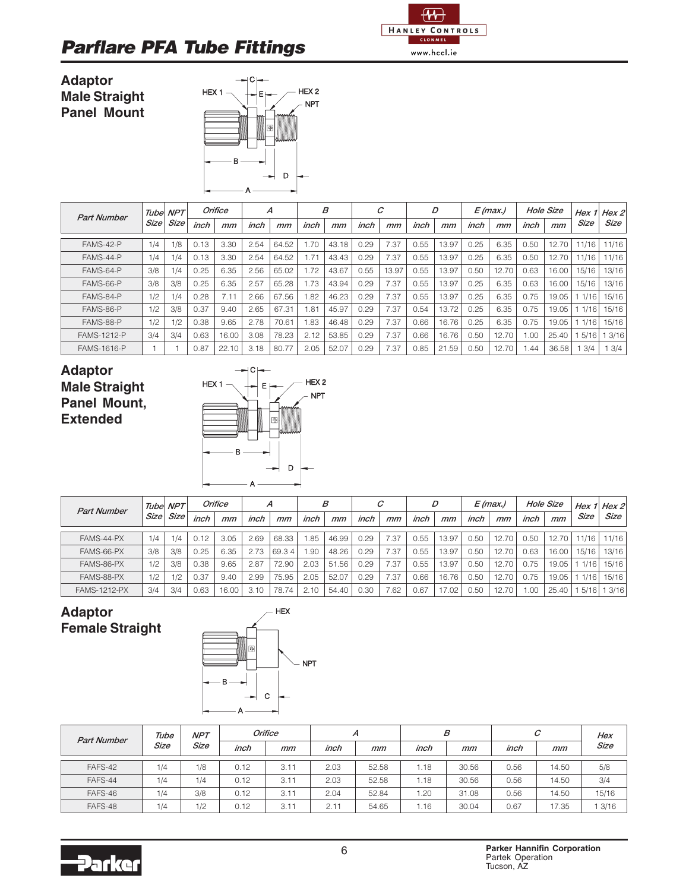# Parfare PFA Tube Fittings

## Adaptor Male Straight Panel Mount

HEX 1
HEX 2
NPT
C
E
B
D
A

| Part Number | Tube Size | NPT Size | Orifice | | A | | B | | C | | D | | E (max.) | | Hole Size | | Hex 1 Size | Hex 2 Size |
|---|---|---|---|---|---|---|---|---|---|---|---|---|---|---|---|---|---|---|
| | | | inch | mm | inch | mm | inch | mm | inch | mm | inch | mm | inch | mm | inch | mm | | |
| FAMS-42-P | 1/4 | 1/8 | 0.13 | 3.30 | 2.54 | 64.52 | 1.70 | 43.18 | 0.29 | 7.37 | 0.55 | 13.97 | 0.25 | 6.35 | 0.50 | 12.70 | 11/16 | 11/16 |
| FAMS-44-P | 1/4 | 1/4 | 0.13 | 3.30 | 2.54 | 64.52 | 1.71 | 43.43 | 0.29 | 7.37 | 0.55 | 13.97 | 0.25 | 6.35 | 0.50 | 12.70 | 11/16 | 11/16 |
| FAMS-64-P | 3/8 | 1/4 | 0.25 | 6.35 | 2.56 | 65.02 | 1.72 | 43.67 | 0.55 | 13.97 | 0.55 | 13.97 | 0.50 | 12.70 | 0.63 | 16.00 | 15/16 | 13/16 |
| FAMS-66-P | 3/8 | 3/8 | 0.25 | 6.35 | 2.57 | 65.28 | 1.73 | 43.94 | 0.29 | 7.37 | 0.55 | 13.97 | 0.25 | 6.35 | 0.63 | 16.00 | 15/16 | 13/16 |
| FAMS-84-P | 1/2 | 1/4 | 0.28 | 7.11 | 2.66 | 67.56 | 1.82 | 46.23 | 0.29 | 7.37 | 0.55 | 13.97 | 0.25 | 6.35 | 0.75 | 19.05 | 1 1/16 | 15/16 |
| FAMS-86-P | 1/2 | 3/8 | 0.37 | 9.40 | 2.65 | 67.31 | 1.81 | 45.97 | 0.29 | 7.37 | 0.54 | 13.72 | 0.25 | 6.35 | 0.75 | 19.05 | 1 1/16 | 15/16 |
| FAMS-88-P | 1/2 | 1/2 | 0.38 | 9.65 | 2.78 | 70.61 | 1.83 | 46.48 | 0.29 | 7.37 | 0.66 | 16.76 | 0.25 | 6.35 | 0.75 | 19.05 | 1 1/16 | 15/16 |
| FAMS-1212-P | 3/4 | 3/4 | 0.63 | 16.00 | 3.08 | 78.23 | 2.12 | 53.85 | 0.29 | 7.37 | 0.66 | 16.76 | 0.50 | 12.70 | 1.00 | 25.40 | 1 5/16 | 1 3/16 |
| FAMS-1616-P | 1 | 1 | 0.87 | 22.10 | 3.18 | 80.77 | 2.05 | 52.07 | 0.29 | 7.37 | 0.85 | 21.59 | 0.50 | 12.70 | 1.44 | 36.58 | 1 3/4 | 1 3/4 |

## Adaptor Male Straight Panel Mount, Extended

HEX 1
HEX 2
NPT
C
E
B
D
A

| Part Number | Tube Size | NPT Size | Orifice | | A | | B | | C | | D | | E (max.) | | Hole Size | | Hex 1 Size | Hex 2 Size |
|---|---|---|---|---|---|---|---|---|---|---|---|---|---|---|---|---|---|---|
| | | | inch | mm | inch | mm | inch | mm | inch | mm | inch | mm | inch | mm | inch | mm | | |
| FAMS-44-PX | 1/4 | 1/4 | 0.12 | 3.05 | 2.69 | 68.33 | 1.85 | 46.99 | 0.29 | 7.37 | 0.55 | 13.97 | 0.50 | 12.70 | 0.50 | 12.70 | 11/16 | 11/16 |
| FAMS-66-PX | 3/8 | 3/8 | 0.25 | 6.35 | 2.73 | 69.3 4 | 1.90 | 48.26 | 0.29 | 7.37 | 0.55 | 13.97 | 0.50 | 12.70 | 0.63 | 16.00 | 15/16 | 13/16 |
| FAMS-86-PX | 1/2 | 3/8 | 0.38 | 9.65 | 2.87 | 72.90 | 2.03 | 51.56 | 0.29 | 7.37 | 0.55 | 13.97 | 0.50 | 12.70 | 0.75 | 19.05 | 1 1/16 | 15/16 |
| FAMS-88-PX | 1/2 | 1/2 | 0.37 | 9.40 | 2.99 | 75.95 | 2.05 | 52.07 | 0.29 | 7.37 | 0.66 | 16.76 | 0.50 | 12.70 | 0.75 | 19.05 | 1 1/16 | 15/16 |
| FAMS-1212-PX | 3/4 | 3/4 | 0.63 | 16.00 | 3.10 | 78.74 | 2.10 | 54.40 | 0.30 | 7.62 | 0.67 | 17.02 | 0.50 | 12.70 | 1.00 | 25.40 | 1 5/16 | 1 3/16 |

## Adaptor Female Straight

HEX
NPT
B
C
A

| Part Number | Tube Size | NPT Size | Orifice | | A | | B | | C | | Hex Size |
|---|---|---|---|---|---|---|---|---|---|---|---|
| | | | inch | mm | inch | mm | inch | mm | inch | mm | |
| FAFS-42 | 1/4 | 1/8 | 0.12 | 3.11 | 2.03 | 52.58 | 1.18 | 30.56 | 0.56 | 14.50 | 5/8 |
| FAFS-44 | 1/4 | 1/4 | 0.12 | 3.11 | 2.03 | 52.58 | 1.18 | 30.56 | 0.56 | 14.50 | 3/4 |
| FAFS-46 | 1/4 | 3/8 | 0.12 | 3.11 | 2.04 | 52.84 | 1.20 | 31.08 | 0.56 | 14.50 | 15/16 |
| FAFS-48 | 1/4 | 1/2 | 0.12 | 3.11 | 2.11 | 54.65 | 1.16 | 30.04 | 0.67 | 17.35 | 1 3/16 |

Parker Hannifin Corporation
Partek Operation
Tucson, AZ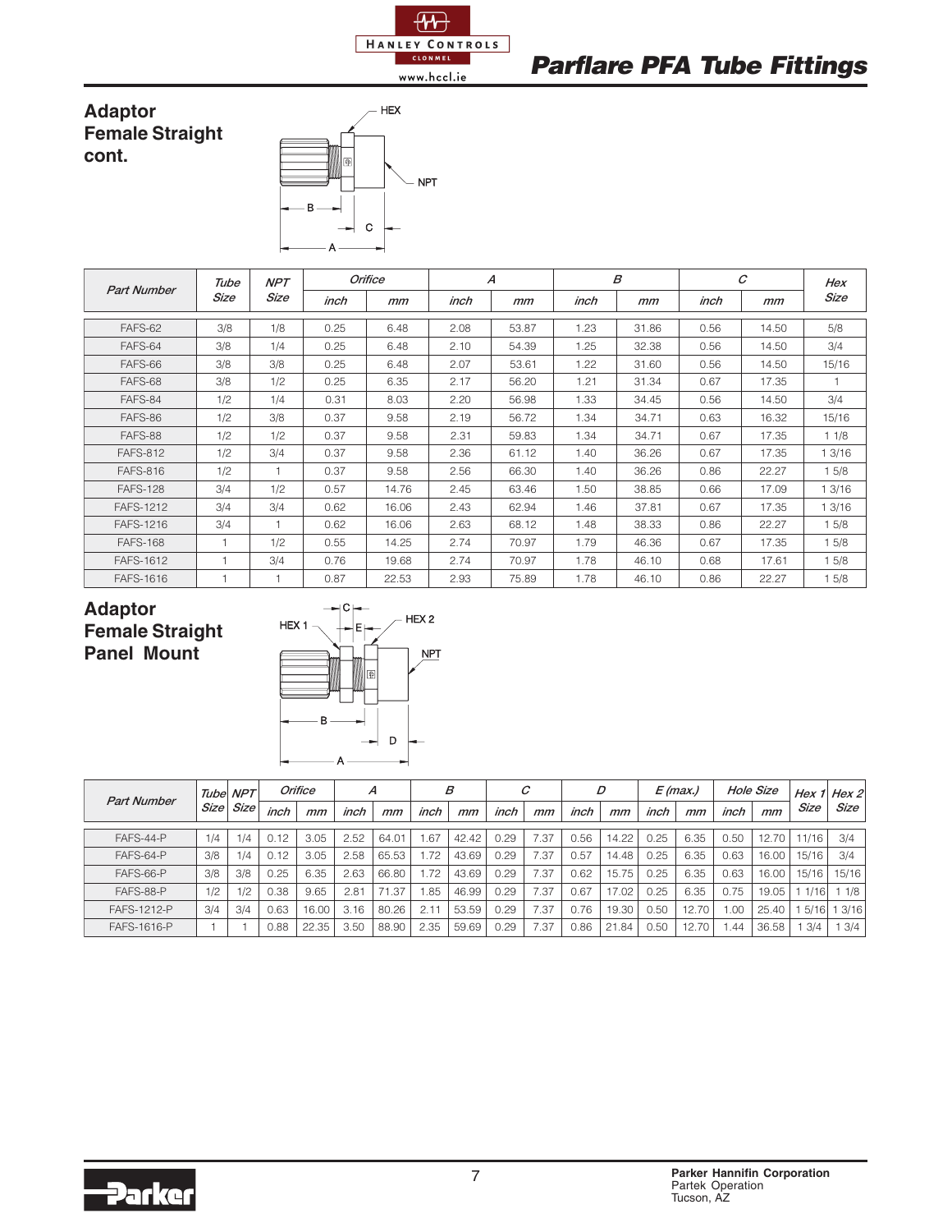# Parflare PFA Tube Fittings

## Adaptor Female Straight cont.

| Part Number | Tube Size | NPT Size | Orifice | | A | | B | | C | | Hex Size |
|---|---|---|---|---|---|---|---|---|---|---|---|
| | | | inch | mm | inch | mm | inch | mm | inch | mm | |
| FAFS-62 | 3/8 | 1/8 | 0.25 | 6.48 | 2.08 | 53.87 | 1.23 | 31.86 | 0.56 | 14.50 | 5/8 |
| FAFS-64 | 3/8 | 1/4 | 0.25 | 6.48 | 2.10 | 54.39 | 1.25 | 32.38 | 0.56 | 14.50 | 3/4 |
| FAFS-66 | 3/8 | 3/8 | 0.25 | 6.48 | 2.07 | 53.61 | 1.22 | 31.60 | 0.56 | 14.50 | 15/16 |
| FAFS-68 | 3/8 | 1/2 | 0.25 | 6.35 | 2.17 | 56.20 | 1.21 | 31.34 | 0.67 | 17.35 | 1 |
| FAFS-84 | 1/2 | 1/4 | 0.31 | 8.03 | 2.20 | 56.98 | 1.33 | 34.45 | 0.56 | 14.50 | 3/4 |
| FAFS-86 | 1/2 | 3/8 | 0.37 | 9.58 | 2.19 | 56.72 | 1.34 | 34.71 | 0.63 | 16.32 | 15/16 |
| FAFS-88 | 1/2 | 1/2 | 0.37 | 9.58 | 2.31 | 59.83 | 1.34 | 34.71 | 0.67 | 17.35 | 1 1/8 |
| FAFS-812 | 1/2 | 3/4 | 0.37 | 9.58 | 2.36 | 61.12 | 1.40 | 36.26 | 0.67 | 17.35 | 1 3/16 |
| FAFS-816 | 1/2 | 1 | 0.37 | 9.58 | 2.56 | 66.30 | 1.40 | 36.26 | 0.86 | 22.27 | 1 5/8 |
| FAFS-128 | 3/4 | 1/2 | 0.57 | 14.76 | 2.45 | 63.46 | 1.50 | 38.85 | 0.66 | 17.09 | 1 3/16 |
| FAFS-1212 | 3/4 | 3/4 | 0.62 | 16.06 | 2.43 | 62.94 | 1.46 | 37.81 | 0.67 | 17.35 | 1 3/16 |
| FAFS-1216 | 3/4 | 1 | 0.62 | 16.06 | 2.63 | 68.12 | 1.48 | 38.33 | 0.86 | 22.27 | 1 5/8 |
| FAFS-168 | 1 | 1/2 | 0.55 | 14.25 | 2.74 | 70.97 | 1.79 | 46.36 | 0.67 | 17.35 | 1 5/8 |
| FAFS-1612 | 1 | 3/4 | 0.76 | 19.68 | 2.74 | 70.97 | 1.78 | 46.10 | 0.68 | 17.61 | 1 5/8 |
| FAFS-1616 | 1 | 1 | 0.87 | 22.53 | 2.93 | 75.89 | 1.78 | 46.10 | 0.86 | 22.27 | 1 5/8 |

## Adaptor Female Straight Panel Mount

| Part Number | Tube Size | NPT Size | Orifice | | A | | B | | C | | D | | E (max.) | | Hole Size | | Hex 1 Size | Hex 2 Size |
|---|---|---|---|---|---|---|---|---|---|---|---|---|---|---|---|---|---|---|
| | | | inch | mm | inch | mm | inch | mm | inch | mm | inch | mm | inch | mm | inch | mm | | |
| FAFS-44-P | 1/4 | 1/4 | 0.12 | 3.05 | 2.52 | 64.01 | 1.67 | 42.42 | 0.29 | 7.37 | 0.56 | 14.22 | 0.25 | 6.35 | 0.50 | 12.70 | 11/16 | 3/4 |
| FAFS-64-P | 3/8 | 1/4 | 0.12 | 3.05 | 2.58 | 65.53 | 1.72 | 43.69 | 0.29 | 7.37 | 0.57 | 14.48 | 0.25 | 6.35 | 0.63 | 16.00 | 15/16 | 3/4 |
| FAFS-66-P | 3/8 | 3/8 | 0.25 | 6.35 | 2.63 | 66.80 | 1.72 | 43.69 | 0.29 | 7.37 | 0.62 | 15.75 | 0.25 | 6.35 | 0.63 | 16.00 | 15/16 | 15/16 |
| FAFS-88-P | 1/2 | 1/2 | 0.38 | 9.65 | 2.81 | 71.37 | 1.85 | 46.99 | 0.29 | 7.37 | 0.67 | 17.02 | 0.25 | 6.35 | 0.75 | 19.05 | 1 1/16 | 1 1/8 |
| FAFS-1212-P | 3/4 | 3/4 | 0.63 | 16.00 | 3.16 | 80.26 | 2.11 | 53.59 | 0.29 | 7.37 | 0.76 | 19.30 | 0.50 | 12.70 | 1.00 | 25.40 | 1 5/16 | 1 3/16 |
| FAFS-1616-P | 1 | 1 | 0.88 | 22.35 | 3.50 | 88.90 | 2.35 | 59.69 | 0.29 | 7.37 | 0.86 | 21.84 | 0.50 | 12.70 | 1.44 | 36.58 | 1 3/4 | 1 3/4 |

**Parker Hannifin Corporation**
Partek Operation
Tucson, AZ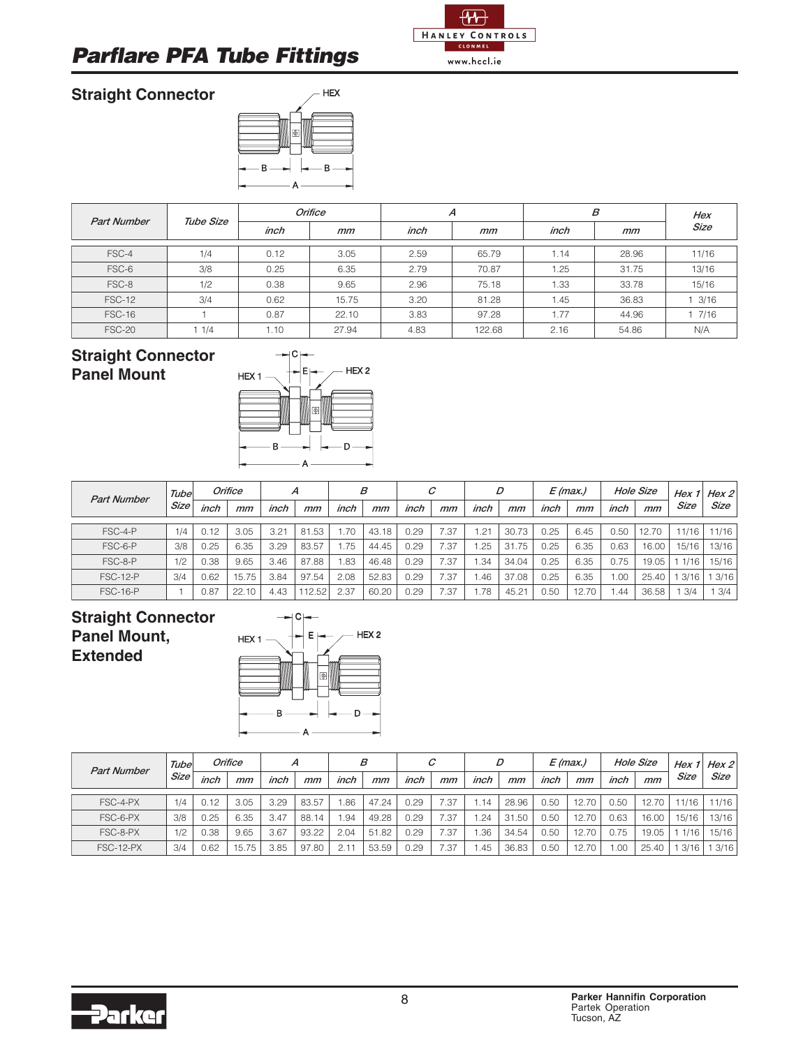# Parflare PFA Tube Fittings

## Straight Connector

HEX

B B

A

| Part Number | Tube Size | Orifice | | A | | B | | Hex Size |
|---|---|---|---|---|---|---|---|---|
| | | inch | mm | inch | mm | inch | mm | |
| FSC-4 | 1/4 | 0.12 | 3.05 | 2.59 | 65.79 | 1.14 | 28.96 | 11/16 |
| FSC-6 | 3/8 | 0.25 | 6.35 | 2.79 | 70.87 | 1.25 | 31.75 | 13/16 |
| FSC-8 | 1/2 | 0.38 | 9.65 | 2.96 | 75.18 | 1.33 | 33.78 | 15/16 |
| FSC-12 | 3/4 | 0.62 | 15.75 | 3.20 | 81.28 | 1.45 | 36.83 | 1 3/16 |
| FSC-16 | 1 | 0.87 | 22.10 | 3.83 | 97.28 | 1.77 | 44.96 | 1 7/16 |
| FSC-20 | 1 1/4 | 1.10 | 27.94 | 4.83 | 122.68 | 2.16 | 54.86 | N/A |

## Straight Connector Panel Mount

C

E

HEX 1

HEX 2

B D

A

| Part Number | Tube Size | Orifice | | A | | B | | C | | D | | E (max.) | | Hole Size | | Hex 1 Size | Hex 2 Size |
|---|---|---|---|---|---|---|---|---|---|---|---|---|---|---|---|---|---|
| | | inch | mm | inch | mm | inch | mm | inch | mm | inch | mm | inch | mm | inch | mm | | |
| FSC-4-P | 1/4 | 0.12 | 3.05 | 3.21 | 81.53 | 1.70 | 43.18 | 0.29 | 7.37 | 1.21 | 30.73 | 0.25 | 6.45 | 0.50 | 12.70 | 11/16 | 11/16 |
| FSC-6-P | 3/8 | 0.25 | 6.35 | 3.29 | 83.57 | 1.75 | 44.45 | 0.29 | 7.37 | 1.25 | 31.75 | 0.25 | 6.35 | 0.63 | 16.00 | 15/16 | 13/16 |
| FSC-8-P | 1/2 | 0.38 | 9.65 | 3.46 | 87.88 | 1.83 | 46.48 | 0.29 | 7.37 | 1.34 | 34.04 | 0.25 | 6.35 | 0.75 | 19.05 | 1 1/16 | 15/16 |
| FSC-12-P | 3/4 | 0.62 | 15.75 | 3.84 | 97.54 | 2.08 | 52.83 | 0.29 | 7.37 | 1.46 | 37.08 | 0.25 | 6.35 | 1.00 | 25.40 | 1 3/16 | 1 3/16 |
| FSC-16-P | 1 | 0.87 | 22.10 | 4.43 | 112.52 | 2.37 | 60.20 | 0.29 | 7.37 | 1.78 | 45.21 | 0.50 | 12.70 | 1.44 | 36.58 | 1 3/4 | 1 3/4 |

## Straight Connector Panel Mount, Extended

C

E

HEX 1

HEX 2

B D

A

| Part Number | Tube Size | Orifice | | A | | B | | C | | D | | E (max.) | | Hole Size | | Hex 1 Size | Hex 2 Size |
|---|---|---|---|---|---|---|---|---|---|---|---|---|---|---|---|---|---|
| | | inch | mm | inch | mm | inch | mm | inch | mm | inch | mm | inch | mm | inch | mm | | |
| FSC-4-PX | 1/4 | 0.12 | 3.05 | 3.29 | 83.57 | 1.86 | 47.24 | 0.29 | 7.37 | 1.14 | 28.96 | 0.50 | 12.70 | 0.50 | 12.70 | 11/16 | 11/16 |
| FSC-6-PX | 3/8 | 0.25 | 6.35 | 3.47 | 88.14 | 1.94 | 49.28 | 0.29 | 7.37 | 1.24 | 31.50 | 0.50 | 12.70 | 0.63 | 16.00 | 15/16 | 13/16 |
| FSC-8-PX | 1/2 | 0.38 | 9.65 | 3.67 | 93.22 | 2.04 | 51.82 | 0.29 | 7.37 | 1.36 | 34.54 | 0.50 | 12.70 | 0.75 | 19.05 | 1 1/16 | 15/16 |
| FSC-12-PX | 3/4 | 0.62 | 15.75 | 3.85 | 97.80 | 2.11 | 53.59 | 0.29 | 7.37 | 1.45 | 36.83 | 0.50 | 12.70 | 1.00 | 25.40 | 1 3/16 | 1 3/16 |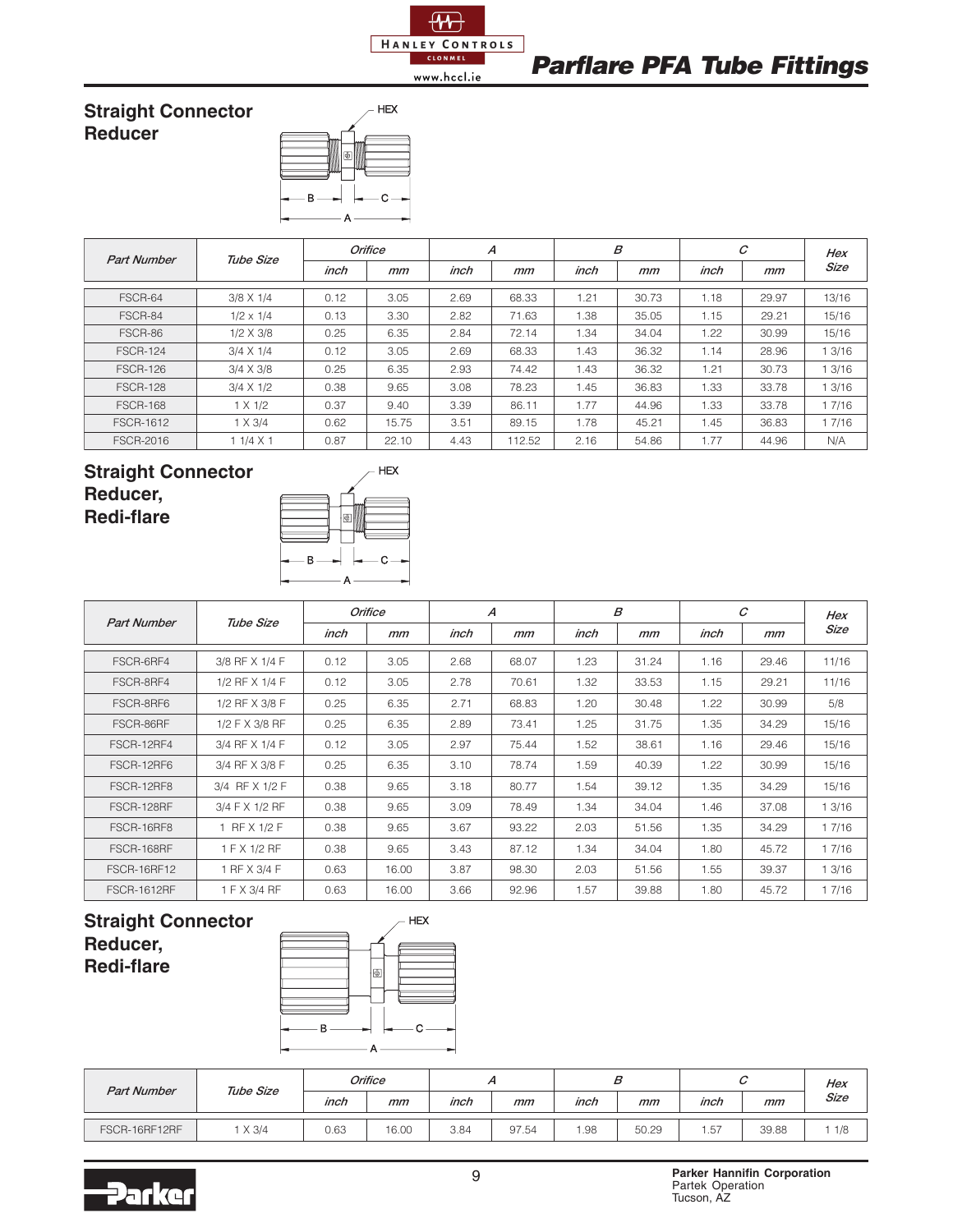## Straight Connector Reducer

HEX

B C

A

| Part Number | Tube Size | Orifice | | A | | B | | C | | Hex Size |
|---|---|---|---|---|---|---|---|---|---|---|
| | | inch | mm | inch | mm | inch | mm | inch | mm | |
| FSCR-64 | 3/8 X 1/4 | 0.12 | 3.05 | 2.69 | 68.33 | 1.21 | 30.73 | 1.18 | 29.97 | 13/16 |
| FSCR-84 | 1/2 x 1/4 | 0.13 | 3.30 | 2.82 | 71.63 | 1.38 | 35.05 | 1.15 | 29.21 | 15/16 |
| FSCR-86 | 1/2 X 3/8 | 0.25 | 6.35 | 2.84 | 72.14 | 1.34 | 34.04 | 1.22 | 30.99 | 15/16 |
| FSCR-124 | 3/4 X 1/4 | 0.12 | 3.05 | 2.69 | 68.33 | 1.43 | 36.32 | 1.14 | 28.96 | 1 3/16 |
| FSCR-126 | 3/4 X 3/8 | 0.25 | 6.35 | 2.93 | 74.42 | 1.43 | 36.32 | 1.21 | 30.73 | 1 3/16 |
| FSCR-128 | 3/4 X 1/2 | 0.38 | 9.65 | 3.08 | 78.23 | 1.45 | 36.83 | 1.33 | 33.78 | 1 3/16 |
| FSCR-168 | 1 X 1/2 | 0.37 | 9.40 | 3.39 | 86.11 | 1.77 | 44.96 | 1.33 | 33.78 | 1 7/16 |
| FSCR-1612 | 1 X 3/4 | 0.62 | 15.75 | 3.51 | 89.15 | 1.78 | 45.21 | 1.45 | 36.83 | 1 7/16 |
| FSCR-2016 | 1 1/4 X 1 | 0.87 | 22.10 | 4.43 | 112.52 | 2.16 | 54.86 | 1.77 | 44.96 | N/A |

## Straight Connector Reducer, Redi-flare

HEX

B C

A

| Part Number | Tube Size | Orifice | | A | | B | | C | | Hex Size |
|---|---|---|---|---|---|---|---|---|---|---|
| | | inch | mm | inch | mm | inch | mm | inch | mm | |
| FSCR-6RF4 | 3/8 RF X 1/4 F | 0.12 | 3.05 | 2.68 | 68.07 | 1.23 | 31.24 | 1.16 | 29.46 | 11/16 |
| FSCR-8RF4 | 1/2 RF X 1/4 F | 0.12 | 3.05 | 2.78 | 70.61 | 1.32 | 33.53 | 1.15 | 29.21 | 11/16 |
| FSCR-8RF6 | 1/2 RF X 3/8 F | 0.25 | 6.35 | 2.71 | 68.83 | 1.20 | 30.48 | 1.22 | 30.99 | 5/8 |
| FSCR-86RF | 1/2 F X 3/8 RF | 0.25 | 6.35 | 2.89 | 73.41 | 1.25 | 31.75 | 1.35 | 34.29 | 15/16 |
| FSCR-12RF4 | 3/4 RF X 1/4 F | 0.12 | 3.05 | 2.97 | 75.44 | 1.52 | 38.61 | 1.16 | 29.46 | 15/16 |
| FSCR-12RF6 | 3/4 RF X 3/8 F | 0.25 | 6.35 | 3.10 | 78.74 | 1.59 | 40.39 | 1.22 | 30.99 | 15/16 |
| FSCR-12RF8 | 3/4 RF X 1/2 F | 0.38 | 9.65 | 3.18 | 80.77 | 1.54 | 39.12 | 1.35 | 34.29 | 15/16 |
| FSCR-128RF | 3/4 F X 1/2 RF | 0.38 | 9.65 | 3.09 | 78.49 | 1.34 | 34.04 | 1.46 | 37.08 | 1 3/16 |
| FSCR-16RF8 | 1 RF X 1/2 F | 0.38 | 9.65 | 3.67 | 93.22 | 2.03 | 51.56 | 1.35 | 34.29 | 1 7/16 |
| FSCR-168RF | 1 F X 1/2 RF | 0.38 | 9.65 | 3.43 | 87.12 | 1.34 | 34.04 | 1.80 | 45.72 | 1 7/16 |
| FSCR-16RF12 | 1 RF X 3/4 F | 0.63 | 16.00 | 3.87 | 98.30 | 2.03 | 51.56 | 1.55 | 39.37 | 1 3/16 |
| FSCR-1612RF | 1 F X 3/4 RF | 0.63 | 16.00 | 3.66 | 92.96 | 1.57 | 39.88 | 1.80 | 45.72 | 1 7/16 |

## Straight Connector Reducer, Redi-flare

HEX

B C

A

| Part Number | Tube Size | Orifice | | A | | B | | C | | Hex Size |
|---|---|---|---|---|---|---|---|---|---|---|
| | | inch | mm | inch | mm | inch | mm | inch | mm | |
| FSCR-16RF12RF | 1 X 3/4 | 0.63 | 16.00 | 3.84 | 97.54 | 1.98 | 50.29 | 1.57 | 39.88 | 1 1/8 |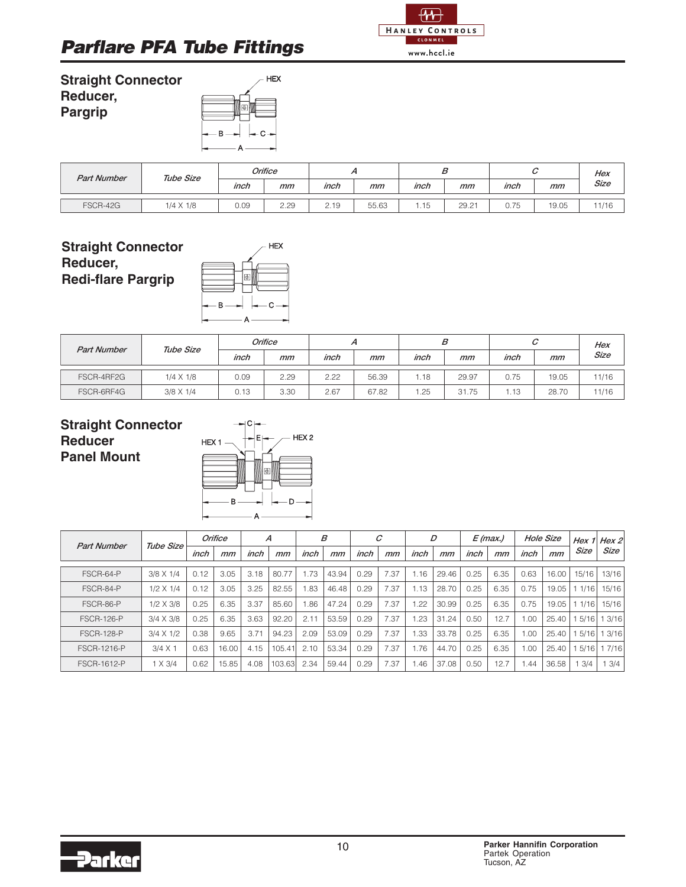// Parflare PFA Tube Fittings

### Straight Connector Reducer, Pargrip

HEX

B C

A

| Part Number | Tube Size | Orifice | | A | | B | | C | | Hex Size |
|---|---|---|---|---|---|---|---|---|---|---|
| | | inch | mm | inch | mm | inch | mm | inch | mm | |
| FSCR-42G | 1/4 X 1/8 | 0.09 | 2.29 | 2.19 | 55.63 | 1.15 | 29.21 | 0.75 | 19.05 | 11/16 |

### Straight Connector Reducer, Redi-flare Pargrip

HEX

B C

A

| Part Number | Tube Size | Orifice | | A | | B | | C | | Hex Size |
|---|---|---|---|---|---|---|---|---|---|---|
| | | inch | mm | inch | mm | inch | mm | inch | mm | |
| FSCR-4RF2G | 1/4 X 1/8 | 0.09 | 2.29 | 2.22 | 56.39 | 1.18 | 29.97 | 0.75 | 19.05 | 11/16 |
| FSCR-6RF4G | 3/8 X 1/4 | 0.13 | 3.30 | 2.67 | 67.82 | 1.25 | 31.75 | 1.13 | 28.70 | 11/16 |

### Straight Connector Reducer Panel Mount

C

E

HEX 1

HEX 2

B D

A

| Part Number | Tube Size | Orifice | | A | | B | | C | | D | | E (max.) | | Hole Size | | Hex 1 Size | Hex 2 Size |
|---|---|---|---|---|---|---|---|---|---|---|---|---|---|---|---|---|---|
| | | inch | mm | inch | mm | inch | mm | inch | mm | inch | mm | inch | mm | inch | mm | | |
| FSCR-64-P | 3/8 X 1/4 | 0.12 | 3.05 | 3.18 | 80.77 | 1.73 | 43.94 | 0.29 | 7.37 | 1.16 | 29.46 | 0.25 | 6.35 | 0.63 | 16.00 | 15/16 | 13/16 |
| FSCR-84-P | 1/2 X 1/4 | 0.12 | 3.05 | 3.25 | 82.55 | 1.83 | 46.48 | 0.29 | 7.37 | 1.13 | 28.70 | 0.25 | 6.35 | 0.75 | 19.05 | 1 1/16 | 15/16 |
| FSCR-86-P | 1/2 X 3/8 | 0.25 | 6.35 | 3.37 | 85.60 | 1.86 | 47.24 | 0.29 | 7.37 | 1.22 | 30.99 | 0.25 | 6.35 | 0.75 | 19.05 | 1 1/16 | 15/16 |
| FSCR-126-P | 3/4 X 3/8 | 0.25 | 6.35 | 3.63 | 92.20 | 2.11 | 53.59 | 0.29 | 7.37 | 1.23 | 31.24 | 0.50 | 12.7 | 1.00 | 25.40 | 1 5/16 | 1 3/16 |
| FSCR-128-P | 3/4 X 1/2 | 0.38 | 9.65 | 3.71 | 94.23 | 2.09 | 53.09 | 0.29 | 7.37 | 1.33 | 33.78 | 0.25 | 6.35 | 1.00 | 25.40 | 1 5/16 | 1 3/16 |
| FSCR-1216-P | 3/4 X 1 | 0.63 | 16.00 | 4.15 | 105.41 | 2.10 | 53.34 | 0.29 | 7.37 | 1.76 | 44.70 | 0.25 | 6.35 | 1.00 | 25.40 | 1 5/16 | 1 7/16 |
| FSCR-1612-P | 1 X 3/4 | 0.62 | 15.85 | 4.08 | 103.63 | 2.34 | 59.44 | 0.29 | 7.37 | 1.46 | 37.08 | 0.50 | 12.7 | 1.44 | 36.58 | 1 3/4 | 1 3/4 |

**Parker Hannifin Corporation**
Partek Operation
Tucson, AZ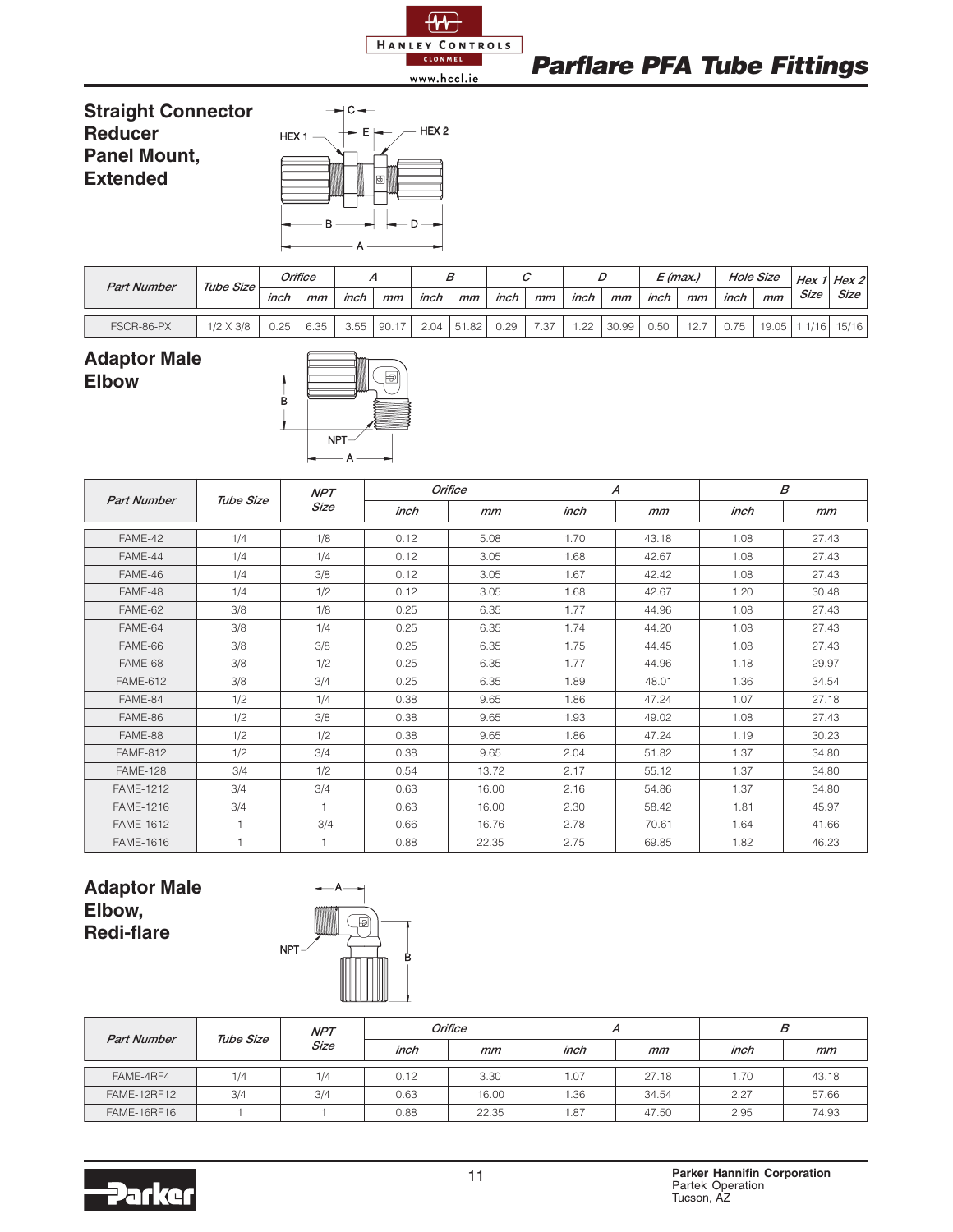## Straight Connector Reducer Panel Mount, Extended

| Part Number | Tube Size | Orifice | | A | | B | | C | | D | | E (max.) | | Hole Size | | Hex 1 Size | Hex 2 Size |
|---|---|---|---|---|---|---|---|---|---|---|---|---|---|---|---|---|---|
| | | inch | mm | inch | mm | inch | mm | inch | mm | inch | mm | inch | mm | inch | mm | | |
| FSCR-86-PX | 1/2 X 3/8 | 0.25 | 6.35 | 3.55 | 90.17 | 2.04 | 51.82 | 0.29 | 7.37 | 1.22 | 30.99 | 0.50 | 12.7 | 0.75 | 19.05 | 1 1/16 | 15/16 |

## Adaptor Male Elbow

| Part Number | Tube Size | NPT Size | Orifice | | A | | B | |
|---|---|---|---|---|---|---|---|---|
| | | | inch | mm | inch | mm | inch | mm |
| FAME-42 | 1/4 | 1/8 | 0.12 | 5.08 | 1.70 | 43.18 | 1.08 | 27.43 |
| FAME-44 | 1/4 | 1/4 | 0.12 | 3.05 | 1.68 | 42.67 | 1.08 | 27.43 |
| FAME-46 | 1/4 | 3/8 | 0.12 | 3.05 | 1.67 | 42.42 | 1.08 | 27.43 |
| FAME-48 | 1/4 | 1/2 | 0.12 | 3.05 | 1.68 | 42.67 | 1.20 | 30.48 |
| FAME-62 | 3/8 | 1/8 | 0.25 | 6.35 | 1.77 | 44.96 | 1.08 | 27.43 |
| FAME-64 | 3/8 | 1/4 | 0.25 | 6.35 | 1.74 | 44.20 | 1.08 | 27.43 |
| FAME-66 | 3/8 | 3/8 | 0.25 | 6.35 | 1.75 | 44.45 | 1.08 | 27.43 |
| FAME-68 | 3/8 | 1/2 | 0.25 | 6.35 | 1.77 | 44.96 | 1.18 | 29.97 |
| FAME-612 | 3/8 | 3/4 | 0.25 | 6.35 | 1.89 | 48.01 | 1.36 | 34.54 |
| FAME-84 | 1/2 | 1/4 | 0.38 | 9.65 | 1.86 | 47.24 | 1.07 | 27.18 |
| FAME-86 | 1/2 | 3/8 | 0.38 | 9.65 | 1.93 | 49.02 | 1.08 | 27.43 |
| FAME-88 | 1/2 | 1/2 | 0.38 | 9.65 | 1.86 | 47.24 | 1.19 | 30.23 |
| FAME-812 | 1/2 | 3/4 | 0.38 | 9.65 | 2.04 | 51.82 | 1.37 | 34.80 |
| FAME-128 | 3/4 | 1/2 | 0.54 | 13.72 | 2.17 | 55.12 | 1.37 | 34.80 |
| FAME-1212 | 3/4 | 3/4 | 0.63 | 16.00 | 2.16 | 54.86 | 1.37 | 34.80 |
| FAME-1216 | 3/4 | 1 | 0.63 | 16.00 | 2.30 | 58.42 | 1.81 | 45.97 |
| FAME-1612 | 1 | 3/4 | 0.66 | 16.76 | 2.78 | 70.61 | 1.64 | 41.66 |
| FAME-1616 | 1 | 1 | 0.88 | 22.35 | 2.75 | 69.85 | 1.82 | 46.23 |

## Adaptor Male Elbow, Redi-flare

| Part Number | Tube Size | NPT Size | Orifice | | A | | B | |
|---|---|---|---|---|---|---|---|---|
| | | | inch | mm | inch | mm | inch | mm |
| FAME-4RF4 | 1/4 | 1/4 | 0.12 | 3.30 | 1.07 | 27.18 | 1.70 | 43.18 |
| FAME-12RF12 | 3/4 | 3/4 | 0.63 | 16.00 | 1.36 | 34.54 | 2.27 | 57.66 |
| FAME-16RF16 | 1 | 1 | 0.88 | 22.35 | 1.87 | 47.50 | 2.95 | 74.93 |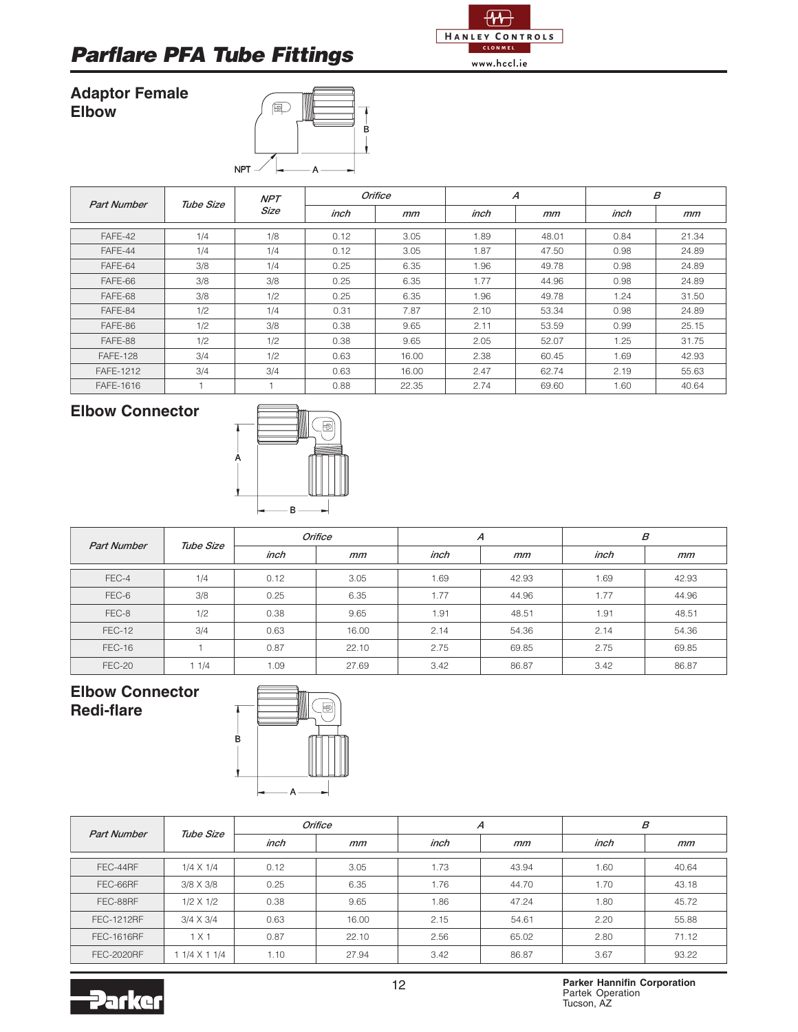# Parflare PFA Tube Fittings

## Adaptor Female Elbow

| Part Number | Tube Size | NPT Size | Orifice | | A | | B | |
|---|---|---|---|---|---|---|---|---|
| | | | inch | mm | inch | mm | inch | mm |
| FAFE-42 | 1/4 | 1/8 | 0.12 | 3.05 | 1.89 | 48.01 | 0.84 | 21.34 |
| FAFE-44 | 1/4 | 1/4 | 0.12 | 3.05 | 1.87 | 47.50 | 0.98 | 24.89 |
| FAFE-64 | 3/8 | 1/4 | 0.25 | 6.35 | 1.96 | 49.78 | 0.98 | 24.89 |
| FAFE-66 | 3/8 | 3/8 | 0.25 | 6.35 | 1.77 | 44.96 | 0.98 | 24.89 |
| FAFE-68 | 3/8 | 1/2 | 0.25 | 6.35 | 1.96 | 49.78 | 1.24 | 31.50 |
| FAFE-84 | 1/2 | 1/4 | 0.31 | 7.87 | 2.10 | 53.34 | 0.98 | 24.89 |
| FAFE-86 | 1/2 | 3/8 | 0.38 | 9.65 | 2.11 | 53.59 | 0.99 | 25.15 |
| FAFE-88 | 1/2 | 1/2 | 0.38 | 9.65 | 2.05 | 52.07 | 1.25 | 31.75 |
| FAFE-128 | 3/4 | 1/2 | 0.63 | 16.00 | 2.38 | 60.45 | 1.69 | 42.93 |
| FAFE-1212 | 3/4 | 3/4 | 0.63 | 16.00 | 2.47 | 62.74 | 2.19 | 55.63 |
| FAFE-1616 | 1 | 1 | 0.88 | 22.35 | 2.74 | 69.60 | 1.60 | 40.64 |

## Elbow Connector

| Part Number | Tube Size | Orifice | | A | | B | |
|---|---|---|---|---|---|---|---|
| | | inch | mm | inch | mm | inch | mm |
| FEC-4 | 1/4 | 0.12 | 3.05 | 1.69 | 42.93 | 1.69 | 42.93 |
| FEC-6 | 3/8 | 0.25 | 6.35 | 1.77 | 44.96 | 1.77 | 44.96 |
| FEC-8 | 1/2 | 0.38 | 9.65 | 1.91 | 48.51 | 1.91 | 48.51 |
| FEC-12 | 3/4 | 0.63 | 16.00 | 2.14 | 54.36 | 2.14 | 54.36 |
| FEC-16 | 1 | 0.87 | 22.10 | 2.75 | 69.85 | 2.75 | 69.85 |
| FEC-20 | 1 1/4 | 1.09 | 27.69 | 3.42 | 86.87 | 3.42 | 86.87 |

## Elbow Connector Redi-flare

| Part Number | Tube Size | Orifice | | A | | B | |
|---|---|---|---|---|---|---|---|
| | | inch | mm | inch | mm | inch | mm |
| FEC-44RF | 1/4 X 1/4 | 0.12 | 3.05 | 1.73 | 43.94 | 1.60 | 40.64 |
| FEC-66RF | 3/8 X 3/8 | 0.25 | 6.35 | 1.76 | 44.70 | 1.70 | 43.18 |
| FEC-88RF | 1/2 X 1/2 | 0.38 | 9.65 | 1.86 | 47.24 | 1.80 | 45.72 |
| FEC-1212RF | 3/4 X 3/4 | 0.63 | 16.00 | 2.15 | 54.61 | 2.20 | 55.88 |
| FEC-1616RF | 1 X 1 | 0.87 | 22.10 | 2.56 | 65.02 | 2.80 | 71.12 |
| FEC-2020RF | 1 1/4 X 1 1/4 | 1.10 | 27.94 | 3.42 | 86.87 | 3.67 | 93.22 |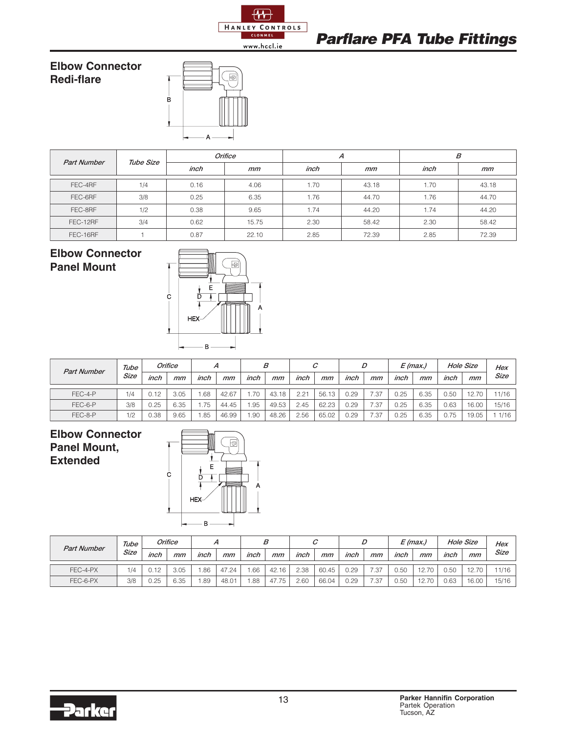## Elbow Connector Redi-flare

| Part Number | Tube Size | Orifice | | A | | B | |
|---|---|---|---|---|---|---|---|
| | | inch | mm | inch | mm | inch | mm |
| FEC-4RF | 1/4 | 0.16 | 4.06 | 1.70 | 43.18 | 1.70 | 43.18 |
| FEC-6RF | 3/8 | 0.25 | 6.35 | 1.76 | 44.70 | 1.76 | 44.70 |
| FEC-8RF | 1/2 | 0.38 | 9.65 | 1.74 | 44.20 | 1.74 | 44.20 |
| FEC-12RF | 3/4 | 0.62 | 15.75 | 2.30 | 58.42 | 2.30 | 58.42 |
| FEC-16RF | 1 | 0.87 | 22.10 | 2.85 | 72.39 | 2.85 | 72.39 |

## Elbow Connector Panel Mount

| Part Number | Tube Size | Orifice | | A | | B | | C | | D | | E (max.) | | Hole Size | | Hex Size |
|---|---|---|---|---|---|---|---|---|---|---|---|---|---|---|---|---|
| | | inch | mm | inch | mm | inch | mm | inch | mm | inch | mm | inch | mm | inch | mm | |
| FEC-4-P | 1/4 | 0.12 | 3.05 | 1.68 | 42.67 | 1.70 | 43.18 | 2.21 | 56.13 | 0.29 | 7.37 | 0.25 | 6.35 | 0.50 | 12.70 | 11/16 |
| FEC-6-P | 3/8 | 0.25 | 6.35 | 1.75 | 44.45 | 1.95 | 49.53 | 2.45 | 62.23 | 0.29 | 7.37 | 0.25 | 6.35 | 0.63 | 16.00 | 15/16 |
| FEC-8-P | 1/2 | 0.38 | 9.65 | 1.85 | 46.99 | 1.90 | 48.26 | 2.56 | 65.02 | 0.29 | 7.37 | 0.25 | 6.35 | 0.75 | 19.05 | 1 1/16 |

## Elbow Connector Panel Mount, Extended

| Part Number | Tube Size | Orifice | | A | | B | | C | | D | | E (max.) | | Hole Size | | Hex Size |
|---|---|---|---|---|---|---|---|---|---|---|---|---|---|---|---|---|
| | | inch | mm | inch | mm | inch | mm | inch | mm | inch | mm | inch | mm | inch | mm | |
| FEC-4-PX | 1/4 | 0.12 | 3.05 | 1.86 | 47.24 | 1.66 | 42.16 | 2.38 | 60.45 | 0.29 | 7.37 | 0.50 | 12.70 | 0.50 | 12.70 | 11/16 |
| FEC-6-PX | 3/8 | 0.25 | 6.35 | 1.89 | 48.01 | 1.88 | 47.75 | 2.60 | 66.04 | 0.29 | 7.37 | 0.50 | 12.70 | 0.63 | 16.00 | 15/16 |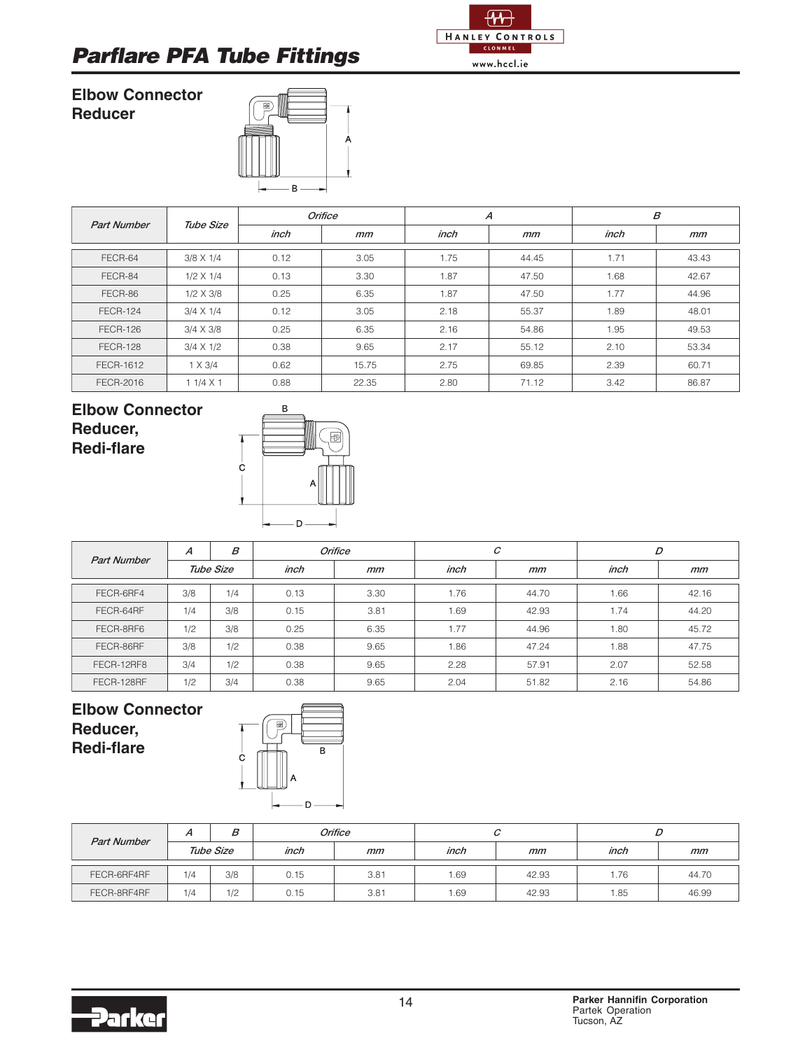# Parflare PFA Tube Fittings

## Elbow Connector Reducer

A

B

| Part Number | Tube Size | Orifice | | A | | B | |
|---|---|---|---|---|---|---|---|
| | | inch | mm | inch | mm | inch | mm |
| FECR-64 | 3/8 X 1/4 | 0.12 | 3.05 | 1.75 | 44.45 | 1.71 | 43.43 |
| FECR-84 | 1/2 X 1/4 | 0.13 | 3.30 | 1.87 | 47.50 | 1.68 | 42.67 |
| FECR-86 | 1/2 X 3/8 | 0.25 | 6.35 | 1.87 | 47.50 | 1.77 | 44.96 |
| FECR-124 | 3/4 X 1/4 | 0.12 | 3.05 | 2.18 | 55.37 | 1.89 | 48.01 |
| FECR-126 | 3/4 X 3/8 | 0.25 | 6.35 | 2.16 | 54.86 | 1.95 | 49.53 |
| FECR-128 | 3/4 X 1/2 | 0.38 | 9.65 | 2.17 | 55.12 | 2.10 | 53.34 |
| FECR-1612 | 1 X 3/4 | 0.62 | 15.75 | 2.75 | 69.85 | 2.39 | 60.71 |
| FECR-2016 | 1 1/4 X 1 | 0.88 | 22.35 | 2.80 | 71.12 | 3.42 | 86.87 |

## Elbow Connector Reducer, Redi-flare

B

C

A

D

| Part Number | A | B | Orifice | | C | | D | |
|---|---|---|---|---|---|---|---|---|
| | Tube Size | | inch | mm | inch | mm | inch | mm |
| FECR-6RF4 | 3/8 | 1/4 | 0.13 | 3.30 | 1.76 | 44.70 | 1.66 | 42.16 |
| FECR-64RF | 1/4 | 3/8 | 0.15 | 3.81 | 1.69 | 42.93 | 1.74 | 44.20 |
| FECR-8RF6 | 1/2 | 3/8 | 0.25 | 6.35 | 1.77 | 44.96 | 1.80 | 45.72 |
| FECR-86RF | 3/8 | 1/2 | 0.38 | 9.65 | 1.86 | 47.24 | 1.88 | 47.75 |
| FECR-12RF8 | 3/4 | 1/2 | 0.38 | 9.65 | 2.28 | 57.91 | 2.07 | 52.58 |
| FECR-128RF | 1/2 | 3/4 | 0.38 | 9.65 | 2.04 | 51.82 | 2.16 | 54.86 |

## Elbow Connector Reducer, Redi-flare

C

B

A

D

| Part Number | A | B | Orifice | | C | | D | |
|---|---|---|---|---|---|---|---|---|
| | Tube Size | | inch | mm | inch | mm | inch | mm |
| FECR-6RF4RF | 1/4 | 3/8 | 0.15 | 3.81 | 1.69 | 42.93 | 1.76 | 44.70 |
| FECR-8RF4RF | 1/4 | 1/2 | 0.15 | 3.81 | 1.69 | 42.93 | 1.85 | 46.99 |

**Parker Hannifin Corporation**
Partek Operation
Tucson, AZ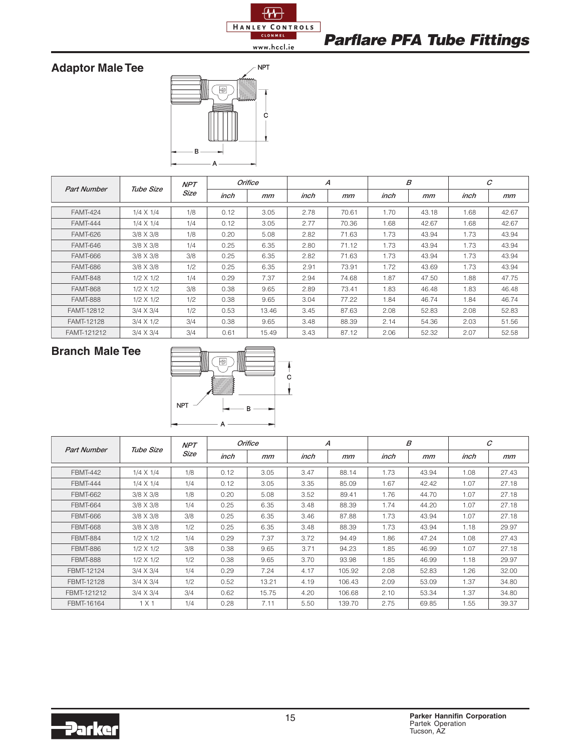## Adaptor Male Tee

NPT

C

B

A

| Part Number | Tube Size | NPT Size | Orifice | | A | | B | | C | |
|---|---|---|---|---|---|---|---|---|---|---|
| | | | inch | mm | inch | mm | inch | mm | inch | mm |
| FAMT-424 | 1/4 X 1/4 | 1/8 | 0.12 | 3.05 | 2.78 | 70.61 | 1.70 | 43.18 | 1.68 | 42.67 |
| FAMT-444 | 1/4 X 1/4 | 1/4 | 0.12 | 3.05 | 2.77 | 70.36 | 1.68 | 42.67 | 1.68 | 42.67 |
| FAMT-626 | 3/8 X 3/8 | 1/8 | 0.20 | 5.08 | 2.82 | 71.63 | 1.73 | 43.94 | 1.73 | 43.94 |
| FAMT-646 | 3/8 X 3/8 | 1/4 | 0.25 | 6.35 | 2.80 | 71.12 | 1.73 | 43.94 | 1.73 | 43.94 |
| FAMT-666 | 3/8 X 3/8 | 3/8 | 0.25 | 6.35 | 2.82 | 71.63 | 1.73 | 43.94 | 1.73 | 43.94 |
| FAMT-686 | 3/8 X 3/8 | 1/2 | 0.25 | 6.35 | 2.91 | 73.91 | 1.72 | 43.69 | 1.73 | 43.94 |
| FAMT-848 | 1/2 X 1/2 | 1/4 | 0.29 | 7.37 | 2.94 | 74.68 | 1.87 | 47.50 | 1.88 | 47.75 |
| FAMT-868 | 1/2 X 1/2 | 3/8 | 0.38 | 9.65 | 2.89 | 73.41 | 1.83 | 46.48 | 1.83 | 46.48 |
| FAMT-888 | 1/2 X 1/2 | 1/2 | 0.38 | 9.65 | 3.04 | 77.22 | 1.84 | 46.74 | 1.84 | 46.74 |
| FAMT-12812 | 3/4 X 3/4 | 1/2 | 0.53 | 13.46 | 3.45 | 87.63 | 2.08 | 52.83 | 2.08 | 52.83 |
| FAMT-12128 | 3/4 X 1/2 | 3/4 | 0.38 | 9.65 | 3.48 | 88.39 | 2.14 | 54.36 | 2.03 | 51.56 |
| FAMT-121212 | 3/4 X 3/4 | 3/4 | 0.61 | 15.49 | 3.43 | 87.12 | 2.06 | 52.32 | 2.07 | 52.58 |

## Branch Male Tee

C

NPT

B

A

| Part Number | Tube Size | NPT Size | Orifice | | A | | B | | C | |
|---|---|---|---|---|---|---|---|---|---|---|
| | | | inch | mm | inch | mm | inch | mm | inch | mm |
| FBMT-442 | 1/4 X 1/4 | 1/8 | 0.12 | 3.05 | 3.47 | 88.14 | 1.73 | 43.94 | 1.08 | 27.43 |
| FBMT-444 | 1/4 X 1/4 | 1/4 | 0.12 | 3.05 | 3.35 | 85.09 | 1.67 | 42.42 | 1.07 | 27.18 |
| FBMT-662 | 3/8 X 3/8 | 1/8 | 0.20 | 5.08 | 3.52 | 89.41 | 1.76 | 44.70 | 1.07 | 27.18 |
| FBMT-664 | 3/8 X 3/8 | 1/4 | 0.25 | 6.35 | 3.48 | 88.39 | 1.74 | 44.20 | 1.07 | 27.18 |
| FBMT-666 | 3/8 X 3/8 | 3/8 | 0.25 | 6.35 | 3.46 | 87.88 | 1.73 | 43.94 | 1.07 | 27.18 |
| FBMT-668 | 3/8 X 3/8 | 1/2 | 0.25 | 6.35 | 3.48 | 88.39 | 1.73 | 43.94 | 1.18 | 29.97 |
| FBMT-884 | 1/2 X 1/2 | 1/4 | 0.29 | 7.37 | 3.72 | 94.49 | 1.86 | 47.24 | 1.08 | 27.43 |
| FBMT-886 | 1/2 X 1/2 | 3/8 | 0.38 | 9.65 | 3.71 | 94.23 | 1.85 | 46.99 | 1.07 | 27.18 |
| FBMT-888 | 1/2 X 1/2 | 1/2 | 0.38 | 9.65 | 3.70 | 93.98 | 1.85 | 46.99 | 1.18 | 29.97 |
| FBMT-12124 | 3/4 X 3/4 | 1/4 | 0.29 | 7.24 | 4.17 | 105.92 | 2.08 | 52.83 | 1.26 | 32.00 |
| FBMT-12128 | 3/4 X 3/4 | 1/2 | 0.52 | 13.21 | 4.19 | 106.43 | 2.09 | 53.09 | 1.37 | 34.80 |
| FBMT-121212 | 3/4 X 3/4 | 3/4 | 0.62 | 15.75 | 4.20 | 106.68 | 2.10 | 53.34 | 1.37 | 34.80 |
| FBMT-16164 | 1 X 1 | 1/4 | 0.28 | 7.11 | 5.50 | 139.70 | 2.75 | 69.85 | 1.55 | 39.37 |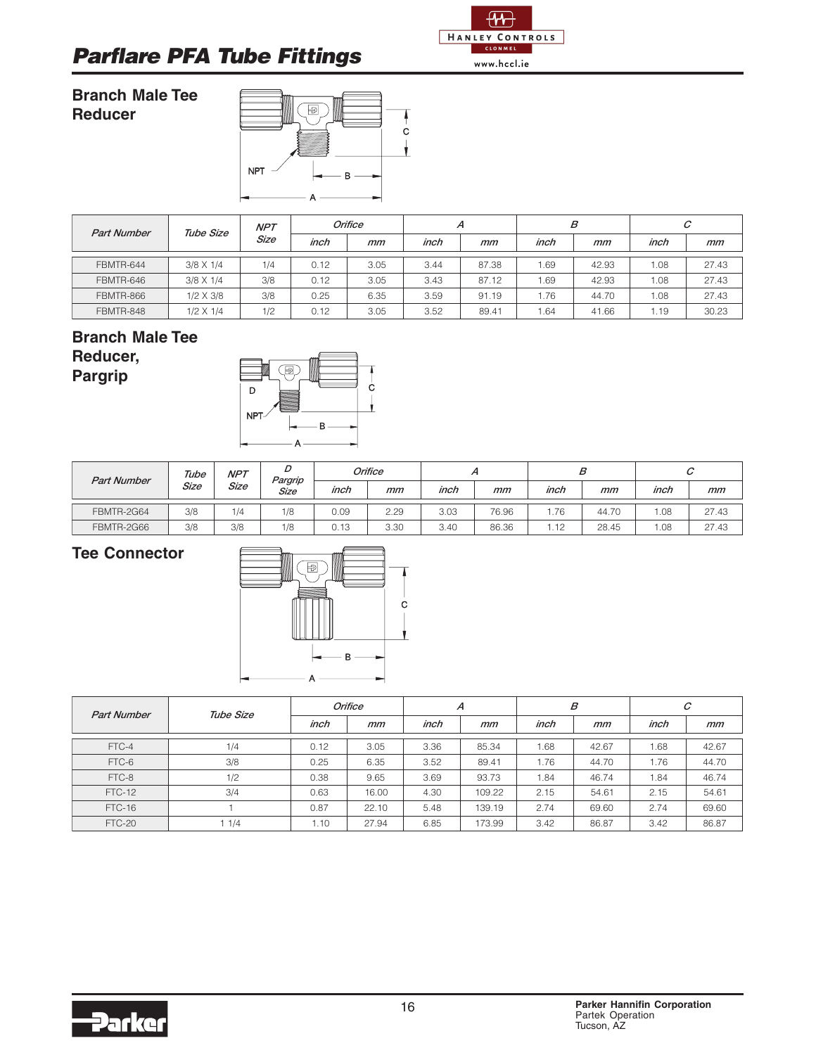# Parflare PFA Tube Fittings

## Branch Male Tee Reducer

| Part Number | Tube Size | NPT Size | Orifice | | A | | B | | C | |
|---|---|---|---|---|---|---|---|---|---|---|
| | | | inch | mm | inch | mm | inch | mm | inch | mm |
| FBMTR-644 | 3/8 X 1/4 | 1/4 | 0.12 | 3.05 | 3.44 | 87.38 | 1.69 | 42.93 | 1.08 | 27.43 |
| FBMTR-646 | 3/8 X 1/4 | 3/8 | 0.12 | 3.05 | 3.43 | 87.12 | 1.69 | 42.93 | 1.08 | 27.43 |
| FBMTR-866 | 1/2 X 3/8 | 3/8 | 0.25 | 6.35 | 3.59 | 91.19 | 1.76 | 44.70 | 1.08 | 27.43 |
| FBMTR-848 | 1/2 X 1/4 | 1/2 | 0.12 | 3.05 | 3.52 | 89.41 | 1.64 | 41.66 | 1.19 | 30.23 |

## Branch Male Tee Reducer, Pargrip

| Part Number | Tube Size | NPT Size | D Pargrip Size | Orifice | | A | | B | | C | |
|---|---|---|---|---|---|---|---|---|---|---|---|
| | | | | inch | mm | inch | mm | inch | mm | inch | mm |
| FBMTR-2G64 | 3/8 | 1/4 | 1/8 | 0.09 | 2.29 | 3.03 | 76.96 | 1.76 | 44.70 | 1.08 | 27.43 |
| FBMTR-2G66 | 3/8 | 3/8 | 1/8 | 0.13 | 3.30 | 3.40 | 86.36 | 1.12 | 28.45 | 1.08 | 27.43 |

## Tee Connector

| Part Number | Tube Size | Orifice | | A | | B | | C | |
|---|---|---|---|---|---|---|---|---|---|
| | | inch | mm | inch | mm | inch | mm | inch | mm |
| FTC-4 | 1/4 | 0.12 | 3.05 | 3.36 | 85.34 | 1.68 | 42.67 | 1.68 | 42.67 |
| FTC-6 | 3/8 | 0.25 | 6.35 | 3.52 | 89.41 | 1.76 | 44.70 | 1.76 | 44.70 |
| FTC-8 | 1/2 | 0.38 | 9.65 | 3.69 | 93.73 | 1.84 | 46.74 | 1.84 | 46.74 |
| FTC-12 | 3/4 | 0.63 | 16.00 | 4.30 | 109.22 | 2.15 | 54.61 | 2.15 | 54.61 |
| FTC-16 | 1 | 0.87 | 22.10 | 5.48 | 139.19 | 2.74 | 69.60 | 2.74 | 69.60 |
| FTC-20 | 1 1/4 | 1.10 | 27.94 | 6.85 | 173.99 | 3.42 | 86.87 | 3.42 | 86.87 |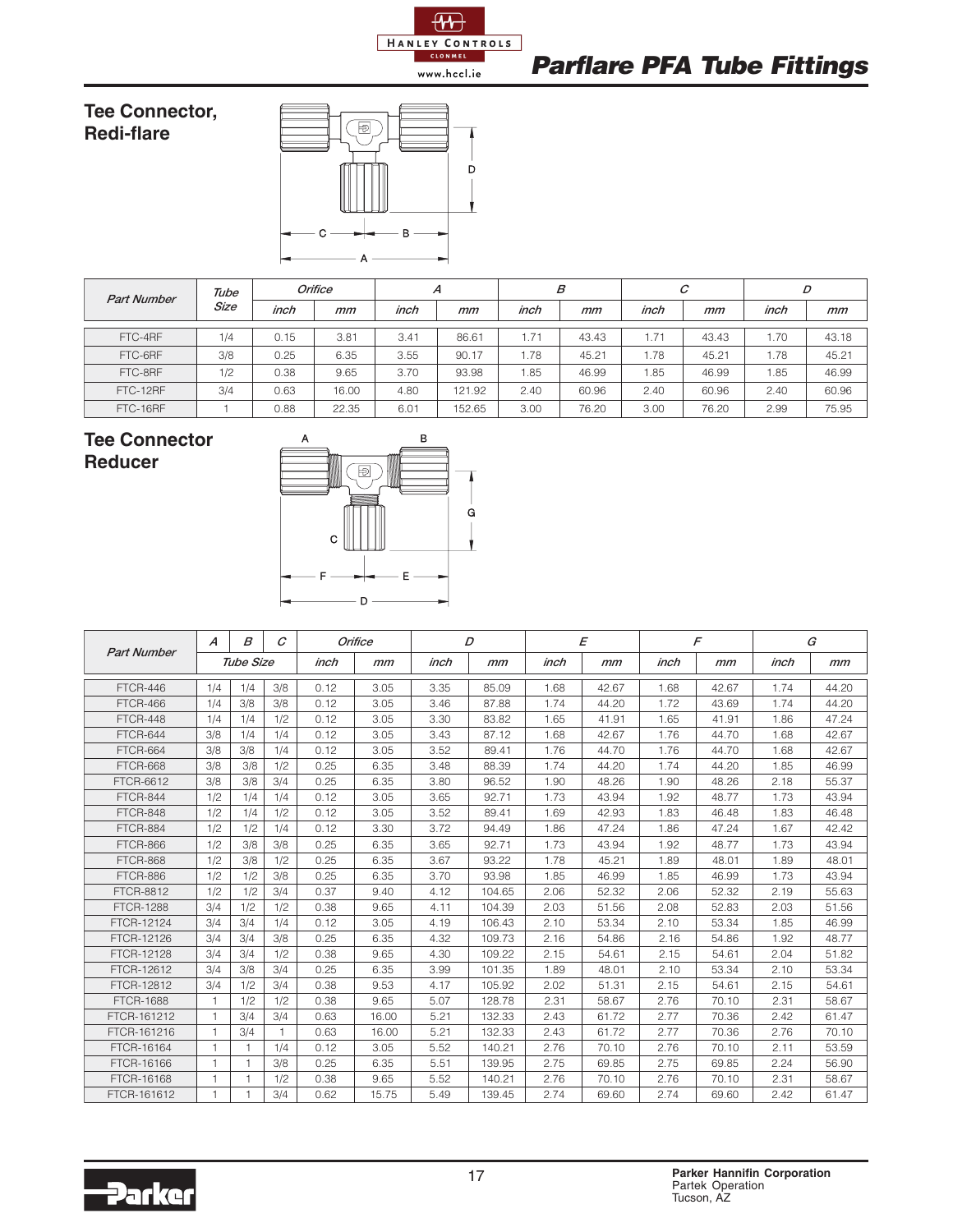## Tee Connector, Redi-flare

| Part Number | Tube Size | Orifice | | A | | B | | C | | D | |
|---|---|---|---|---|---|---|---|---|---|---|---|
| | | inch | mm | inch | mm | inch | mm | inch | mm | inch | mm |
| FTC-4RF | 1/4 | 0.15 | 3.81 | 3.41 | 86.61 | 1.71 | 43.43 | 1.71 | 43.43 | 1.70 | 43.18 |
| FTC-6RF | 3/8 | 0.25 | 6.35 | 3.55 | 90.17 | 1.78 | 45.21 | 1.78 | 45.21 | 1.78 | 45.21 |
| FTC-8RF | 1/2 | 0.38 | 9.65 | 3.70 | 93.98 | 1.85 | 46.99 | 1.85 | 46.99 | 1.85 | 46.99 |
| FTC-12RF | 3/4 | 0.63 | 16.00 | 4.80 | 121.92 | 2.40 | 60.96 | 2.40 | 60.96 | 2.40 | 60.96 |
| FTC-16RF | 1 | 0.88 | 22.35 | 6.01 | 152.65 | 3.00 | 76.20 | 3.00 | 76.20 | 2.99 | 75.95 |

## Tee Connector Reducer

| Part Number | A | B | C | Orifice | | D | | E | | F | | G | |
|---|---|---|---|---|---|---|---|---|---|---|---|---|---|
| | Tube Size | | | inch | mm | inch | mm | inch | mm | inch | mm | inch | mm |
| FTCR-446 | 1/4 | 1/4 | 3/8 | 0.12 | 3.05 | 3.35 | 85.09 | 1.68 | 42.67 | 1.68 | 42.67 | 1.74 | 44.20 |
| FTCR-466 | 1/4 | 3/8 | 3/8 | 0.12 | 3.05 | 3.46 | 87.88 | 1.74 | 44.20 | 1.72 | 43.69 | 1.74 | 44.20 |
| FTCR-448 | 1/4 | 1/4 | 1/2 | 0.12 | 3.05 | 3.30 | 83.82 | 1.65 | 41.91 | 1.65 | 41.91 | 1.86 | 47.24 |
| FTCR-644 | 3/8 | 1/4 | 1/4 | 0.12 | 3.05 | 3.43 | 87.12 | 1.68 | 42.67 | 1.76 | 44.70 | 1.68 | 42.67 |
| FTCR-664 | 3/8 | 3/8 | 1/4 | 0.12 | 3.05 | 3.52 | 89.41 | 1.76 | 44.70 | 1.76 | 44.70 | 1.68 | 42.67 |
| FTCR-668 | 3/8 | 3/8 | 1/2 | 0.25 | 6.35 | 3.48 | 88.39 | 1.74 | 44.20 | 1.74 | 44.20 | 1.85 | 46.99 |
| FTCR-6612 | 3/8 | 3/8 | 3/4 | 0.25 | 6.35 | 3.80 | 96.52 | 1.90 | 48.26 | 1.90 | 48.26 | 2.18 | 55.37 |
| FTCR-844 | 1/2 | 1/4 | 1/4 | 0.12 | 3.05 | 3.65 | 92.71 | 1.73 | 43.94 | 1.92 | 48.77 | 1.73 | 43.94 |
| FTCR-848 | 1/2 | 1/4 | 1/2 | 0.12 | 3.05 | 3.52 | 89.41 | 1.69 | 42.93 | 1.83 | 46.48 | 1.83 | 46.48 |
| FTCR-884 | 1/2 | 1/2 | 1/4 | 0.12 | 3.30 | 3.72 | 94.49 | 1.86 | 47.24 | 1.86 | 47.24 | 1.67 | 42.42 |
| FTCR-866 | 1/2 | 3/8 | 3/8 | 0.25 | 6.35 | 3.65 | 92.71 | 1.73 | 43.94 | 1.92 | 48.77 | 1.73 | 43.94 |
| FTCR-868 | 1/2 | 3/8 | 1/2 | 0.25 | 6.35 | 3.67 | 93.22 | 1.78 | 45.21 | 1.89 | 48.01 | 1.89 | 48.01 |
| FTCR-886 | 1/2 | 1/2 | 3/8 | 0.25 | 6.35 | 3.70 | 93.98 | 1.85 | 46.99 | 1.85 | 46.99 | 1.73 | 43.94 |
| FTCR-8812 | 1/2 | 1/2 | 3/4 | 0.37 | 9.40 | 4.12 | 104.65 | 2.06 | 52.32 | 2.06 | 52.32 | 2.19 | 55.63 |
| FTCR-1288 | 3/4 | 1/2 | 1/2 | 0.38 | 9.65 | 4.11 | 104.39 | 2.03 | 51.56 | 2.08 | 52.83 | 2.03 | 51.56 |
| FTCR-12124 | 3/4 | 3/4 | 1/4 | 0.12 | 3.05 | 4.19 | 106.43 | 2.10 | 53.34 | 2.10 | 53.34 | 1.85 | 46.99 |
| FTCR-12126 | 3/4 | 3/4 | 3/8 | 0.25 | 6.35 | 4.32 | 109.73 | 2.16 | 54.86 | 2.16 | 54.86 | 1.92 | 48.77 |
| FTCR-12128 | 3/4 | 3/4 | 1/2 | 0.38 | 9.65 | 4.30 | 109.22 | 2.15 | 54.61 | 2.15 | 54.61 | 2.04 | 51.82 |
| FTCR-12612 | 3/4 | 3/8 | 3/4 | 0.25 | 6.35 | 3.99 | 101.35 | 1.89 | 48.01 | 2.10 | 53.34 | 2.10 | 53.34 |
| FTCR-12812 | 3/4 | 1/2 | 3/4 | 0.38 | 9.53 | 4.17 | 105.92 | 2.02 | 51.31 | 2.15 | 54.61 | 2.15 | 54.61 |
| FTCR-1688 | 1 | 1/2 | 1/2 | 0.38 | 9.65 | 5.07 | 128.78 | 2.31 | 58.67 | 2.76 | 70.10 | 2.31 | 58.67 |
| FTCR-161212 | 1 | 3/4 | 3/4 | 0.63 | 16.00 | 5.21 | 132.33 | 2.43 | 61.72 | 2.77 | 70.36 | 2.42 | 61.47 |
| FTCR-161216 | 1 | 3/4 | 1 | 0.63 | 16.00 | 5.21 | 132.33 | 2.43 | 61.72 | 2.77 | 70.36 | 2.76 | 70.10 |
| FTCR-16164 | 1 | 1 | 1/4 | 0.12 | 3.05 | 5.52 | 140.21 | 2.76 | 70.10 | 2.76 | 70.10 | 2.11 | 53.59 |
| FTCR-16166 | 1 | 1 | 3/8 | 0.25 | 6.35 | 5.51 | 139.95 | 2.75 | 69.85 | 2.75 | 69.85 | 2.24 | 56.90 |
| FTCR-16168 | 1 | 1 | 1/2 | 0.38 | 9.65 | 5.52 | 140.21 | 2.76 | 70.10 | 2.76 | 70.10 | 2.31 | 58.67 |
| FTCR-161612 | 1 | 1 | 3/4 | 0.62 | 15.75 | 5.49 | 139.45 | 2.74 | 69.60 | 2.74 | 69.60 | 2.42 | 61.47 |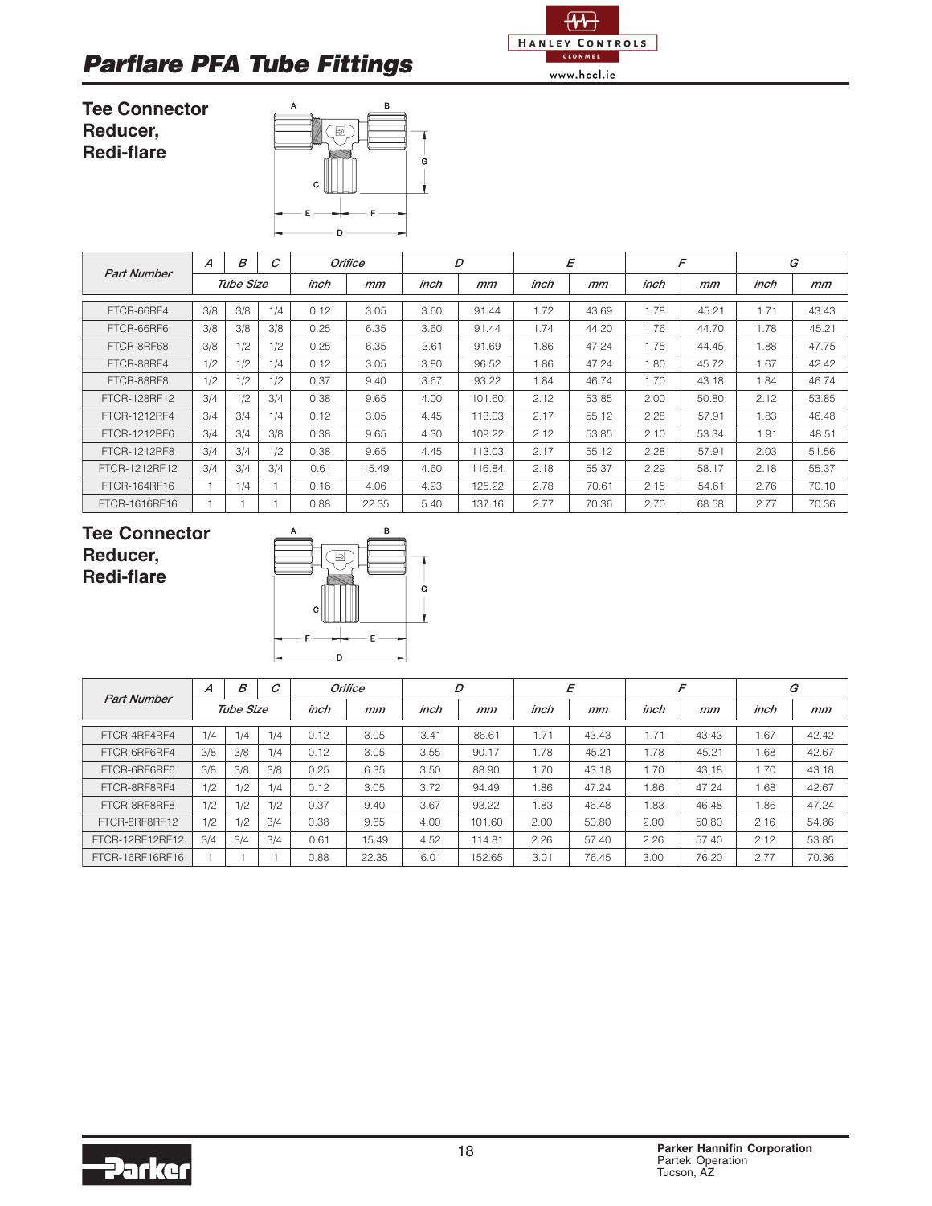# Parflare PFA Tube Fittings

## Tee Connector Reducer, Redi-flare

A B G C E F D

| Part Number | A | B | C | Orifice | | D | | E | | F | | G | |
|---|---|---|---|---|---|---|---|---|---|---|---|---|---|
| | Tube Size | | | inch | mm | inch | mm | inch | mm | inch | mm | inch | mm |
| FTCR-66RF4 | 3/8 | 3/8 | 1/4 | 0.12 | 3.05 | 3.60 | 91.44 | 1.72 | 43.69 | 1.78 | 45.21 | 1.71 | 43.43 |
| FTCR-66RF6 | 3/8 | 3/8 | 3/8 | 0.25 | 6.35 | 3.60 | 91.44 | 1.74 | 44.20 | 1.76 | 44.70 | 1.78 | 45.21 |
| FTCR-8RF68 | 3/8 | 1/2 | 1/2 | 0.25 | 6.35 | 3.61 | 91.69 | 1.86 | 47.24 | 1.75 | 44.45 | 1.88 | 47.75 |
| FTCR-88RF4 | 1/2 | 1/2 | 1/4 | 0.12 | 3.05 | 3.80 | 96.52 | 1.86 | 47.24 | 1.80 | 45.72 | 1.67 | 42.42 |
| FTCR-88RF8 | 1/2 | 1/2 | 1/2 | 0.37 | 9.40 | 3.67 | 93.22 | 1.84 | 46.74 | 1.70 | 43.18 | 1.84 | 46.74 |
| FTCR-128RF12 | 3/4 | 1/2 | 3/4 | 0.38 | 9.65 | 4.00 | 101.60 | 2.12 | 53.85 | 2.00 | 50.80 | 2.12 | 53.85 |
| FTCR-1212RF4 | 3/4 | 3/4 | 1/4 | 0.12 | 3.05 | 4.45 | 113.03 | 2.17 | 55.12 | 2.28 | 57.91 | 1.83 | 46.48 |
| FTCR-1212RF6 | 3/4 | 3/4 | 3/8 | 0.38 | 9.65 | 4.30 | 109.22 | 2.12 | 53.85 | 2.10 | 53.34 | 1.91 | 48.51 |
| FTCR-1212RF8 | 3/4 | 3/4 | 1/2 | 0.38 | 9.65 | 4.45 | 113.03 | 2.17 | 55.12 | 2.28 | 57.91 | 2.03 | 51.56 |
| FTCR-1212RF12 | 3/4 | 3/4 | 3/4 | 0.61 | 15.49 | 4.60 | 116.84 | 2.18 | 55.37 | 2.29 | 58.17 | 2.18 | 55.37 |
| FTCR-164RF16 | 1 | 1/4 | 1 | 0.16 | 4.06 | 4.93 | 125.22 | 2.78 | 70.61 | 2.15 | 54.61 | 2.76 | 70.10 |
| FTCR-1616RF16 | 1 | 1 | 1 | 0.88 | 22.35 | 5.40 | 137.16 | 2.77 | 70.36 | 2.70 | 68.58 | 2.77 | 70.36 |

## Tee Connector Reducer, Redi-flare

A B G C F E D

| Part Number | A | B | C | Orifice | | D | | E | | F | | G | |
|---|---|---|---|---|---|---|---|---|---|---|---|---|---|
| | Tube Size | | | inch | mm | inch | mm | inch | mm | inch | mm | inch | mm |
| FTCR-4RF4RF4 | 1/4 | 1/4 | 1/4 | 0.12 | 3.05 | 3.41 | 86.61 | 1.71 | 43.43 | 1.71 | 43.43 | 1.67 | 42.42 |
| FTCR-6RF6RF4 | 3/8 | 3/8 | 1/4 | 0.12 | 3.05 | 3.55 | 90.17 | 1.78 | 45.21 | 1.78 | 45.21 | 1.68 | 42.67 |
| FTCR-6RF6RF6 | 3/8 | 3/8 | 3/8 | 0.25 | 6.35 | 3.50 | 88.90 | 1.70 | 43.18 | 1.70 | 43.18 | 1.70 | 43.18 |
| FTCR-8RF8RF4 | 1/2 | 1/2 | 1/4 | 0.12 | 3.05 | 3.72 | 94.49 | 1.86 | 47.24 | 1.86 | 47.24 | 1.68 | 42.67 |
| FTCR-8RF8RF8 | 1/2 | 1/2 | 1/2 | 0.37 | 9.40 | 3.67 | 93.22 | 1.83 | 46.48 | 1.83 | 46.48 | 1.86 | 47.24 |
| FTCR-8RF8RF12 | 1/2 | 1/2 | 3/4 | 0.38 | 9.65 | 4.00 | 101.60 | 2.00 | 50.80 | 2.00 | 50.80 | 2.16 | 54.86 |
| FTCR-12RF12RF12 | 3/4 | 3/4 | 3/4 | 0.61 | 15.49 | 4.52 | 114.81 | 2.26 | 57.40 | 2.26 | 57.40 | 2.12 | 53.85 |
| FTCR-16RF16RF16 | 1 | 1 | 1 | 0.88 | 22.35 | 6.01 | 152.65 | 3.01 | 76.45 | 3.00 | 76.20 | 2.77 | 70.36 |

**Parker Hannifin Corporation**
Partek Operation
Tucson, AZ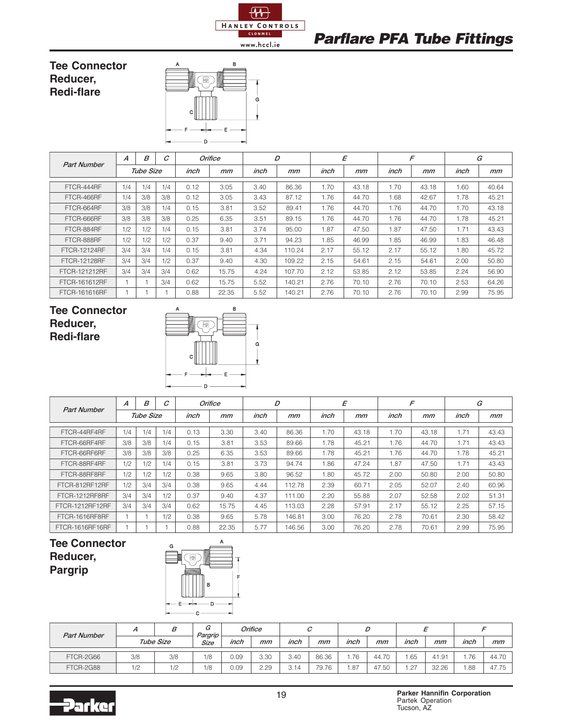## Tee Connector Reducer, Redi-flare

| Part Number | A | B | C | Orifice | | D | | E | | F | | G | |
|---|---|---|---|---|---|---|---|---|---|---|---|---|---|
| | Tube Size | | | inch | mm | inch | mm | inch | mm | inch | mm | inch | mm |
| FTCR-444RF | 1/4 | 1/4 | 1/4 | 0.12 | 3.05 | 3.40 | 86.36 | 1.70 | 43.18 | 1.70 | 43.18 | 1.60 | 40.64 |
| FTCR-466RF | 1/4 | 3/8 | 3/8 | 0.12 | 3.05 | 3.43 | 87.12 | 1.76 | 44.70 | 1.68 | 42.67 | 1.78 | 45.21 |
| FTCR-664RF | 3/8 | 3/8 | 1/4 | 0.15 | 3.81 | 3.52 | 89.41 | 1.76 | 44.70 | 1.76 | 44.70 | 1.70 | 43.18 |
| FTCR-666RF | 3/8 | 3/8 | 3/8 | 0.25 | 6.35 | 3.51 | 89.15 | 1.76 | 44.70 | 1.76 | 44.70 | 1.78 | 45.21 |
| FTCR-884RF | 1/2 | 1/2 | 1/4 | 0.15 | 3.81 | 3.74 | 95.00 | 1.87 | 47.50 | 1.87 | 47.50 | 1.71 | 43.43 |
| FTCR-888RF | 1/2 | 1/2 | 1/2 | 0.37 | 9.40 | 3.71 | 94.23 | 1.85 | 46.99 | 1.85 | 46.99 | 1.83 | 46.48 |
| FTCR-12124RF | 3/4 | 3/4 | 1/4 | 0.15 | 3.81 | 4.34 | 110.24 | 2.17 | 55.12 | 2.17 | 55.12 | 1.80 | 45.72 |
| FTCR-12128RF | 3/4 | 3/4 | 1/2 | 0.37 | 9.40 | 4.30 | 109.22 | 2.15 | 54.61 | 2.15 | 54.61 | 2.00 | 50.80 |
| FTCR-121212RF | 3/4 | 3/4 | 3/4 | 0.62 | 15.75 | 4.24 | 107.70 | 2.12 | 53.85 | 2.12 | 53.85 | 2.24 | 56.90 |
| FTCR-161612RF | 1 | 1 | 3/4 | 0.62 | 15.75 | 5.52 | 140.21 | 2.76 | 70.10 | 2.76 | 70.10 | 2.53 | 64.26 |
| FTCR-161616RF | 1 | 1 | 1 | 0.88 | 22.35 | 5.52 | 140.21 | 2.76 | 70.10 | 2.76 | 70.10 | 2.99 | 75.95 |

## Tee Connector Reducer, Redi-flare

| Part Number | A | B | C | Orifice | | D | | E | | F | | G | |
|---|---|---|---|---|---|---|---|---|---|---|---|---|---|
| | Tube Size | | | inch | mm | inch | mm | inch | mm | inch | mm | inch | mm |
| FTCR-44RF4RF | 1/4 | 1/4 | 1/4 | 0.13 | 3.30 | 3.40 | 86.36 | 1.70 | 43.18 | 1.70 | 43.18 | 1.71 | 43.43 |
| FTCR-66RF4RF | 3/8 | 3/8 | 1/4 | 0.15 | 3.81 | 3.53 | 89.66 | 1.78 | 45.21 | 1.76 | 44.70 | 1.71 | 43.43 |
| FTCR-66RF6RF | 3/8 | 3/8 | 3/8 | 0.25 | 6.35 | 3.53 | 89.66 | 1.78 | 45.21 | 1.76 | 44.70 | 1.78 | 45.21 |
| FTCR-88RF4RF | 1/2 | 1/2 | 1/4 | 0.15 | 3.81 | 3.73 | 94.74 | 1.86 | 47.24 | 1.87 | 47.50 | 1.71 | 43.43 |
| FTCR-88RF8RF | 1/2 | 1/2 | 1/2 | 0.38 | 9.65 | 3.80 | 96.52 | 1.80 | 45.72 | 2.00 | 50.80 | 2.00 | 50.80 |
| FTCR-812RF12RF | 1/2 | 3/4 | 3/4 | 0.38 | 9.65 | 4.44 | 112.78 | 2.39 | 60.71 | 2.05 | 52.07 | 2.40 | 60.96 |
| FTCR-1212RF8RF | 3/4 | 3/4 | 1/2 | 0.37 | 9.40 | 4.37 | 111.00 | 2.20 | 55.88 | 2.07 | 52.58 | 2.02 | 51.31 |
| FTCR-1212RF12RF | 3/4 | 3/4 | 3/4 | 0.62 | 15.75 | 4.45 | 113.03 | 2.28 | 57.91 | 2.17 | 55.12 | 2.25 | 57.15 |
| FTCR-1616RF8RF | 1 | 1 | 1/2 | 0.38 | 9.65 | 5.78 | 146.81 | 3.00 | 76.20 | 2.78 | 70.61 | 2.30 | 58.42 |
| FTCR-1616RF16RF | 1 | 1 | 1 | 0.88 | 22.35 | 5.77 | 146.56 | 3.00 | 76.20 | 2.78 | 70.61 | 2.99 | 75.95 |

## Tee Connector Reducer, Pargrip

| Part Number | A | B | G Pargrip Size | Orifice | | C | | D | | E | | F | |
|---|---|---|---|---|---|---|---|---|---|---|---|---|---|
| | Tube Size | | | inch | mm | inch | mm | inch | mm | inch | mm | inch | mm |
| FTCR-2G66 | 3/8 | 3/8 | 1/8 | 0.09 | 3.30 | 3.40 | 86.36 | 1.76 | 44.70 | 1.65 | 41.91 | 1.76 | 44.70 |
| FTCR-2G88 | 1/2 | 1/2 | 1/8 | 0.09 | 2.29 | 3.14 | 79.76 | 1.87 | 47.50 | 1.27 | 32.26 | 1.88 | 47.75 |

Parker Hannifin Corporation
Partek Operation
Tucson, AZ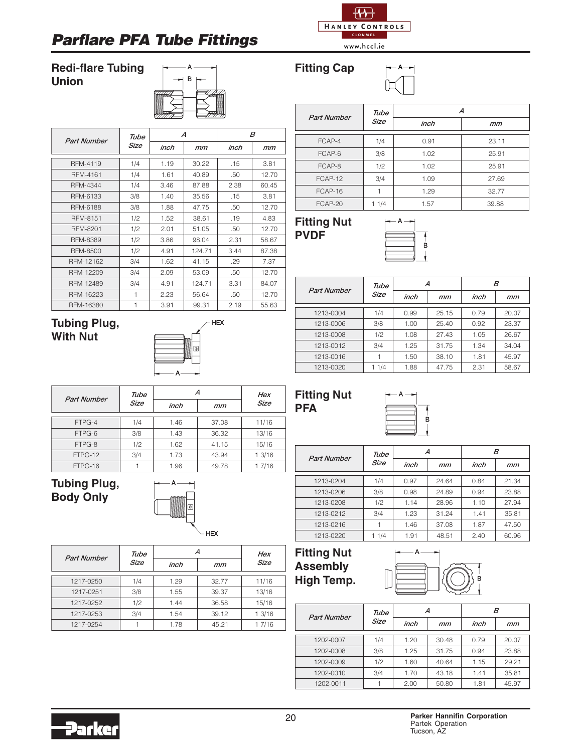# Parflare PFA Tube Fittings

## Redi-flare Tubing Union

| Part Number | Tube Size | A | | B | |
|---|---|---|---|---|---|
| | | inch | mm | inch | mm |
| RFM-4119 | 1/4 | 1.19 | 30.22 | .15 | 3.81 |
| RFM-4161 | 1/4 | 1.61 | 40.89 | .50 | 12.70 |
| RFM-4344 | 1/4 | 3.46 | 87.88 | 2.38 | 60.45 |
| RFM-6133 | 3/8 | 1.40 | 35.56 | .15 | 3.81 |
| RFM-6188 | 3/8 | 1.88 | 47.75 | .50 | 12.70 |
| RFM-8151 | 1/2 | 1.52 | 38.61 | .19 | 4.83 |
| RFM-8201 | 1/2 | 2.01 | 51.05 | .50 | 12.70 |
| RFM-8389 | 1/2 | 3.86 | 98.04 | 2.31 | 58.67 |
| RFM-8500 | 1/2 | 4.91 | 124.71 | 3.44 | 87.38 |
| RFM-12162 | 3/4 | 1.62 | 41.15 | .29 | 7.37 |
| RFM-12209 | 3/4 | 2.09 | 53.09 | .50 | 12.70 |
| RFM-12489 | 3/4 | 4.91 | 124.71 | 3.31 | 84.07 |
| RFM-16223 | 1 | 2.23 | 56.64 | .50 | 12.70 |
| RFM-16380 | 1 | 3.91 | 99.31 | 2.19 | 55.63 |

## Tubing Plug, With Nut

| Part Number | Tube Size | A | | Hex Size |
|---|---|---|---|---|
| | | inch | mm | |
| FTPG-4 | 1/4 | 1.46 | 37.08 | 11/16 |
| FTPG-6 | 3/8 | 1.43 | 36.32 | 13/16 |
| FTPG-8 | 1/2 | 1.62 | 41.15 | 15/16 |
| FTPG-12 | 3/4 | 1.73 | 43.94 | 1 3/16 |
| FTPG-16 | 1 | 1.96 | 49.78 | 1 7/16 |

## Tubing Plug, Body Only

| Part Number | Tube Size | A | | Hex Size |
|---|---|---|---|---|
| | | inch | mm | |
| 1217-0250 | 1/4 | 1.29 | 32.77 | 11/16 |
| 1217-0251 | 3/8 | 1.55 | 39.37 | 13/16 |
| 1217-0252 | 1/2 | 1.44 | 36.58 | 15/16 |
| 1217-0253 | 3/4 | 1.54 | 39.12 | 1 3/16 |
| 1217-0254 | 1 | 1.78 | 45.21 | 1 7/16 |

## Fitting Cap

| Part Number | Tube Size | A | |
|---|---|---|---|
| | | inch | mm |
| FCAP-4 | 1/4 | 0.91 | 23.11 |
| FCAP-6 | 3/8 | 1.02 | 25.91 |
| FCAP-8 | 1/2 | 1.02 | 25.91 |
| FCAP-12 | 3/4 | 1.09 | 27.69 |
| FCAP-16 | 1 | 1.29 | 32.77 |
| FCAP-20 | 1 1/4 | 1.57 | 39.88 |

## Fitting Nut PVDF

| Part Number | Tube Size | A | | B | |
|---|---|---|---|---|---|
| | | inch | mm | inch | mm |
| 1213-0004 | 1/4 | 0.99 | 25.15 | 0.79 | 20.07 |
| 1213-0006 | 3/8 | 1.00 | 25.40 | 0.92 | 23.37 |
| 1213-0008 | 1/2 | 1.08 | 27.43 | 1.05 | 26.67 |
| 1213-0012 | 3/4 | 1.25 | 31.75 | 1.34 | 34.04 |
| 1213-0016 | 1 | 1.50 | 38.10 | 1.81 | 45.97 |
| 1213-0020 | 1 1/4 | 1.88 | 47.75 | 2.31 | 58.67 |

## Fitting Nut PFA

| Part Number | Tube Size | A | | B | |
|---|---|---|---|---|---|
| | | inch | mm | inch | mm |
| 1213-0204 | 1/4 | 0.97 | 24.64 | 0.84 | 21.34 |
| 1213-0206 | 3/8 | 0.98 | 24.89 | 0.94 | 23.88 |
| 1213-0208 | 1/2 | 1.14 | 28.96 | 1.10 | 27.94 |
| 1213-0212 | 3/4 | 1.23 | 31.24 | 1.41 | 35.81 |
| 1213-0216 | 1 | 1.46 | 37.08 | 1.87 | 47.50 |
| 1213-0220 | 1 1/4 | 1.91 | 48.51 | 2.40 | 60.96 |

## Fitting Nut Assembly High Temp.

| Part Number | Tube Size | A | | B | |
|---|---|---|---|---|---|
| | | inch | mm | inch | mm |
| 1202-0007 | 1/4 | 1.20 | 30.48 | 0.79 | 20.07 |
| 1202-0008 | 3/8 | 1.25 | 31.75 | 0.94 | 23.88 |
| 1202-0009 | 1/2 | 1.60 | 40.64 | 1.15 | 29.21 |
| 1202-0010 | 3/4 | 1.70 | 43.18 | 1.41 | 35.81 |
| 1202-0011 | 1 | 2.00 | 50.80 | 1.81 | 45.97 |

**Parker Hannifin Corporation**
Partek Operation
Tucson, AZ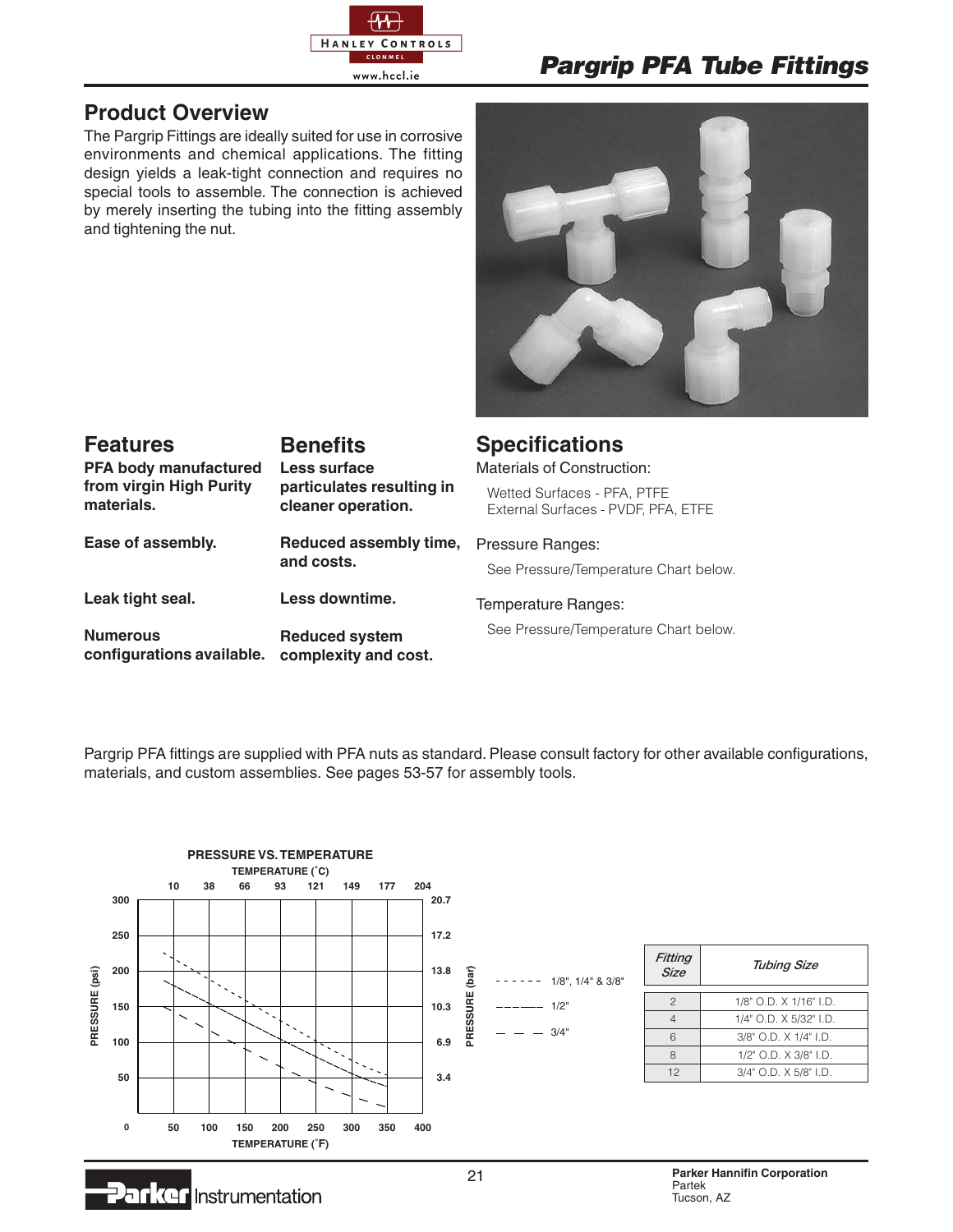# Pargrip PFA Tube Fittings

## Product Overview

The Pargrip Fittings are ideally suited for use in corrosive environments and chemical applications. The fitting design yields a leak-tight connection and requires no special tools to assemble. The connection is achieved by merely inserting the tubing into the fitting assembly and tightening the nut.

| Features | Benefits |
| --- | --- |
| **PFA body manufactured from virgin High Purity materials.** | **Less surface particulates resulting in cleaner operation.** |
| **Ease of assembly.** | **Reduced assembly time, and costs.** |
| **Leak tight seal.** | **Less downtime.** |
| **Numerous configurations available.** | **Reduced system complexity and cost.** |

## Specifications

Materials of Construction:

Wetted Surfaces - PFA, PTFE
External Surfaces - PVDF, PFA, ETFE

Pressure Ranges:

See Pressure/Temperature Chart below.

Temperature Ranges:

See Pressure/Temperature Chart below.

Pargrip PFA fittings are supplied with PFA nuts as standard. Please consult factory for other available configurations, materials, and custom assemblies. See pages 53-57 for assembly tools.

PRESSURE VS. TEMPERATURE

TEMPERATURE (˚C)

10 38 66 93 121 149 177 204

PRESSURE (psi): 0 50 100 150 200 250 300

PRESSURE (bar): 3.4 6.9 10.3 13.8 17.2 20.7

50 100 150 200 250 300 350 400

TEMPERATURE (˚F)

- - - - - - 1/8", 1/4" & 3/8"
——— 1/2"
— — — 3/4"

| *Fitting Size* | *Tubing Size* |
| --- | --- |
| 2 | 1/8" O.D. X 1/16" I.D. |
| 4 | 1/4" O.D. X 5/32" I.D. |
| 6 | 3/8" O.D. X 1/4" I.D. |
| 8 | 1/2" O.D. X 3/8" I.D. |
| 12 | 3/4" O.D. X 5/8" I.D. |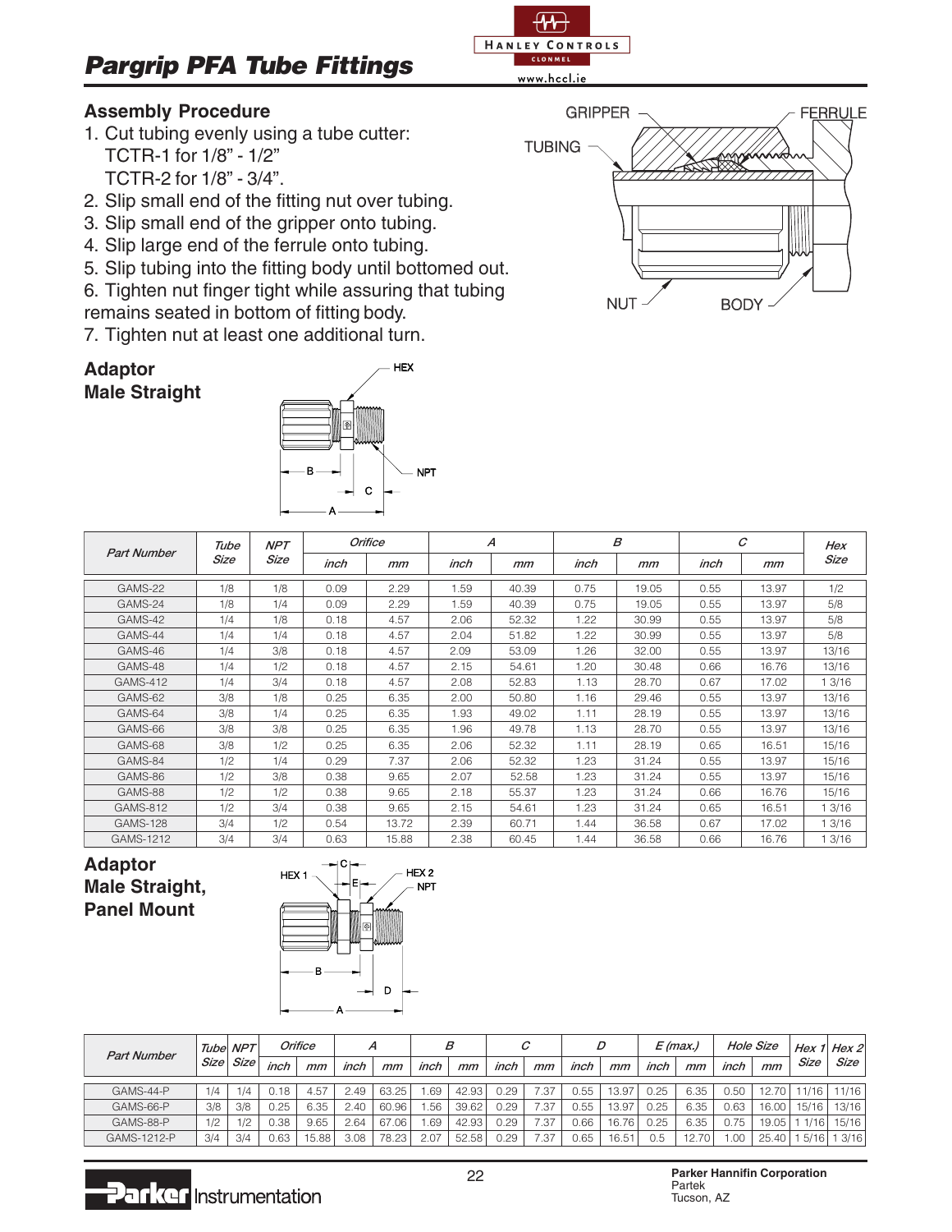# Pargrip PFA Tube Fittings

## Assembly Procedure

1. Cut tubing evenly using a tube cutter:
   TCTR-1 for 1/8" - 1/2"
   TCTR-2 for 1/8" - 3/4".
2. Slip small end of the fitting nut over tubing.
3. Slip small end of the gripper onto tubing.
4. Slip large end of the ferrule onto tubing.
5. Slip tubing into the fitting body until bottomed out.
6. Tighten nut finger tight while assuring that tubing remains seated in bottom of fitting body.
7. Tighten nut at least one additional turn.

## Adaptor Male Straight

| Part Number | Tube Size | NPT Size | Orifice | | A | | B | | C | | Hex Size |
|---|---|---|---|---|---|---|---|---|---|---|---|
| | | | inch | mm | inch | mm | inch | mm | inch | mm | |
| GAMS-22 | 1/8 | 1/8 | 0.09 | 2.29 | 1.59 | 40.39 | 0.75 | 19.05 | 0.55 | 13.97 | 1/2 |
| GAMS-24 | 1/8 | 1/4 | 0.09 | 2.29 | 1.59 | 40.39 | 0.75 | 19.05 | 0.55 | 13.97 | 5/8 |
| GAMS-42 | 1/4 | 1/8 | 0.18 | 4.57 | 2.06 | 52.32 | 1.22 | 30.99 | 0.55 | 13.97 | 5/8 |
| GAMS-44 | 1/4 | 1/4 | 0.18 | 4.57 | 2.04 | 51.82 | 1.22 | 30.99 | 0.55 | 13.97 | 5/8 |
| GAMS-46 | 1/4 | 3/8 | 0.18 | 4.57 | 2.09 | 53.09 | 1.26 | 32.00 | 0.55 | 13.97 | 13/16 |
| GAMS-48 | 1/4 | 1/2 | 0.18 | 4.57 | 2.15 | 54.61 | 1.20 | 30.48 | 0.66 | 16.76 | 13/16 |
| GAMS-412 | 1/4 | 3/4 | 0.18 | 4.57 | 2.08 | 52.83 | 1.13 | 28.70 | 0.67 | 17.02 | 1 3/16 |
| GAMS-62 | 3/8 | 1/8 | 0.25 | 6.35 | 2.00 | 50.80 | 1.16 | 29.46 | 0.55 | 13.97 | 13/16 |
| GAMS-64 | 3/8 | 1/4 | 0.25 | 6.35 | 1.93 | 49.02 | 1.11 | 28.19 | 0.55 | 13.97 | 13/16 |
| GAMS-66 | 3/8 | 3/8 | 0.25 | 6.35 | 1.96 | 49.78 | 1.13 | 28.70 | 0.55 | 13.97 | 13/16 |
| GAMS-68 | 3/8 | 1/2 | 0.25 | 6.35 | 2.06 | 52.32 | 1.11 | 28.19 | 0.65 | 16.51 | 15/16 |
| GAMS-84 | 1/2 | 1/4 | 0.29 | 7.37 | 2.06 | 52.32 | 1.23 | 31.24 | 0.55 | 13.97 | 15/16 |
| GAMS-86 | 1/2 | 3/8 | 0.38 | 9.65 | 2.07 | 52.58 | 1.23 | 31.24 | 0.55 | 13.97 | 15/16 |
| GAMS-88 | 1/2 | 1/2 | 0.38 | 9.65 | 2.18 | 55.37 | 1.23 | 31.24 | 0.66 | 16.76 | 15/16 |
| GAMS-812 | 1/2 | 3/4 | 0.38 | 9.65 | 2.15 | 54.61 | 1.23 | 31.24 | 0.65 | 16.51 | 1 3/16 |
| GAMS-128 | 3/4 | 1/2 | 0.54 | 13.72 | 2.39 | 60.71 | 1.44 | 36.58 | 0.67 | 17.02 | 1 3/16 |
| GAMS-1212 | 3/4 | 3/4 | 0.63 | 15.88 | 2.38 | 60.45 | 1.44 | 36.58 | 0.66 | 16.76 | 1 3/16 |

## Adaptor Male Straight, Panel Mount

| Part Number | Tube Size | NPT Size | Orifice | | A | | B | | C | | D | | E (max.) | | Hole Size | | Hex 1 Size | Hex 2 Size |
|---|---|---|---|---|---|---|---|---|---|---|---|---|---|---|---|---|---|---|
| | | | inch | mm | inch | mm | inch | mm | inch | mm | inch | mm | inch | mm | inch | mm | | |
| GAMS-44-P | 1/4 | 1/4 | 0.18 | 4.57 | 2.49 | 63.25 | 1.69 | 42.93 | 0.29 | 7.37 | 0.55 | 13.97 | 0.25 | 6.35 | 0.50 | 12.70 | 11/16 | 11/16 |
| GAMS-66-P | 3/8 | 3/8 | 0.25 | 6.35 | 2.40 | 60.96 | 1.56 | 39.62 | 0.29 | 7.37 | 0.55 | 13.97 | 0.25 | 6.35 | 0.63 | 16.00 | 15/16 | 13/16 |
| GAMS-88-P | 1/2 | 1/2 | 0.38 | 9.65 | 2.64 | 67.06 | 1.69 | 42.93 | 0.29 | 7.37 | 0.66 | 16.76 | 0.25 | 6.35 | 0.75 | 19.05 | 1 1/16 | 15/16 |
| GAMS-1212-P | 3/4 | 3/4 | 0.63 | 15.88 | 3.08 | 78.23 | 2.07 | 52.58 | 0.29 | 7.37 | 0.65 | 16.51 | 0.5 | 12.70 | 1.00 | 25.40 | 1 5/16 | 1 3/16 |

Parker Hannifin Corporation
Partek
Tucson, AZ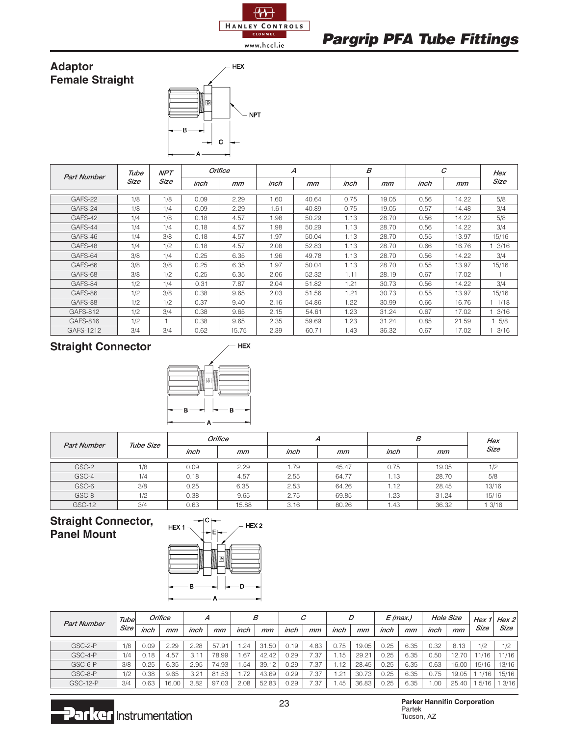# Pargrip PFA Tube Fittings

## Adaptor Female Straight

HEX

NPT

B

C

A

| Part Number | Tube Size | NPT Size | Orifice | | A | | B | | C | | Hex Size |
|---|---|---|---|---|---|---|---|---|---|---|---|
| | | | inch | mm | inch | mm | inch | mm | inch | mm | |
| GAFS-22 | 1/8 | 1/8 | 0.09 | 2.29 | 1.60 | 40.64 | 0.75 | 19.05 | 0.56 | 14.22 | 5/8 |
| GAFS-24 | 1/8 | 1/4 | 0.09 | 2.29 | 1.61 | 40.89 | 0.75 | 19.05 | 0.57 | 14.48 | 3/4 |
| GAFS-42 | 1/4 | 1/8 | 0.18 | 4.57 | 1.98 | 50.29 | 1.13 | 28.70 | 0.56 | 14.22 | 5/8 |
| GAFS-44 | 1/4 | 1/4 | 0.18 | 4.57 | 1.98 | 50.29 | 1.13 | 28.70 | 0.56 | 14.22 | 3/4 |
| GAFS-46 | 1/4 | 3/8 | 0.18 | 4.57 | 1.97 | 50.04 | 1.13 | 28.70 | 0.55 | 13.97 | 15/16 |
| GAFS-48 | 1/4 | 1/2 | 0.18 | 4.57 | 2.08 | 52.83 | 1.13 | 28.70 | 0.66 | 16.76 | 1 3/16 |
| GAFS-64 | 3/8 | 1/4 | 0.25 | 6.35 | 1.96 | 49.78 | 1.13 | 28.70 | 0.56 | 14.22 | 3/4 |
| GAFS-66 | 3/8 | 3/8 | 0.25 | 6.35 | 1.97 | 50.04 | 1.13 | 28.70 | 0.55 | 13.97 | 15/16 |
| GAFS-68 | 3/8 | 1/2 | 0.25 | 6.35 | 2.06 | 52.32 | 1.11 | 28.19 | 0.67 | 17.02 | 1 |
| GAFS-84 | 1/2 | 1/4 | 0.31 | 7.87 | 2.04 | 51.82 | 1.21 | 30.73 | 0.56 | 14.22 | 3/4 |
| GAFS-86 | 1/2 | 3/8 | 0.38 | 9.65 | 2.03 | 51.56 | 1.21 | 30.73 | 0.55 | 13.97 | 15/16 |
| GAFS-88 | 1/2 | 1/2 | 0.37 | 9.40 | 2.16 | 54.86 | 1.22 | 30.99 | 0.66 | 16.76 | 1 1/18 |
| GAFS-812 | 1/2 | 3/4 | 0.38 | 9.65 | 2.15 | 54.61 | 1.23 | 31.24 | 0.67 | 17.02 | 1 3/16 |
| GAFS-816 | 1/2 | 1 | 0.38 | 9.65 | 2.35 | 59.69 | 1.23 | 31.24 | 0.85 | 21.59 | 1 5/8 |
| GAFS-1212 | 3/4 | 3/4 | 0.62 | 15.75 | 2.39 | 60.71 | 1.43 | 36.32 | 0.67 | 17.02 | 1 3/16 |

## Straight Connector

HEX

B B

A

| Part Number | Tube Size | Orifice | | A | | B | | Hex Size |
|---|---|---|---|---|---|---|---|---|
| | | inch | mm | inch | mm | inch | mm | |
| GSC-2 | 1/8 | 0.09 | 2.29 | 1.79 | 45.47 | 0.75 | 19.05 | 1/2 |
| GSC-4 | 1/4 | 0.18 | 4.57 | 2.55 | 64.77 | 1.13 | 28.70 | 5/8 |
| GSC-6 | 3/8 | 0.25 | 6.35 | 2.53 | 64.26 | 1.12 | 28.45 | 13/16 |
| GSC-8 | 1/2 | 0.38 | 9.65 | 2.75 | 69.85 | 1.23 | 31.24 | 15/16 |
| GSC-12 | 3/4 | 0.63 | 15.88 | 3.16 | 80.26 | 1.43 | 36.32 | 1 3/16 |

## Straight Connector, Panel Mount

HEX 1

C

E

HEX 2

B D

A

| Part Number | Tube Size | Orifice | | A | | B | | C | | D | | E (max.) | | Hole Size | | Hex 1 Size | Hex 2 Size |
|---|---|---|---|---|---|---|---|---|---|---|---|---|---|---|---|---|---|
| | | inch | mm | inch | mm | inch | mm | inch | mm | inch | mm | inch | mm | inch | mm | | |
| GSC-2-P | 1/8 | 0.09 | 2.29 | 2.28 | 57.91 | 1.24 | 31.50 | 0.19 | 4.83 | 0.75 | 19.05 | 0.25 | 6.35 | 0.32 | 8.13 | 1/2 | 1/2 |
| GSC-4-P | 1/4 | 0.18 | 4.57 | 3.11 | 78.99 | 1.67 | 42.42 | 0.29 | 7.37 | 1.15 | 29.21 | 0.25 | 6.35 | 0.50 | 12.70 | 11/16 | 11/16 |
| GSC-6-P | 3/8 | 0.25 | 6.35 | 2.95 | 74.93 | 1.54 | 39.12 | 0.29 | 7.37 | 1.12 | 28.45 | 0.25 | 6.35 | 0.63 | 16.00 | 15/16 | 13/16 |
| GSC-8-P | 1/2 | 0.38 | 9.65 | 3.21 | 81.53 | 1.72 | 43.69 | 0.29 | 7.37 | 1.21 | 30.73 | 0.25 | 6.35 | 0.75 | 19.05 | 1 1/16 | 15/16 |
| GSC-12-P | 3/4 | 0.63 | 16.00 | 3.82 | 97.03 | 2.08 | 52.83 | 0.29 | 7.37 | 1.45 | 36.83 | 0.25 | 6.35 | 1.00 | 25.40 | 1 5/16 | 1 3/16 |

Parker Instrumentation

**Parker Hannifin Corporation**
Partek
Tucson, AZ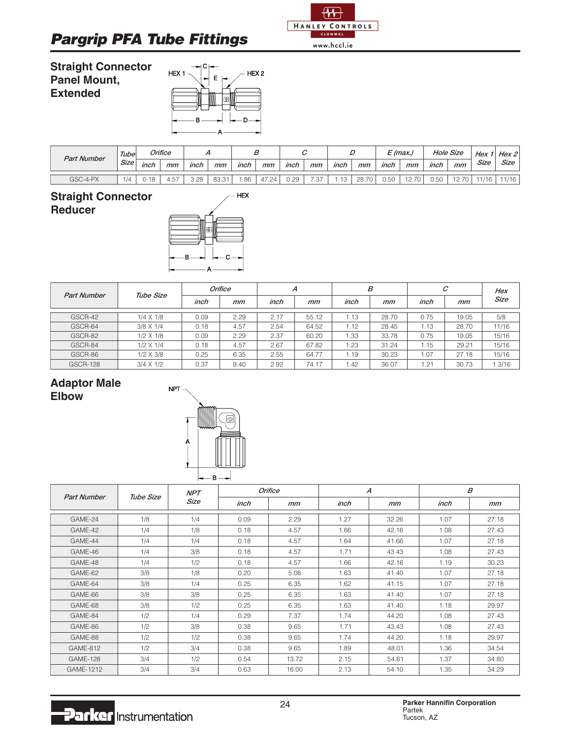# Pargrip PFA Tube Fittings

## Straight Connector Panel Mount, Extended

HEX 1
C
E
HEX 2
B
D
A

| Part Number | Tube Size | Orifice | | A | | B | | C | | D | | E (max.) | | Hole Size | | Hex 1 Size | Hex 2 Size |
|---|---|---|---|---|---|---|---|---|---|---|---|---|---|---|---|---|---|
| | | inch | mm | inch | mm | inch | mm | inch | mm | inch | mm | inch | mm | inch | mm | | |
| GSC-4-PX | 1/4 | 0.18 | 4.57 | 3.28 | 83.31 | 1.86 | 47.24 | 0.29 | 7.37 | 1.13 | 28.70 | 0.50 | 12.70 | 0.50 | 12.70 | 11/16 | 11/16 |

## Straight Connector Reducer

HEX
B
C
A

| Part Number | Tube Size | Orifice | | A | | B | | C | | Hex Size |
|---|---|---|---|---|---|---|---|---|---|---|
| | | inch | mm | inch | mm | inch | mm | inch | mm | |
| GSCR-42 | 1/4 X 1/8 | 0.09 | 2.29 | 2.17 | 55.12 | 1.13 | 28.70 | 0.75 | 19.05 | 5/8 |
| GSCR-64 | 3/8 X 1/4 | 0.18 | 4.57 | 2.54 | 64.52 | 1.12 | 28.45 | 1.13 | 28.70 | 11/16 |
| GSCR-82 | 1/2 X 1/8 | 0.09 | 2.29 | 2.37 | 60.20 | 1.33 | 33.78 | 0.75 | 19.05 | 15/16 |
| GSCR-84 | 1/2 X 1/4 | 0.18 | 4.57 | 2.67 | 67.82 | 1.23 | 31.24 | 1.15 | 29.21 | 15/16 |
| GSCR-86 | 1/2 X 3/8 | 0.25 | 6.35 | 2.55 | 64.77 | 1.19 | 30.23 | 1.07 | 27.18 | 15/16 |
| GSCR-128 | 3/4 X 1/2 | 0.37 | 9.40 | 2.92 | 74.17 | 1.42 | 36.07 | 1.21 | 30.73 | 1 3/16 |

## Adaptor Male Elbow

NPT
A
B

| Part Number | Tube Size | NPT Size | Orifice | | A | | B | |
|---|---|---|---|---|---|---|---|---|
| | | | inch | mm | inch | mm | inch | mm |
| GAME-24 | 1/8 | 1/4 | 0.09 | 2.29 | 1.27 | 32.26 | 1.07 | 27.18 |
| GAME-42 | 1/4 | 1/8 | 0.18 | 4.57 | 1.66 | 42.16 | 1.08 | 27.43 |
| GAME-44 | 1/4 | 1/4 | 0.18 | 4.57 | 1.64 | 41.66 | 1.07 | 27.18 |
| GAME-46 | 1/4 | 3/8 | 0.18 | 4.57 | 1.71 | 43.43 | 1.08 | 27.43 |
| GAME-48 | 1/4 | 1/2 | 0.18 | 4.57 | 1.66 | 42.16 | 1.19 | 30.23 |
| GAME-62 | 3/8 | 1/8 | 0.20 | 5.08 | 1.63 | 41.40 | 1.07 | 27.18 |
| GAME-64 | 3/8 | 1/4 | 0.25 | 6.35 | 1.62 | 41.15 | 1.07 | 27.18 |
| GAME-66 | 3/8 | 3/8 | 0.25 | 6.35 | 1.63 | 41.40 | 1.07 | 27.18 |
| GAME-68 | 3/8 | 1/2 | 0.25 | 6.35 | 1.63 | 41.40 | 1.18 | 29.97 |
| GAME-84 | 1/2 | 1/4 | 0.29 | 7.37 | 1.74 | 44.20 | 1.08 | 27.43 |
| GAME-86 | 1/2 | 3/8 | 0.38 | 9.65 | 1.71 | 43.43 | 1.08 | 27.43 |
| GAME-88 | 1/2 | 1/2 | 0.38 | 9.65 | 1.74 | 44.20 | 1.18 | 29.97 |
| GAME-812 | 1/2 | 3/4 | 0.38 | 9.65 | 1.89 | 48.01 | 1.36 | 34.54 |
| GAME-128 | 3/4 | 1/2 | 0.54 | 13.72 | 2.15 | 54.61 | 1.37 | 34.80 |
| GAME-1212 | 3/4 | 3/4 | 0.63 | 16.00 | 2.13 | 54.10 | 1.35 | 34.29 |

Parker Instrumentation

**Parker Hannifin Corporation**
Partek
Tucson, AZ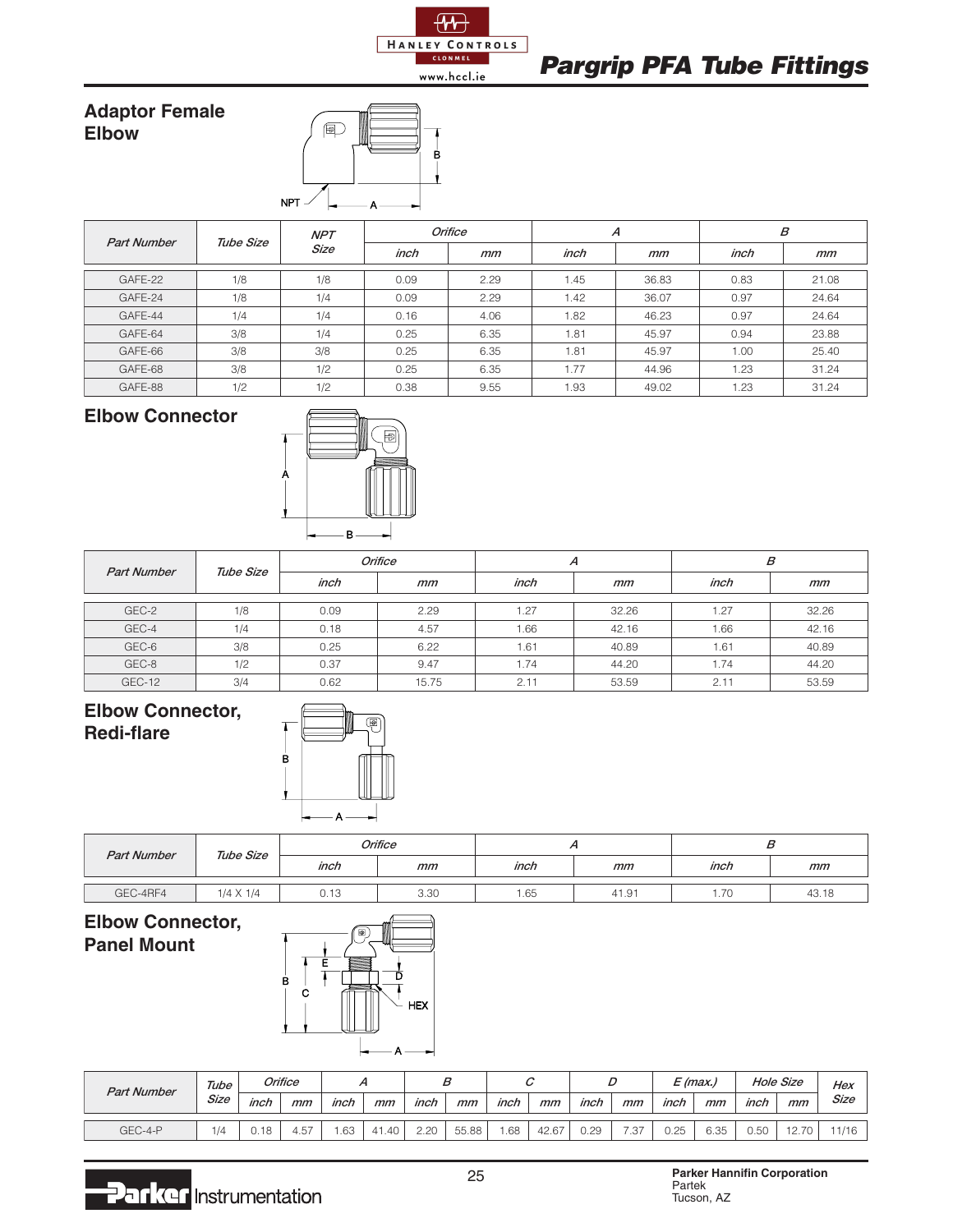# Pargrip PFA Tube Fittings

## Adaptor Female Elbow

NPT A B

| Part Number | Tube Size | NPT Size | Orifice | | A | | B | |
|---|---|---|---|---|---|---|---|---|
| | | | inch | mm | inch | mm | inch | mm |
| GAFE-22 | 1/8 | 1/8 | 0.09 | 2.29 | 1.45 | 36.83 | 0.83 | 21.08 |
| GAFE-24 | 1/8 | 1/4 | 0.09 | 2.29 | 1.42 | 36.07 | 0.97 | 24.64 |
| GAFE-44 | 1/4 | 1/4 | 0.16 | 4.06 | 1.82 | 46.23 | 0.97 | 24.64 |
| GAFE-64 | 3/8 | 1/4 | 0.25 | 6.35 | 1.81 | 45.97 | 0.94 | 23.88 |
| GAFE-66 | 3/8 | 3/8 | 0.25 | 6.35 | 1.81 | 45.97 | 1.00 | 25.40 |
| GAFE-68 | 3/8 | 1/2 | 0.25 | 6.35 | 1.77 | 44.96 | 1.23 | 31.24 |
| GAFE-88 | 1/2 | 1/2 | 0.38 | 9.55 | 1.93 | 49.02 | 1.23 | 31.24 |

## Elbow Connector

A B

| Part Number | Tube Size | Orifice | | A | | B | |
|---|---|---|---|---|---|---|---|
| | | inch | mm | inch | mm | inch | mm |
| GEC-2 | 1/8 | 0.09 | 2.29 | 1.27 | 32.26 | 1.27 | 32.26 |
| GEC-4 | 1/4 | 0.18 | 4.57 | 1.66 | 42.16 | 1.66 | 42.16 |
| GEC-6 | 3/8 | 0.25 | 6.22 | 1.61 | 40.89 | 1.61 | 40.89 |
| GEC-8 | 1/2 | 0.37 | 9.47 | 1.74 | 44.20 | 1.74 | 44.20 |
| GEC-12 | 3/4 | 0.62 | 15.75 | 2.11 | 53.59 | 2.11 | 53.59 |

## Elbow Connector, Redi-flare

B A

| Part Number | Tube Size | Orifice | | A | | B | |
|---|---|---|---|---|---|---|---|
| | | inch | mm | inch | mm | inch | mm |
| GEC-4RF4 | 1/4 X 1/4 | 0.13 | 3.30 | 1.65 | 41.91 | 1.70 | 43.18 |

## Elbow Connector, Panel Mount

E B C D HEX A

| Part Number | Tube Size | Orifice | | A | | B | | C | | D | | E (max.) | | Hole Size | | Hex Size |
|---|---|---|---|---|---|---|---|---|---|---|---|---|---|---|---|---|
| | | inch | mm | inch | mm | inch | mm | inch | mm | inch | mm | inch | mm | inch | mm | |
| GEC-4-P | 1/4 | 0.18 | 4.57 | 1.63 | 41.40 | 2.20 | 55.88 | 1.68 | 42.67 | 0.29 | 7.37 | 0.25 | 6.35 | 0.50 | 12.70 | 11/16 |

Parker Instrumentation

Parker Hannifin Corporation
Partek
Tucson, AZ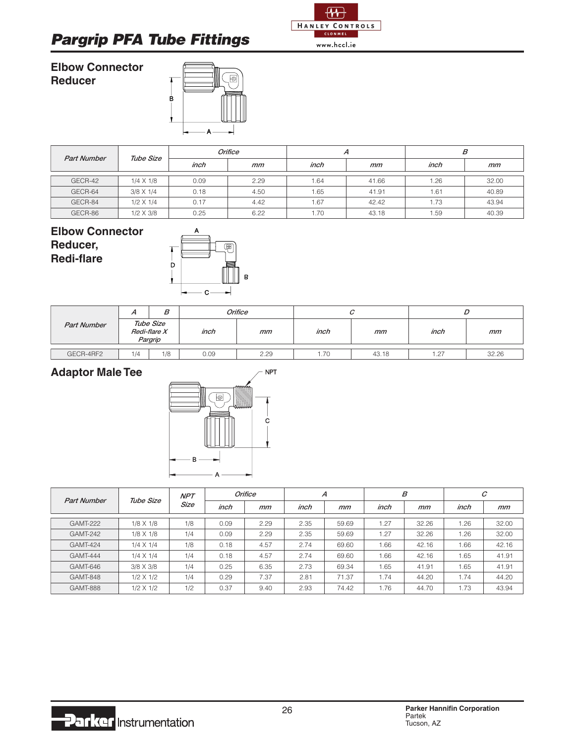# Pargrip PFA Tube Fittings

## Elbow Connector Reducer

B

A

| Part Number | Tube Size | Orifice | | A | | B | |
|---|---|---|---|---|---|---|---|
| | | inch | mm | inch | mm | inch | mm |
| GECR-42 | 1/4 X 1/8 | 0.09 | 2.29 | 1.64 | 41.66 | 1.26 | 32.00 |
| GECR-64 | 3/8 X 1/4 | 0.18 | 4.50 | 1.65 | 41.91 | 1.61 | 40.89 |
| GECR-84 | 1/2 X 1/4 | 0.17 | 4.42 | 1.67 | 42.42 | 1.73 | 43.94 |
| GECR-86 | 1/2 X 3/8 | 0.25 | 6.22 | 1.70 | 43.18 | 1.59 | 40.39 |

## Elbow Connector Reducer, Redi-flare

A

D

B

C

| Part Number | A | B | Orifice | | C | | D | |
|---|---|---|---|---|---|---|---|---|
| | Tube Size Redi-flare X Pargrip | | inch | mm | inch | mm | inch | mm |
| GECR-4RF2 | 1/4 | 1/8 | 0.09 | 2.29 | 1.70 | 43.18 | 1.27 | 32.26 |

## Adaptor Male Tee

NPT

C

B

A

| Part Number | Tube Size | NPT Size | Orifice | | A | | B | | C | |
|---|---|---|---|---|---|---|---|---|---|---|
| | | | inch | mm | inch | mm | inch | mm | inch | mm |
| GAMT-222 | 1/8 X 1/8 | 1/8 | 0.09 | 2.29 | 2.35 | 59.69 | 1.27 | 32.26 | 1.26 | 32.00 |
| GAMT-242 | 1/8 X 1/8 | 1/4 | 0.09 | 2.29 | 2.35 | 59.69 | 1.27 | 32.26 | 1.26 | 32.00 |
| GAMT-424 | 1/4 X 1/4 | 1/8 | 0.18 | 4.57 | 2.74 | 69.60 | 1.66 | 42.16 | 1.66 | 42.16 |
| GAMT-444 | 1/4 X 1/4 | 1/4 | 0.18 | 4.57 | 2.74 | 69.60 | 1.66 | 42.16 | 1.65 | 41.91 |
| GAMT-646 | 3/8 X 3/8 | 1/4 | 0.25 | 6.35 | 2.73 | 69.34 | 1.65 | 41.91 | 1.65 | 41.91 |
| GAMT-848 | 1/2 X 1/2 | 1/4 | 0.29 | 7.37 | 2.81 | 71.37 | 1.74 | 44.20 | 1.74 | 44.20 |
| GAMT-888 | 1/2 X 1/2 | 1/2 | 0.37 | 9.40 | 2.93 | 74.42 | 1.76 | 44.70 | 1.73 | 43.94 |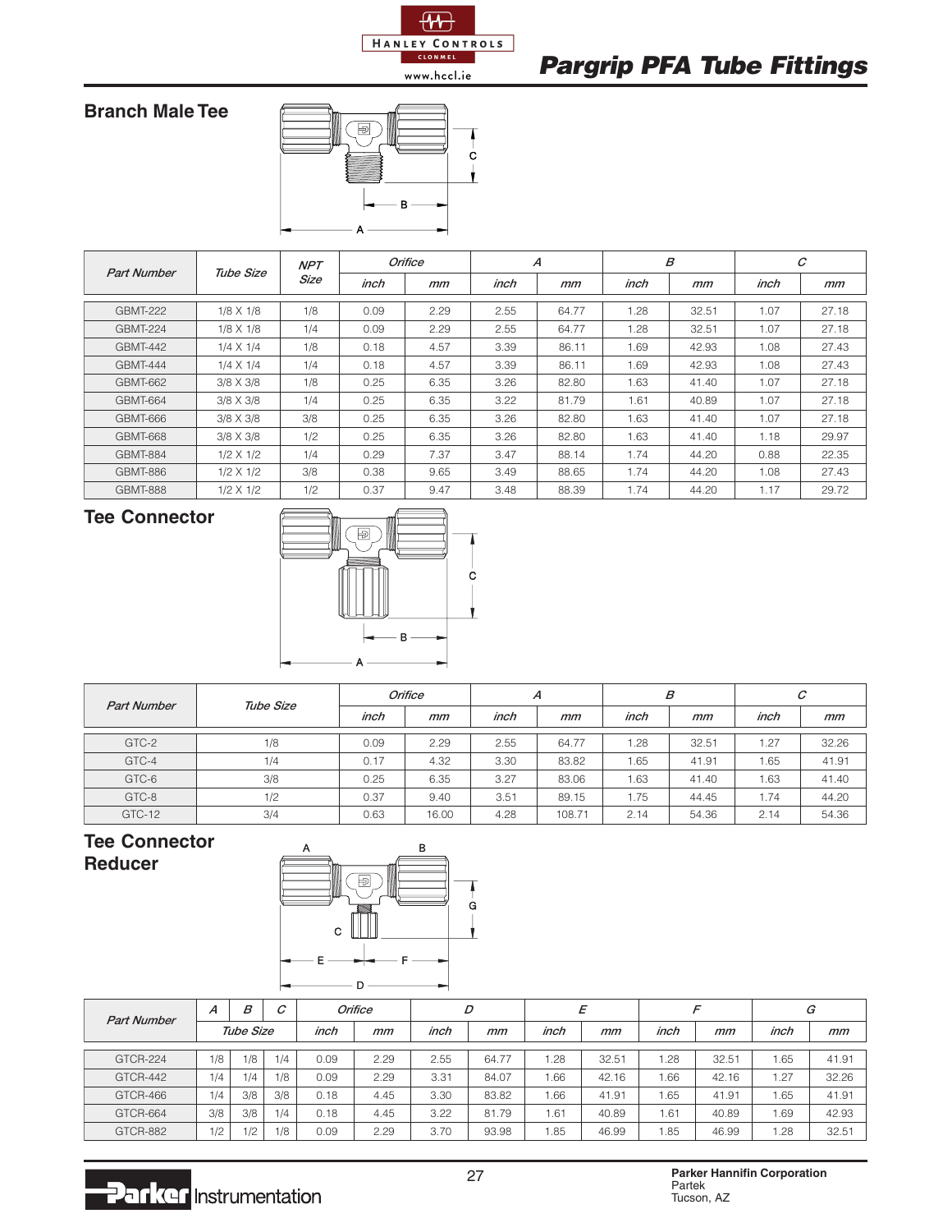# Pargrip PFA Tube Fittings

## Branch Male Tee

C

B

A

| Part Number | Tube Size | NPT Size | Orifice | | A | | B | | C | |
|---|---|---|---|---|---|---|---|---|---|---|
| | | | inch | mm | inch | mm | inch | mm | inch | mm |
| GBMT-222 | 1/8 X 1/8 | 1/8 | 0.09 | 2.29 | 2.55 | 64.77 | 1.28 | 32.51 | 1.07 | 27.18 |
| GBMT-224 | 1/8 X 1/8 | 1/4 | 0.09 | 2.29 | 2.55 | 64.77 | 1.28 | 32.51 | 1.07 | 27.18 |
| GBMT-442 | 1/4 X 1/4 | 1/8 | 0.18 | 4.57 | 3.39 | 86.11 | 1.69 | 42.93 | 1.08 | 27.43 |
| GBMT-444 | 1/4 X 1/4 | 1/4 | 0.18 | 4.57 | 3.39 | 86.11 | 1.69 | 42.93 | 1.08 | 27.43 |
| GBMT-662 | 3/8 X 3/8 | 1/8 | 0.25 | 6.35 | 3.26 | 82.80 | 1.63 | 41.40 | 1.07 | 27.18 |
| GBMT-664 | 3/8 X 3/8 | 1/4 | 0.25 | 6.35 | 3.22 | 81.79 | 1.61 | 40.89 | 1.07 | 27.18 |
| GBMT-666 | 3/8 X 3/8 | 3/8 | 0.25 | 6.35 | 3.26 | 82.80 | 1.63 | 41.40 | 1.07 | 27.18 |
| GBMT-668 | 3/8 X 3/8 | 1/2 | 0.25 | 6.35 | 3.26 | 82.80 | 1.63 | 41.40 | 1.18 | 29.97 |
| GBMT-884 | 1/2 X 1/2 | 1/4 | 0.29 | 7.37 | 3.47 | 88.14 | 1.74 | 44.20 | 0.88 | 22.35 |
| GBMT-886 | 1/2 X 1/2 | 3/8 | 0.38 | 9.65 | 3.49 | 88.65 | 1.74 | 44.20 | 1.08 | 27.43 |
| GBMT-888 | 1/2 X 1/2 | 1/2 | 0.37 | 9.47 | 3.48 | 88.39 | 1.74 | 44.20 | 1.17 | 29.72 |

## Tee Connector

C

B

A

| Part Number | Tube Size | Orifice | | A | | B | | C | |
|---|---|---|---|---|---|---|---|---|---|
| | | inch | mm | inch | mm | inch | mm | inch | mm |
| GTC-2 | 1/8 | 0.09 | 2.29 | 2.55 | 64.77 | 1.28 | 32.51 | 1.27 | 32.26 |
| GTC-4 | 1/4 | 0.17 | 4.32 | 3.30 | 83.82 | 1.65 | 41.91 | 1.65 | 41.91 |
| GTC-6 | 3/8 | 0.25 | 6.35 | 3.27 | 83.06 | 1.63 | 41.40 | 1.63 | 41.40 |
| GTC-8 | 1/2 | 0.37 | 9.40 | 3.51 | 89.15 | 1.75 | 44.45 | 1.74 | 44.20 |
| GTC-12 | 3/4 | 0.63 | 16.00 | 4.28 | 108.71 | 2.14 | 54.36 | 2.14 | 54.36 |

## Tee Connector Reducer

A B

G

C

E F

D

| Part Number | A | B | C | Orifice | | D | | E | | F | | G | |
|---|---|---|---|---|---|---|---|---|---|---|---|---|---|
| | Tube Size | | | inch | mm | inch | mm | inch | mm | inch | mm | inch | mm |
| GTCR-224 | 1/8 | 1/8 | 1/4 | 0.09 | 2.29 | 2.55 | 64.77 | 1.28 | 32.51 | 1.28 | 32.51 | 1.65 | 41.91 |
| GTCR-442 | 1/4 | 1/4 | 1/8 | 0.09 | 2.29 | 3.31 | 84.07 | 1.66 | 42.16 | 1.66 | 42.16 | 1.27 | 32.26 |
| GTCR-466 | 1/4 | 3/8 | 3/8 | 0.18 | 4.45 | 3.30 | 83.82 | 1.66 | 41.91 | 1.65 | 41.91 | 1.65 | 41.91 |
| GTCR-664 | 3/8 | 3/8 | 1/4 | 0.18 | 4.45 | 3.22 | 81.79 | 1.61 | 40.89 | 1.61 | 40.89 | 1.69 | 42.93 |
| GTCR-882 | 1/2 | 1/2 | 1/8 | 0.09 | 2.29 | 3.70 | 93.98 | 1.85 | 46.99 | 1.85 | 46.99 | 1.28 | 32.51 |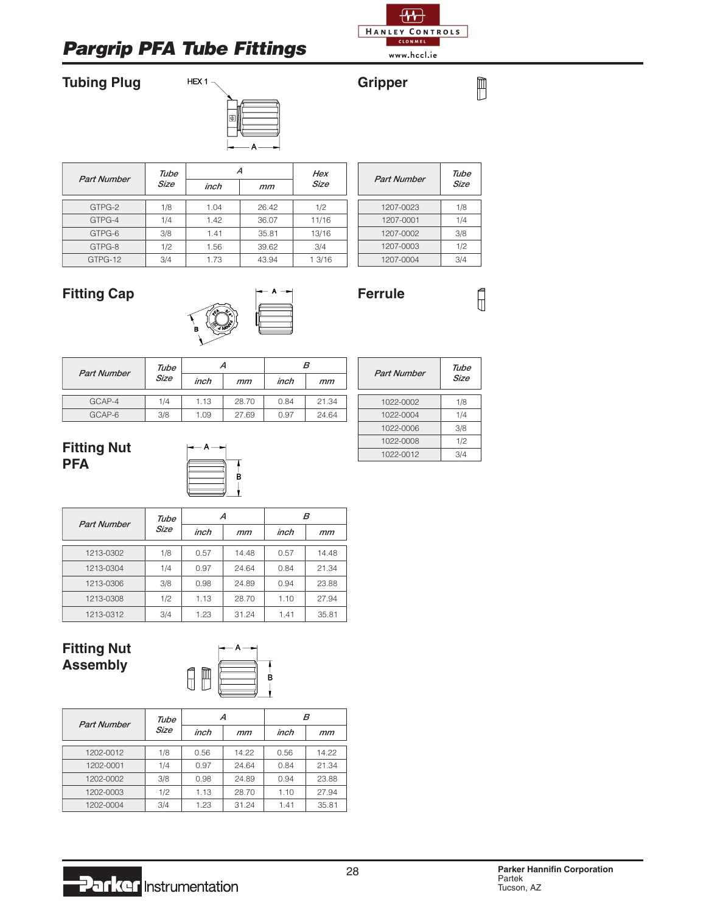# Pargrip PFA Tube Fittings

## Tubing Plug

HEX 1

A

| Part Number | Tube Size | A | | Hex Size |
|---|---|---|---|---|
| | | inch | mm | |
| GTPG-2 | 1/8 | 1.04 | 26.42 | 1/2 |
| GTPG-4 | 1/4 | 1.42 | 36.07 | 11/16 |
| GTPG-6 | 3/8 | 1.41 | 35.81 | 13/16 |
| GTPG-8 | 1/2 | 1.56 | 39.62 | 3/4 |
| GTPG-12 | 3/4 | 1.73 | 43.94 | 1 3/16 |

## Gripper

| Part Number | Tube Size |
|---|---|
| 1207-0023 | 1/8 |
| 1207-0001 | 1/4 |
| 1207-0002 | 3/8 |
| 1207-0003 | 1/2 |
| 1207-0004 | 3/4 |

## Fitting Cap

A

B

| Part Number | Tube Size | A | | B | |
|---|---|---|---|---|---|
| | | inch | mm | inch | mm |
| GCAP-4 | 1/4 | 1.13 | 28.70 | 0.84 | 21.34 |
| GCAP-6 | 3/8 | 1.09 | 27.69 | 0.97 | 24.64 |

## Ferrule

| Part Number | Tube Size |
|---|---|
| 1022-0002 | 1/8 |
| 1022-0004 | 1/4 |
| 1022-0006 | 3/8 |
| 1022-0008 | 1/2 |
| 1022-0012 | 3/4 |

## Fitting Nut PFA

A

B

| Part Number | Tube Size | A | | B | |
|---|---|---|---|---|---|
| | | inch | mm | inch | mm |
| 1213-0302 | 1/8 | 0.57 | 14.48 | 0.57 | 14.48 |
| 1213-0304 | 1/4 | 0.97 | 24.64 | 0.84 | 21.34 |
| 1213-0306 | 3/8 | 0.98 | 24.89 | 0.94 | 23.88 |
| 1213-0308 | 1/2 | 1.13 | 28.70 | 1.10 | 27.94 |
| 1213-0312 | 3/4 | 1.23 | 31.24 | 1.41 | 35.81 |

## Fitting Nut Assembly

A

B

| Part Number | Tube Size | A | | B | |
|---|---|---|---|---|---|
| | | inch | mm | inch | mm |
| 1202-0012 | 1/8 | 0.56 | 14.22 | 0.56 | 14.22 |
| 1202-0001 | 1/4 | 0.97 | 24.64 | 0.84 | 21.34 |
| 1202-0002 | 3/8 | 0.98 | 24.89 | 0.94 | 23.88 |
| 1202-0003 | 1/2 | 1.13 | 28.70 | 1.10 | 27.94 |
| 1202-0004 | 3/4 | 1.23 | 31.24 | 1.41 | 35.81 |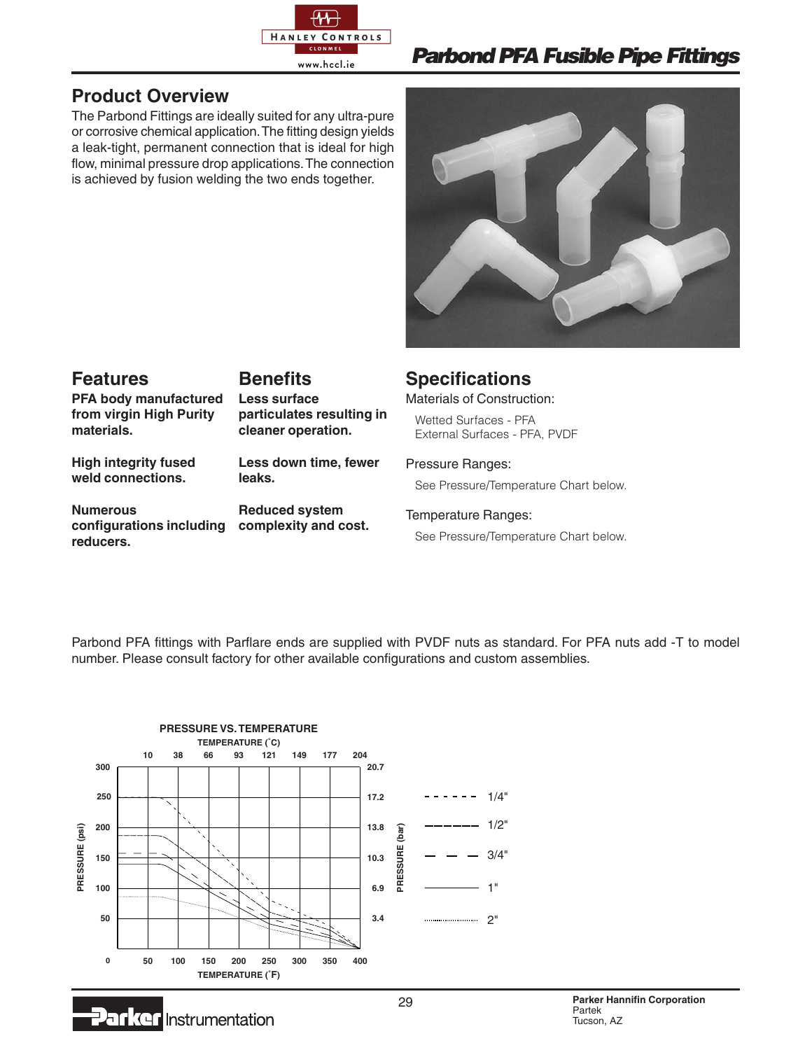# Parbond PFA Fusible Pipe Fittings

## Product Overview

The Parbond Fittings are ideally suited for any ultra-pure or corrosive chemical application. The fitting design yields a leak-tight, permanent connection that is ideal for high flow, minimal pressure drop applications. The connection is achieved by fusion welding the two ends together.

## Features

**PFA body manufactured from virgin High Purity materials.**

**High integrity fused weld connections.**

**Numerous configurations including reducers.**

## Benefits

**Less surface particulates resulting in cleaner operation.**

**Less down time, fewer leaks.**

**Reduced system complexity and cost.**

## Specifications

Materials of Construction:

Wetted Surfaces - PFA
External Surfaces - PFA, PVDF

Pressure Ranges:

See Pressure/Temperature Chart below.

Temperature Ranges:

See Pressure/Temperature Chart below.

Parbond PFA fittings with Parflare ends are supplied with PVDF nuts as standard. For PFA nuts add -T to model number. Please consult factory for other available configurations and custom assemblies.

PRESSURE VS. TEMPERATURE

TEMPERATURE (˚C)
10 38 66 93 121 149 177 204

PRESSURE (psi)
0 50 100 150 200 250 300

PRESSURE (bar)
3.4 6.9 10.3 13.8 17.2 20.7

TEMPERATURE (˚F)
50 100 150 200 250 300 350 400

1/4"
1/2"
3/4"
1"
2"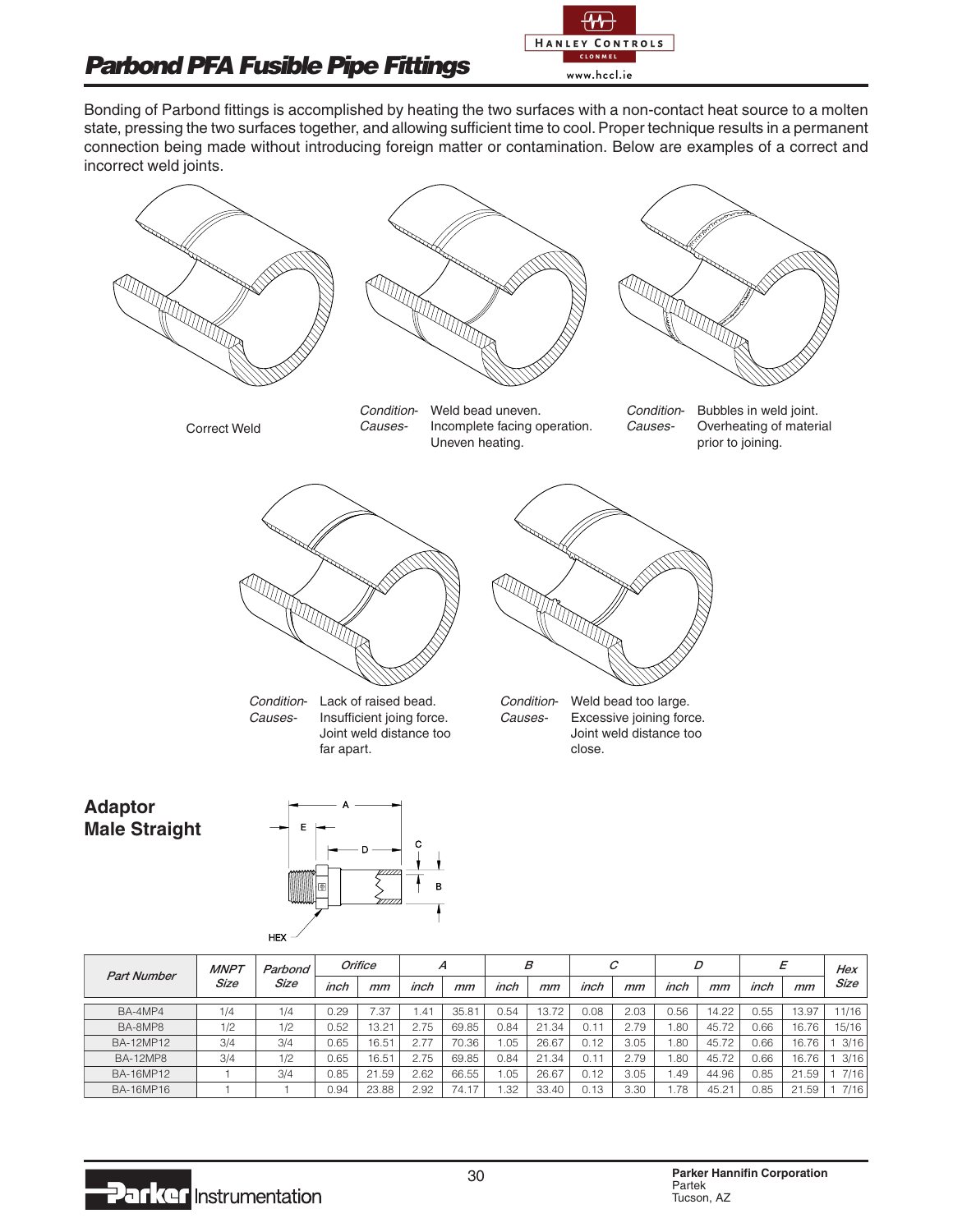# Parbond PFA Fusible Pipe Fittings

Bonding of Parbond fittings is accomplished by heating the two surfaces with a non-contact heat source to a molten state, pressing the two surfaces together, and allowing sufficient time to cool. Proper technique results in a permanent connection being made without introducing foreign matter or contamination. Below are examples of a correct and incorrect weld joints.

Correct Weld

*Condition-* Weld bead uneven.
*Causes-* Incomplete facing operation. Uneven heating.

*Condition-* Bubbles in weld joint.
*Causes-* Overheating of material prior to joining.

*Condition-* Lack of raised bead.
*Causes-* Insufficient joing force. Joint weld distance too far apart.

*Condition-* Weld bead too large.
*Causes-* Excessive joining force. Joint weld distance too close.

## Adaptor Male Straight

A
E
D
C
B
HEX

| *Part Number* | *MNPT Size* | *Parbond Size* | *Orifice* | | *A* | | *B* | | *C* | | *D* | | *E* | | *Hex Size* |
|---|---|---|---|---|---|---|---|---|---|---|---|---|---|---|---|
| | | | *inch* | *mm* | *inch* | *mm* | *inch* | *mm* | *inch* | *mm* | *inch* | *mm* | *inch* | *mm* | |
| BA-4MP4 | 1/4 | 1/4 | 0.29 | 7.37 | 1.41 | 35.81 | 0.54 | 13.72 | 0.08 | 2.03 | 0.56 | 14.22 | 0.55 | 13.97 | 11/16 |
| BA-8MP8 | 1/2 | 1/2 | 0.52 | 13.21 | 2.75 | 69.85 | 0.84 | 21.34 | 0.11 | 2.79 | 1.80 | 45.72 | 0.66 | 16.76 | 15/16 |
| BA-12MP12 | 3/4 | 3/4 | 0.65 | 16.51 | 2.77 | 70.36 | 1.05 | 26.67 | 0.12 | 3.05 | 1.80 | 45.72 | 0.66 | 16.76 | 1 3/16 |
| BA-12MP8 | 3/4 | 1/2 | 0.65 | 16.51 | 2.75 | 69.85 | 0.84 | 21.34 | 0.11 | 2.79 | 1.80 | 45.72 | 0.66 | 16.76 | 1 3/16 |
| BA-16MP12 | 1 | 3/4 | 0.85 | 21.59 | 2.62 | 66.55 | 1.05 | 26.67 | 0.12 | 3.05 | 1.49 | 44.96 | 0.85 | 21.59 | 1 7/16 |
| BA-16MP16 | 1 | 1 | 0.94 | 23.88 | 2.92 | 74.17 | 1.32 | 33.40 | 0.13 | 3.30 | 1.78 | 45.21 | 0.85 | 21.59 | 1 7/16 |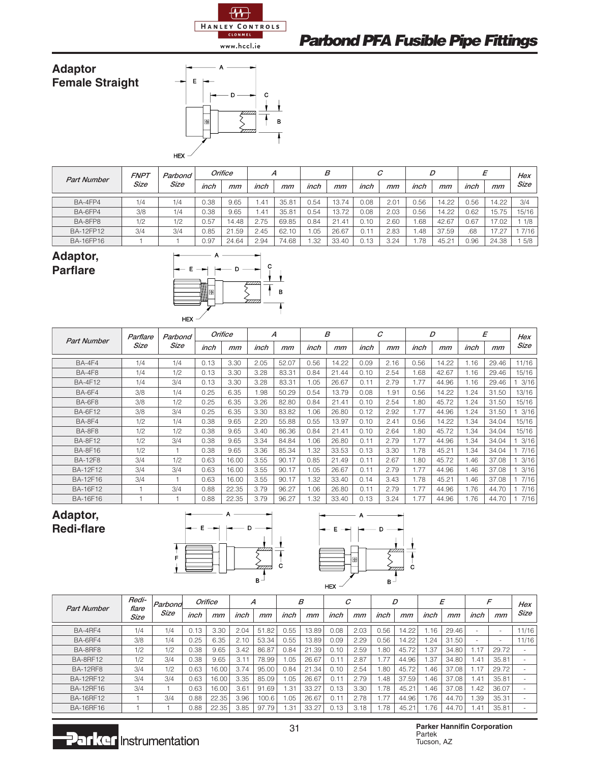# Parbond PFA Fusible Pipe Fittings

## Adaptor Female Straight

A
E
D
C
B
HEX

| Part Number | FNPT Size | Parbond Size | Orifice | | A | | B | | C | | D | | E | | Hex Size |
|---|---|---|---|---|---|---|---|---|---|---|---|---|---|---|---|
| | | | inch | mm | inch | mm | inch | mm | inch | mm | inch | mm | inch | mm | |
| BA-4FP4 | 1/4 | 1/4 | 0.38 | 9.65 | 1.41 | 35.81 | 0.54 | 13.74 | 0.08 | 2.01 | 0.56 | 14.22 | 0.56 | 14.22 | 3/4 |
| BA-6FP4 | 3/8 | 1/4 | 0.38 | 9.65 | 1.41 | 35.81 | 0.54 | 13.72 | 0.08 | 2.03 | 0.56 | 14.22 | 0.62 | 15.75 | 15/16 |
| BA-8FP8 | 1/2 | 1/2 | 0.57 | 14.48 | 2.75 | 69.85 | 0.84 | 21.41 | 0.10 | 2.60 | 1.68 | 42.67 | 0.67 | 17.02 | 1 1/8 |
| BA-12FP12 | 3/4 | 3/4 | 0.85 | 21.59 | 2.45 | 62.10 | 1.05 | 26.67 | 0.11 | 2.83 | 1.48 | 37.59 | .68 | 17.27 | 1 7/16 |
| BA-16FP16 | 1 | 1 | 0.97 | 24.64 | 2.94 | 74.68 | 1.32 | 33.40 | 0.13 | 3.24 | 1.78 | 45.21 | 0.96 | 24.38 | 1 5/8 |

## Adaptor, Parflare

A
E
D
C
B
HEX

| Part Number | Parflare Size | Parbond Size | Orifice | | A | | B | | C | | D | | E | | Hex Size |
|---|---|---|---|---|---|---|---|---|---|---|---|---|---|---|---|
| | | | inch | mm | inch | mm | inch | mm | inch | mm | inch | mm | inch | mm | |
| BA-4F4 | 1/4 | 1/4 | 0.13 | 3.30 | 2.05 | 52.07 | 0.56 | 14.22 | 0.09 | 2.16 | 0.56 | 14.22 | 1.16 | 29.46 | 11/16 |
| BA-4F8 | 1/4 | 1/2 | 0.13 | 3.30 | 3.28 | 83.31 | 0.84 | 21.44 | 0.10 | 2.54 | 1.68 | 42.67 | 1.16 | 29.46 | 15/16 |
| BA-4F12 | 1/4 | 3/4 | 0.13 | 3.30 | 3.28 | 83.31 | 1.05 | 26.67 | 0.11 | 2.79 | 1.77 | 44.96 | 1.16 | 29.46 | 1 3/16 |
| BA-6F4 | 3/8 | 1/4 | 0.25 | 6.35 | 1.98 | 50.29 | 0.54 | 13.79 | 0.08 | 1.91 | 0.56 | 14.22 | 1.24 | 31.50 | 13/16 |
| BA-6F8 | 3/8 | 1/2 | 0.25 | 6.35 | 3.26 | 82.80 | 0.84 | 21.41 | 0.10 | 2.54 | 1.80 | 45.72 | 1.24 | 31.50 | 15/16 |
| BA-6F12 | 3/8 | 3/4 | 0.25 | 6.35 | 3.30 | 83.82 | 1.06 | 26.80 | 0.12 | 2.92 | 1.77 | 44.96 | 1.24 | 31.50 | 1 3/16 |
| BA-8F4 | 1/2 | 1/4 | 0.38 | 9.65 | 2.20 | 55.88 | 0.55 | 13.97 | 0.10 | 2.41 | 0.56 | 14.22 | 1.34 | 34.04 | 15/16 |
| BA-8F8 | 1/2 | 1/2 | 0.38 | 9.65 | 3.40 | 86.36 | 0.84 | 21.41 | 0.10 | 2.64 | 1.80 | 45.72 | 1.34 | 34.04 | 15/16 |
| BA-8F12 | 1/2 | 3/4 | 0.38 | 9.65 | 3.34 | 84.84 | 1.06 | 26.80 | 0.11 | 2.79 | 1.77 | 44.96 | 1.34 | 34.04 | 1 3/16 |
| BA-8F16 | 1/2 | 1 | 0.38 | 9.65 | 3.36 | 85.34 | 1.32 | 33.53 | 0.13 | 3.30 | 1.78 | 45.21 | 1.34 | 34.04 | 1 7/16 |
| BA-12F8 | 3/4 | 1/2 | 0.63 | 16.00 | 3.55 | 90.17 | 0.85 | 21.49 | 0.11 | 2.67 | 1.80 | 45.72 | 1.46 | 37.08 | 1 3/16 |
| BA-12F12 | 3/4 | 3/4 | 0.63 | 16.00 | 3.55 | 90.17 | 1.05 | 26.67 | 0.11 | 2.79 | 1.77 | 44.96 | 1.46 | 37.08 | 1 3/16 |
| BA-12F16 | 3/4 | 1 | 0.63 | 16.00 | 3.55 | 90.17 | 1.32 | 33.40 | 0.14 | 3.43 | 1.78 | 45.21 | 1.46 | 37.08 | 1 7/16 |
| BA-16F12 | 1 | 3/4 | 0.88 | 22.35 | 3.79 | 96.27 | 1.06 | 26.80 | 0.11 | 2.79 | 1.77 | 44.96 | 1.76 | 44.70 | 1 7/16 |
| BA-16F16 | 1 | 1 | 0.88 | 22.35 | 3.79 | 96.27 | 1.32 | 33.40 | 0.13 | 3.24 | 1.77 | 44.96 | 1.76 | 44.70 | 1 7/16 |

## Adaptor, Redi-flare

A
E
D
F
C
B
HEX

| Part Number | Redi-flare Size | Parbond Size | Orifice | | A | | B | | C | | D | | E | | F | | Hex Size |
|---|---|---|---|---|---|---|---|---|---|---|---|---|---|---|---|---|---|
| | | | inch | mm | inch | mm | inch | mm | inch | mm | inch | mm | inch | mm | inch | mm | |
| BA-4RF4 | 1/4 | 1/4 | 0.13 | 3.30 | 2.04 | 51.82 | 0.55 | 13.89 | 0.08 | 2.03 | 0.56 | 14.22 | 1.16 | 29.46 | - | - | 11/16 |
| BA-6RF4 | 3/8 | 1/4 | 0.25 | 6.35 | 2.10 | 53.34 | 0.55 | 13.89 | 0.09 | 2.29 | 0.56 | 14.22 | 1.24 | 31.50 | - | - | 11/16 |
| BA-8RF8 | 1/2 | 1/2 | 0.38 | 9.65 | 3.42 | 86.87 | 0.84 | 21.39 | 0.10 | 2.59 | 1.80 | 45.72 | 1.37 | 34.80 | 1.17 | 29.72 | - |
| BA-8RF12 | 1/2 | 3/4 | 0.38 | 9.65 | 3.11 | 78.99 | 1.05 | 26.67 | 0.11 | 2.87 | 1.77 | 44.96 | 1.37 | 34.80 | 1.41 | 35.81 | - |
| BA-12RF8 | 3/4 | 1/2 | 0.63 | 16.00 | 3.74 | 95.00 | 0.84 | 21.34 | 0.10 | 2.54 | 1.80 | 45.72 | 1.46 | 37.08 | 1.17 | 29.72 | - |
| BA-12RF12 | 3/4 | 3/4 | 0.63 | 16.00 | 3.35 | 85.09 | 1.05 | 26.67 | 0.11 | 2.79 | 1.48 | 37.59 | 1.46 | 37.08 | 1.41 | 35.81 | - |
| BA-12RF16 | 3/4 | 1 | 0.63 | 16.00 | 3.61 | 91.69 | 1.31 | 33.27 | 0.13 | 3.30 | 1.78 | 45.21 | 1.46 | 37.08 | 1.42 | 36.07 | - |
| BA-16RF12 | 1 | 3/4 | 0.88 | 22.35 | 3.96 | 100.6 | 1.05 | 26.67 | 0.11 | 2.78 | 1.77 | 44.96 | 1.76 | 44.70 | 1.39 | 35.31 | - |
| BA-16RF16 | 1 | 1 | 0.88 | 22.35 | 3.85 | 97.79 | 1.31 | 33.27 | 0.13 | 3.18 | 1.78 | 45.21 | 1.76 | 44.70 | 1.41 | 35.81 | - |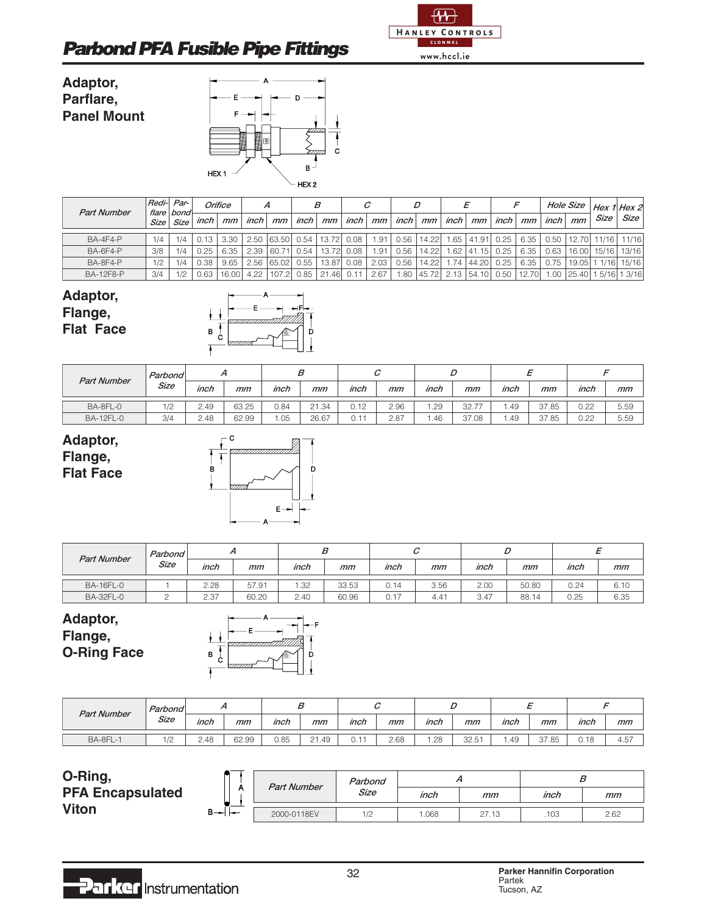# Parbond PFA Fusible Pipe Fittings

## Adaptor, Parflare, Panel Mount

A
E
D
F
C
B
HEX 1
HEX 2

| Part Number | Redi-flare Size | Par-bond Size | Orifice | | A | | B | | C | | D | | E | | F | | Hole Size | | Hex 1 Size | Hex 2 Size |
|---|---|---|---|---|---|---|---|---|---|---|---|---|---|---|---|---|---|---|---|---|
| | | | inch | mm | inch | mm | inch | mm | inch | mm | inch | mm | inch | mm | inch | mm | inch | mm | | |
| BA-4F4-P | 1/4 | 1/4 | 0.13 | 3.30 | 2.50 | 63.50 | 0.54 | 13.72 | 0.08 | 1.91 | 0.56 | 14.22 | 1.65 | 41.91 | 0.25 | 6.35 | 0.50 | 12.70 | 11/16 | 11/16 |
| BA-6F4-P | 3/8 | 1/4 | 0.25 | 6.35 | 2.39 | 60.71 | 0.54 | 13.72 | 0.08 | 1.91 | 0.56 | 14.22 | 1.62 | 41.15 | 0.25 | 6.35 | 0.63 | 16.00 | 15/16 | 13/16 |
| BA-8F4-P | 1/2 | 1/4 | 0.38 | 9.65 | 2.56 | 65.02 | 0.55 | 13.87 | 0.08 | 2.03 | 0.56 | 14.22 | 1.74 | 44.20 | 0.25 | 6.35 | 0.75 | 19.05 | 1 1/16 | 15/16 |
| BA-12F8-P | 3/4 | 1/2 | 0.63 | 16.00 | 4.22 | 107.2 | 0.85 | 21.46 | 0.11 | 2.67 | 1.80 | 45.72 | 2.13 | 54.10 | 0.50 | 12.70 | 1.00 | 25.40 | 1 5/16 | 1 3/16 |

## Adaptor, Flange, Flat Face

A
E
F
B
C
D

| Part Number | Parbond Size | A | | B | | C | | D | | E | | F | |
|---|---|---|---|---|---|---|---|---|---|---|---|---|---|
| | | inch | mm | inch | mm | inch | mm | inch | mm | inch | mm | inch | mm |
| BA-8FL-0 | 1/2 | 2.49 | 63.25 | 0.84 | 21.34 | 0.12 | 2.96 | 1.29 | 32.77 | 1.49 | 37.85 | 0.22 | 5.59 |
| BA-12FL-0 | 3/4 | 2.48 | 62.99 | 1.05 | 26.67 | 0.11 | 2.87 | 1.46 | 37.08 | 1.49 | 37.85 | 0.22 | 5.59 |

## Adaptor, Flange, Flat Face

C
B
D
E
A

| Part Number | Parbond Size | A | | B | | C | | D | | E | |
|---|---|---|---|---|---|---|---|---|---|---|---|
| | | inch | mm | inch | mm | inch | mm | inch | mm | inch | mm |
| BA-16FL-0 | 1 | 2.28 | 57.91 | 1.32 | 33.53 | 0.14 | 3.56 | 2.00 | 50.80 | 0.24 | 6.10 |
| BA-32FL-0 | 2 | 2.37 | 60.20 | 2.40 | 60.96 | 0.17 | 4.41 | 3.47 | 88.14 | 0.25 | 6.35 |

## Adaptor, Flange, O-Ring Face

A
E
F
B
C
D

| Part Number | Parbond Size | A | | B | | C | | D | | E | | F | |
|---|---|---|---|---|---|---|---|---|---|---|---|---|---|
| | | inch | mm | inch | mm | inch | mm | inch | mm | inch | mm | inch | mm |
| BA-8FL-1 | 1/2 | 2.48 | 62.99 | 0.85 | 21.49 | 0.11 | 2.68 | 1.28 | 32.51 | 1.49 | 37.85 | 0.18 | 4.57 |

## O-Ring, PFA Encapsulated Viton

A
B

| Part Number | Parbond Size | A | | B | |
|---|---|---|---|---|---|
| | | inch | mm | inch | mm |
| 2000-0118EV | 1/2 | 1.068 | 27.13 | .103 | 2.62 |

Parker Instrumentation

**Parker Hannifin Corporation**
Partek
Tucson, AZ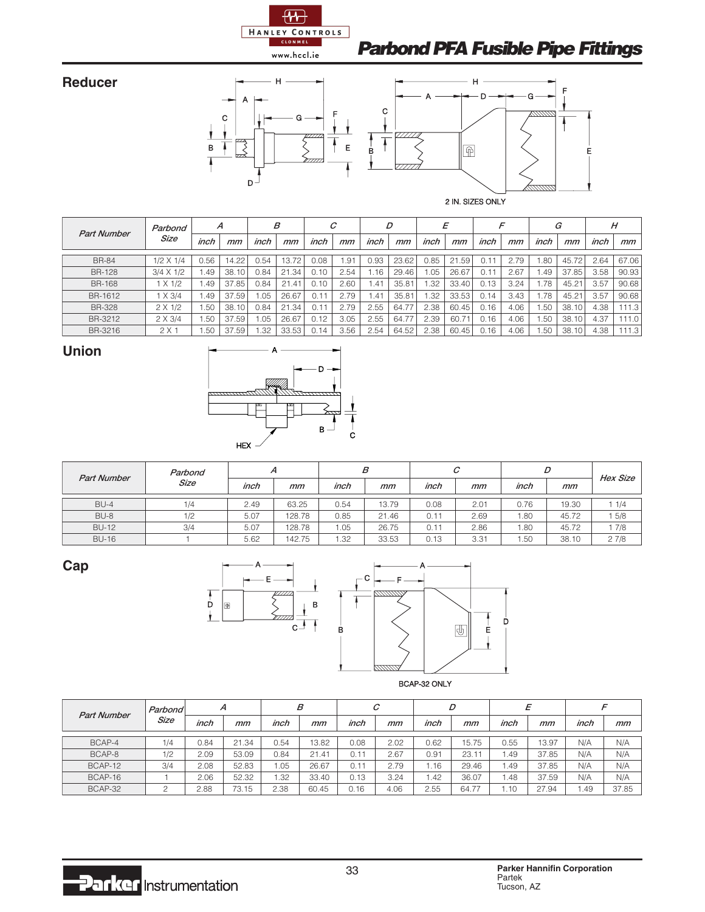## Reducer

2 IN. SIZES ONLY

| Part Number | Parbond Size | A | | B | | C | | D | | E | | F | | G | | H | |
|---|---|---|---|---|---|---|---|---|---|---|---|---|---|---|---|---|---|
| | | inch | mm | inch | mm | inch | mm | inch | mm | inch | mm | inch | mm | inch | mm | inch | mm |
| BR-84 | 1/2 X 1/4 | 0.56 | 14.22 | 0.54 | 13.72 | 0.08 | 1.91 | 0.93 | 23.62 | 0.85 | 21.59 | 0.11 | 2.79 | 1.80 | 45.72 | 2.64 | 67.06 |
| BR-128 | 3/4 X 1/2 | 1.49 | 38.10 | 0.84 | 21.34 | 0.10 | 2.54 | 1.16 | 29.46 | 1.05 | 26.67 | 0.11 | 2.67 | 1.49 | 37.85 | 3.58 | 90.93 |
| BR-168 | 1 X 1/2 | 1.49 | 37.85 | 0.84 | 21.41 | 0.10 | 2.60 | 1.41 | 35.81 | 1.32 | 33.40 | 0.13 | 3.24 | 1.78 | 45.21 | 3.57 | 90.68 |
| BR-1612 | 1 X 3/4 | 1.49 | 37.59 | 1.05 | 26.67 | 0.11 | 2.79 | 1.41 | 35.81 | 1.32 | 33.53 | 0.14 | 3.43 | 1.78 | 45.21 | 3.57 | 90.68 |
| BR-328 | 2 X 1/2 | 1.50 | 38.10 | 0.84 | 21.34 | 0.11 | 2.79 | 2.55 | 64.77 | 2.38 | 60.45 | 0.16 | 4.06 | 1.50 | 38.10 | 4.38 | 111.3 |
| BR-3212 | 2 X 3/4 | 1.50 | 37.59 | 1.05 | 26.67 | 0.12 | 3.05 | 2.55 | 64.77 | 2.39 | 60.71 | 0.16 | 4.06 | 1.50 | 38.10 | 4.37 | 111.0 |
| BR-3216 | 2 X 1 | 1.50 | 37.59 | 1.32 | 33.53 | 0.14 | 3.56 | 2.54 | 64.52 | 2.38 | 60.45 | 0.16 | 4.06 | 1.50 | 38.10 | 4.38 | 111.3 |

## Union

| Part Number | Parbond Size | A | | B | | C | | D | | Hex Size |
|---|---|---|---|---|---|---|---|---|---|---|
| | | inch | mm | inch | mm | inch | mm | inch | mm | |
| BU-4 | 1/4 | 2.49 | 63.25 | 0.54 | 13.79 | 0.08 | 2.01 | 0.76 | 19.30 | 1 1/4 |
| BU-8 | 1/2 | 5.07 | 128.78 | 0.85 | 21.46 | 0.11 | 2.69 | 1.80 | 45.72 | 1 5/8 |
| BU-12 | 3/4 | 5.07 | 128.78 | 1.05 | 26.75 | 0.11 | 2.86 | 1.80 | 45.72 | 1 7/8 |
| BU-16 | 1 | 5.62 | 142.75 | 1.32 | 33.53 | 0.13 | 3.31 | 1.50 | 38.10 | 2 7/8 |

## Cap

BCAP-32 ONLY

| Part Number | Parbond Size | A | | B | | C | | D | | E | | F | |
|---|---|---|---|---|---|---|---|---|---|---|---|---|---|
| | | inch | mm | inch | mm | inch | mm | inch | mm | inch | mm | inch | mm |
| BCAP-4 | 1/4 | 0.84 | 21.34 | 0.54 | 13.82 | 0.08 | 2.02 | 0.62 | 15.75 | 0.55 | 13.97 | N/A | N/A |
| BCAP-8 | 1/2 | 2.09 | 53.09 | 0.84 | 21.41 | 0.11 | 2.67 | 0.91 | 23.11 | 1.49 | 37.85 | N/A | N/A |
| BCAP-12 | 3/4 | 2.08 | 52.83 | 1.05 | 26.67 | 0.11 | 2.79 | 1.16 | 29.46 | 1.49 | 37.85 | N/A | N/A |
| BCAP-16 | 1 | 2.06 | 52.32 | 1.32 | 33.40 | 0.13 | 3.24 | 1.42 | 36.07 | 1.48 | 37.59 | N/A | N/A |
| BCAP-32 | 2 | 2.88 | 73.15 | 2.38 | 60.45 | 0.16 | 4.06 | 2.55 | 64.77 | 1.10 | 27.94 | 1.49 | 37.85 |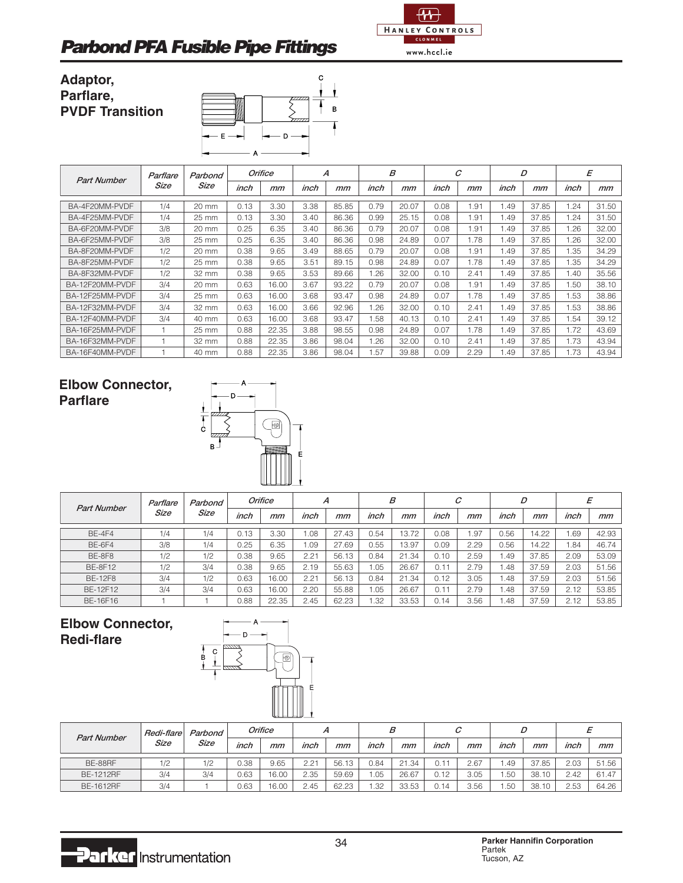# Parbond PFA Fusible Pipe Fittings

## Adaptor, Parflare, PVDF Transition

| Part Number | Parflare Size | Parbond Size | Orifice | | A | | B | | C | | D | | E | |
|---|---|---|---|---|---|---|---|---|---|---|---|---|---|---|
| | | | inch | mm | inch | mm | inch | mm | inch | mm | inch | mm | inch | mm |
| BA-4F20MM-PVDF | 1/4 | 20 mm | 0.13 | 3.30 | 3.38 | 85.85 | 0.79 | 20.07 | 0.08 | 1.91 | 1.49 | 37.85 | 1.24 | 31.50 |
| BA-4F25MM-PVDF | 1/4 | 25 mm | 0.13 | 3.30 | 3.40 | 86.36 | 0.99 | 25.15 | 0.08 | 1.91 | 1.49 | 37.85 | 1.24 | 31.50 |
| BA-6F20MM-PVDF | 3/8 | 20 mm | 0.25 | 6.35 | 3.40 | 86.36 | 0.79 | 20.07 | 0.08 | 1.91 | 1.49 | 37.85 | 1.26 | 32.00 |
| BA-6F25MM-PVDF | 3/8 | 25 mm | 0.25 | 6.35 | 3.40 | 86.36 | 0.98 | 24.89 | 0.07 | 1.78 | 1.49 | 37.85 | 1.26 | 32.00 |
| BA-8F20MM-PVDF | 1/2 | 20 mm | 0.38 | 9.65 | 3.49 | 88.65 | 0.79 | 20.07 | 0.08 | 1.91 | 1.49 | 37.85 | 1.35 | 34.29 |
| BA-8F25MM-PVDF | 1/2 | 25 mm | 0.38 | 9.65 | 3.51 | 89.15 | 0.98 | 24.89 | 0.07 | 1.78 | 1.49 | 37.85 | 1.35 | 34.29 |
| BA-8F32MM-PVDF | 1/2 | 32 mm | 0.38 | 9.65 | 3.53 | 89.66 | 1.26 | 32.00 | 0.10 | 2.41 | 1.49 | 37.85 | 1.40 | 35.56 |
| BA-12F20MM-PVDF | 3/4 | 20 mm | 0.63 | 16.00 | 3.67 | 93.22 | 0.79 | 20.07 | 0.08 | 1.91 | 1.49 | 37.85 | 1.50 | 38.10 |
| BA-12F25MM-PVDF | 3/4 | 25 mm | 0.63 | 16.00 | 3.68 | 93.47 | 0.98 | 24.89 | 0.07 | 1.78 | 1.49 | 37.85 | 1.53 | 38.86 |
| BA-12F32MM-PVDF | 3/4 | 32 mm | 0.63 | 16.00 | 3.66 | 92.96 | 1.26 | 32.00 | 0.10 | 2.41 | 1.49 | 37.85 | 1.53 | 38.86 |
| BA-12F40MM-PVDF | 3/4 | 40 mm | 0.63 | 16.00 | 3.68 | 93.47 | 1.58 | 40.13 | 0.10 | 2.41 | 1.49 | 37.85 | 1.54 | 39.12 |
| BA-16F25MM-PVDF | 1 | 25 mm | 0.88 | 22.35 | 3.88 | 98.55 | 0.98 | 24.89 | 0.07 | 1.78 | 1.49 | 37.85 | 1.72 | 43.69 |
| BA-16F32MM-PVDF | 1 | 32 mm | 0.88 | 22.35 | 3.86 | 98.04 | 1.26 | 32.00 | 0.10 | 2.41 | 1.49 | 37.85 | 1.73 | 43.94 |
| BA-16F40MM-PVDF | 1 | 40 mm | 0.88 | 22.35 | 3.86 | 98.04 | 1.57 | 39.88 | 0.09 | 2.29 | 1.49 | 37.85 | 1.73 | 43.94 |

## Elbow Connector, Parflare

| Part Number | Parflare Size | Parbond Size | Orifice | | A | | B | | C | | D | | E | |
|---|---|---|---|---|---|---|---|---|---|---|---|---|---|---|
| | | | inch | mm | inch | mm | inch | mm | inch | mm | inch | mm | inch | mm |
| BE-4F4 | 1/4 | 1/4 | 0.13 | 3.30 | 1.08 | 27.43 | 0.54 | 13.72 | 0.08 | 1.97 | 0.56 | 14.22 | 1.69 | 42.93 |
| BE-6F4 | 3/8 | 1/4 | 0.25 | 6.35 | 1.09 | 27.69 | 0.55 | 13.97 | 0.09 | 2.29 | 0.56 | 14.22 | 1.84 | 46.74 |
| BE-8F8 | 1/2 | 1/2 | 0.38 | 9.65 | 2.21 | 56.13 | 0.84 | 21.34 | 0.10 | 2.59 | 1.49 | 37.85 | 2.09 | 53.09 |
| BE-8F12 | 1/2 | 3/4 | 0.38 | 9.65 | 2.19 | 55.63 | 1.05 | 26.67 | 0.11 | 2.79 | 1.48 | 37.59 | 2.03 | 51.56 |
| BE-12F8 | 3/4 | 1/2 | 0.63 | 16.00 | 2.21 | 56.13 | 0.84 | 21.34 | 0.12 | 3.05 | 1.48 | 37.59 | 2.03 | 51.56 |
| BE-12F12 | 3/4 | 3/4 | 0.63 | 16.00 | 2.20 | 55.88 | 1.05 | 26.67 | 0.11 | 2.79 | 1.48 | 37.59 | 2.12 | 53.85 |
| BE-16F16 | 1 | 1 | 0.88 | 22.35 | 2.45 | 62.23 | 1.32 | 33.53 | 0.14 | 3.56 | 1.48 | 37.59 | 2.12 | 53.85 |

## Elbow Connector, Redi-flare

| Part Number | Redi-flare Size | Parbond Size | Orifice | | A | | B | | C | | D | | E | |
|---|---|---|---|---|---|---|---|---|---|---|---|---|---|---|
| | | | inch | mm | inch | mm | inch | mm | inch | mm | inch | mm | inch | mm |
| BE-88RF | 1/2 | 1/2 | 0.38 | 9.65 | 2.21 | 56.13 | 0.84 | 21.34 | 0.11 | 2.67 | 1.49 | 37.85 | 2.03 | 51.56 |
| BE-1212RF | 3/4 | 3/4 | 0.63 | 16.00 | 2.35 | 59.69 | 1.05 | 26.67 | 0.12 | 3.05 | 1.50 | 38.10 | 2.42 | 61.47 |
| BE-1612RF | 3/4 | 1 | 0.63 | 16.00 | 2.45 | 62.23 | 1.32 | 33.53 | 0.14 | 3.56 | 1.50 | 38.10 | 2.53 | 64.26 |

Parker Hannifin Corporation
Partek
Tucson, AZ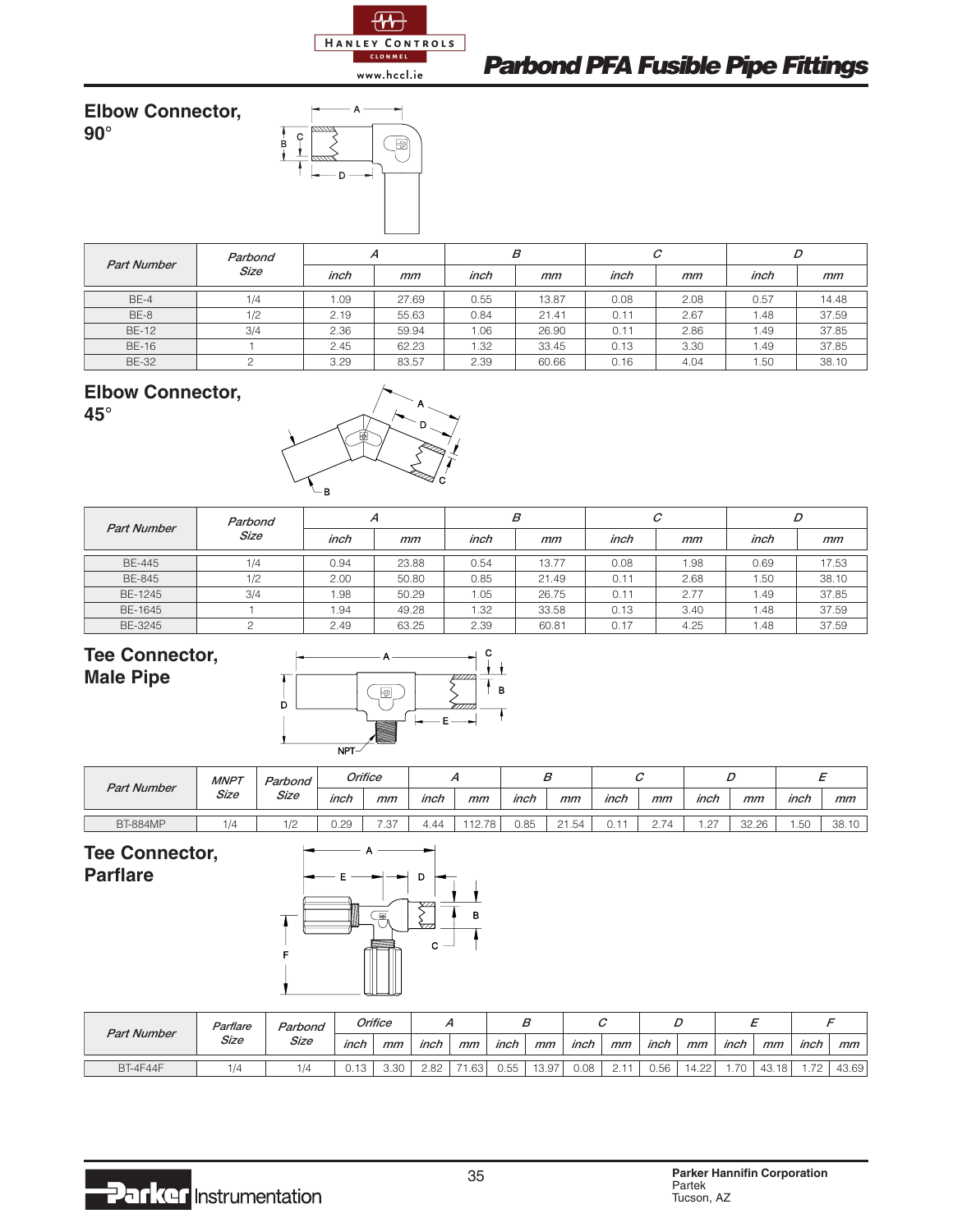# Parbond PFA Fusible Pipe Fittings

## Elbow Connector, 90°

A
C
B
D

| Part Number | Parbond Size | A | | B | | C | | D | |
|---|---|---|---|---|---|---|---|---|---|
| | | inch | mm | inch | mm | inch | mm | inch | mm |
| BE-4 | 1/4 | 1.09 | 27.69 | 0.55 | 13.87 | 0.08 | 2.08 | 0.57 | 14.48 |
| BE-8 | 1/2 | 2.19 | 55.63 | 0.84 | 21.41 | 0.11 | 2.67 | 1.48 | 37.59 |
| BE-12 | 3/4 | 2.36 | 59.94 | 1.06 | 26.90 | 0.11 | 2.86 | 1.49 | 37.85 |
| BE-16 | 1 | 2.45 | 62.23 | 1.32 | 33.45 | 0.13 | 3.30 | 1.49 | 37.85 |
| BE-32 | 2 | 3.29 | 83.57 | 2.39 | 60.66 | 0.16 | 4.04 | 1.50 | 38.10 |

## Elbow Connector, 45°

A
D
C
B

| Part Number | Parbond Size | A | | B | | C | | D | |
|---|---|---|---|---|---|---|---|---|---|
| | | inch | mm | inch | mm | inch | mm | inch | mm |
| BE-445 | 1/4 | 0.94 | 23.88 | 0.54 | 13.77 | 0.08 | 1.98 | 0.69 | 17.53 |
| BE-845 | 1/2 | 2.00 | 50.80 | 0.85 | 21.49 | 0.11 | 2.68 | 1.50 | 38.10 |
| BE-1245 | 3/4 | 1.98 | 50.29 | 1.05 | 26.75 | 0.11 | 2.77 | 1.49 | 37.85 |
| BE-1645 | 1 | 1.94 | 49.28 | 1.32 | 33.58 | 0.13 | 3.40 | 1.48 | 37.59 |
| BE-3245 | 2 | 2.49 | 63.25 | 2.39 | 60.81 | 0.17 | 4.25 | 1.48 | 37.59 |

## Tee Connector, Male Pipe

A
C
B
D
E
NPT

| Part Number | MNPT Size | Parbond Size | Orifice | | A | | B | | C | | D | | E | |
|---|---|---|---|---|---|---|---|---|---|---|---|---|---|---|
| | | | inch | mm | inch | mm | inch | mm | inch | mm | inch | mm | inch | mm |
| BT-884MP | 1/4 | 1/2 | 0.29 | 7.37 | 4.44 | 112.78 | 0.85 | 21.54 | 0.11 | 2.74 | 1.27 | 32.26 | 1.50 | 38.10 |

## Tee Connector, Parflare

A
E
D
B
C
F

| Part Number | Parflare Size | Parbond Size | Orifice | | A | | B | | C | | D | | E | | F | |
|---|---|---|---|---|---|---|---|---|---|---|---|---|---|---|---|---|
| | | | inch | mm | inch | mm | inch | mm | inch | mm | inch | mm | inch | mm | inch | mm |
| BT-4F44F | 1/4 | 1/4 | 0.13 | 3.30 | 2.82 | 71.63 | 0.55 | 13.97 | 0.08 | 2.11 | 0.56 | 14.22 | 1.70 | 43.18 | 1.72 | 43.69 |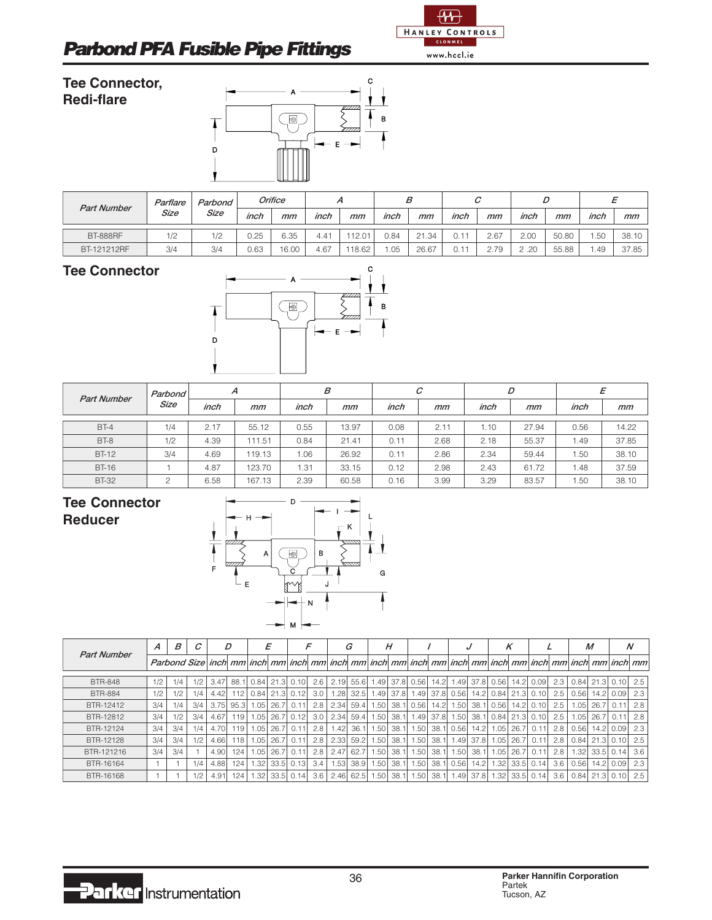# Parbond PFA Fusible Pipe Fittings

## Tee Connector, Redi-flare

A
C
B
D
E

| Part Number | Parflare Size | Parbond Size | Orifice | | A | | B | | C | | D | | E | |
|---|---|---|---|---|---|---|---|---|---|---|---|---|---|---|
| | | | inch | mm | inch | mm | inch | mm | inch | mm | inch | mm | inch | mm |
| BT-888RF | 1/2 | 1/2 | 0.25 | 6.35 | 4.41 | 112.01 | 0.84 | 21.34 | 0.11 | 2.67 | 2.00 | 50.80 | 1.50 | 38.10 |
| BT-121212RF | 3/4 | 3/4 | 0.63 | 16.00 | 4.67 | 118.62 | 1.05 | 26.67 | 0.11 | 2.79 | 2 .20 | 55.88 | 1.49 | 37.85 |

## Tee Connector

A
C
B
D
E

| Part Number | Parbond Size | A | | B | | C | | D | | E | |
|---|---|---|---|---|---|---|---|---|---|---|---|
| | | inch | mm | inch | mm | inch | mm | inch | mm | inch | mm |
| BT-4 | 1/4 | 2.17 | 55.12 | 0.55 | 13.97 | 0.08 | 2.11 | 1.10 | 27.94 | 0.56 | 14.22 |
| BT-8 | 1/2 | 4.39 | 111.51 | 0.84 | 21.41 | 0.11 | 2.68 | 2.18 | 55.37 | 1.49 | 37.85 |
| BT-12 | 3/4 | 4.69 | 119.13 | 1.06 | 26.92 | 0.11 | 2.86 | 2.34 | 59.44 | 1.50 | 38.10 |
| BT-16 | 1 | 4.87 | 123.70 | 1.31 | 33.15 | 0.12 | 2.98 | 2.43 | 61.72 | 1.48 | 37.59 |
| BT-32 | 2 | 6.58 | 167.13 | 2.39 | 60.58 | 0.16 | 3.99 | 3.29 | 83.57 | 1.50 | 38.10 |

## Tee Connector Reducer

D
H
I
L
K
A
B
F
C
G
E
J
N
M

| Part Number | A | B | C | D | | E | | F | | G | | H | | I | | J | | K | | L | | M | | N | |
|---|---|---|---|---|---|---|---|---|---|---|---|---|---|---|---|---|---|---|---|---|---|---|---|---|---|
| | Parbond Size | | | inch | mm | inch | mm | inch | mm | inch | mm | inch | mm | inch | mm | inch | mm | inch | mm | inch | mm | inch | mm | inch | mm |
| BTR-848 | 1/2 | 1/4 | 1/2 | 3.47 | 88.1 | 0.84 | 21.3 | 0.10 | 2.6 | 2.19 | 55.6 | 1.49 | 37.8 | 0.56 | 14.2 | 1.49 | 37.8 | 0.56 | 14.2 | 0.09 | 2.3 | 0.84 | 21.3 | 0.10 | 2.5 |
| BTR-884 | 1/2 | 1/2 | 1/4 | 4.42 | 112 | 0.84 | 21.3 | 0.12 | 3.0 | 1.28 | 32.5 | 1.49 | 37.8 | 1.49 | 37.8 | 0.56 | 14.2 | 0.84 | 21.3 | 0.10 | 2.5 | 0.56 | 14.2 | 0.09 | 2.3 |
| BTR-12412 | 3/4 | 1/4 | 3/4 | 3.75 | 95.3 | 1.05 | 26.7 | 0.11 | 2.8 | 2.34 | 59.4 | 1.50 | 38.1 | 0.56 | 14.2 | 1.50 | 38.1 | 0.56 | 14.2 | 0.10 | 2.5 | 1.05 | 26.7 | 0.11 | 2.8 |
| BTR-12812 | 3/4 | 1/2 | 3/4 | 4.67 | 119 | 1.05 | 26.7 | 0.12 | 3.0 | 2.34 | 59.4 | 1.50 | 38.1 | 1.49 | 37.8 | 1.50 | 38.1 | 0.84 | 21.3 | 0.10 | 2.5 | 1.05 | 26.7 | 0.11 | 2.8 |
| BTR-12124 | 3/4 | 3/4 | 1/4 | 4.70 | 119 | 1.05 | 26.7 | 0.11 | 2.8 | 1.42 | 36.1 | 1.50 | 38.1 | 1.50 | 38.1 | 0.56 | 14.2 | 1.05 | 26.7 | 0.11 | 2.8 | 0.56 | 14.2 | 0.09 | 2.3 |
| BTR-12128 | 3/4 | 3/4 | 1/2 | 4.66 | 118 | 1.05 | 26.7 | 0.11 | 2.8 | 2.33 | 59.2 | 1.50 | 38.1 | 1.50 | 38.1 | 1.49 | 37.8 | 1.05 | 26.7 | 0.11 | 2.8 | 0.84 | 21.3 | 0.10 | 2.5 |
| BTR-121216 | 3/4 | 3/4 | 1 | 4.90 | 124 | 1.05 | 26.7 | 0.11 | 2.8 | 2.47 | 62.7 | 1.50 | 38.1 | 1.50 | 38.1 | 1.50 | 38.1 | 1.05 | 26.7 | 0.11 | 2.8 | 1.32 | 33.5 | 0.14 | 3.6 |
| BTR-16164 | 1 | 1 | 1/4 | 4.88 | 124 | 1.32 | 33.5 | 0.13 | 3.4 | 1.53 | 38.9 | 1.50 | 38.1 | 1.50 | 38.1 | 0.56 | 14.2 | 1.32 | 33.5 | 0.14 | 3.6 | 0.56 | 14.2 | 0.09 | 2.3 |
| BTR-16168 | 1 | 1 | 1/2 | 4.91 | 124 | 1.32 | 33.5 | 0.14 | 3.6 | 2.46 | 62.5 | 1.50 | 38.1 | 1.50 | 38.1 | 1.49 | 37.8 | 1.32 | 33.5 | 0.14 | 3.6 | 0.84 | 21.3 | 0.10 | 2.5 |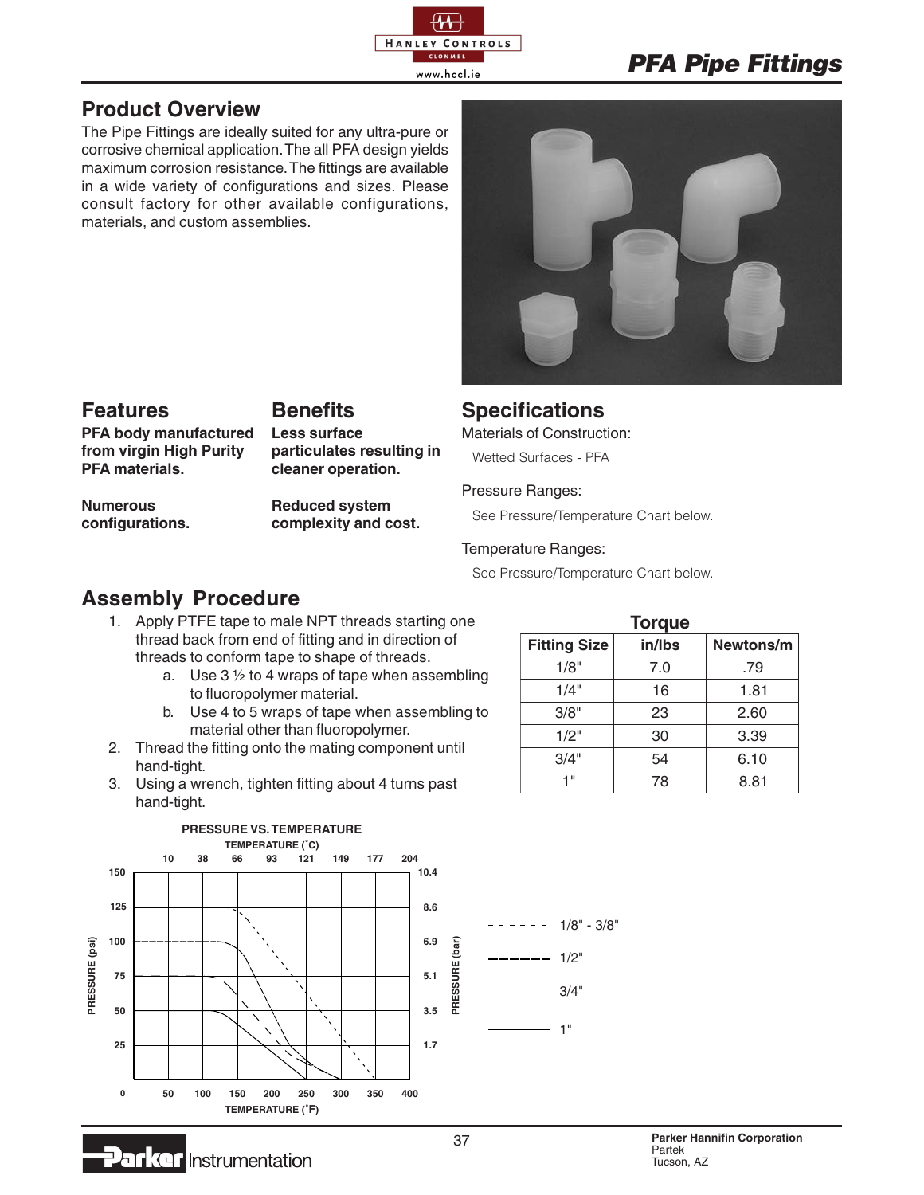# PFA Pipe Fittings

## Product Overview

The Pipe Fittings are ideally suited for any ultra-pure or corrosive chemical application. The all PFA design yields maximum corrosion resistance. The fittings are available in a wide variety of configurations and sizes. Please consult factory for other available configurations, materials, and custom assemblies.

## Features

**PFA body manufactured from virgin High Purity PFA materials.**

**Numerous configurations.**

## Benefits

**Less surface particulates resulting in cleaner operation.**

**Reduced system complexity and cost.**

## Specifications

Materials of Construction:

Wetted Surfaces - PFA

Pressure Ranges:

See Pressure/Temperature Chart below.

Temperature Ranges:

See Pressure/Temperature Chart below.

## Assembly Procedure

1. Apply PTFE tape to male NPT threads starting one thread back from end of fitting and in direction of threads to conform tape to shape of threads.
   a. Use 3 ½ to 4 wraps of tape when assembling to fluoropolymer material.
   b. Use 4 to 5 wraps of tape when assembling to material other than fluoropolymer.
2. Thread the fitting onto the mating component until hand-tight.
3. Using a wrench, tighten fitting about 4 turns past hand-tight.

**Torque**

| Fitting Size | in/lbs | Newtons/m |
|---|---|---|
| 1/8" | 7.0 | .79 |
| 1/4" | 16 | 1.81 |
| 3/8" | 23 | 2.60 |
| 1/2" | 30 | 3.39 |
| 3/4" | 54 | 6.10 |
| 1" | 78 | 8.81 |

PRESSURE VS. TEMPERATURE

TEMPERATURE (˚C)

10 38 66 93 121 149 177 204

PRESSURE (psi): 0 25 50 75 100 125 150

PRESSURE (bar): 1.7 3.5 5.1 6.9 8.6 10.4

TEMPERATURE (˚F)

50 100 150 200 250 300 350 400

1/8" - 3/8"

1/2"

3/4"

1"

Parker Hannifin Corporation
Partek
Tucson, AZ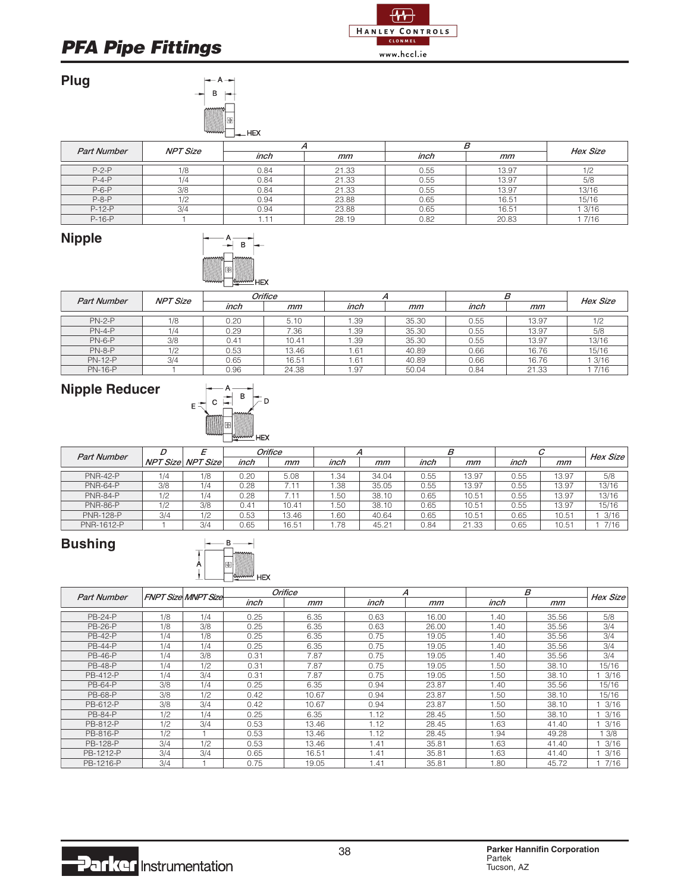# PFA Pipe Fittings

## Plug

| Part Number | NPT Size | A | | B | | Hex Size |
|---|---|---|---|---|---|---|
| | | inch | mm | inch | mm | |
| P-2-P | 1/8 | 0.84 | 21.33 | 0.55 | 13.97 | 1/2 |
| P-4-P | 1/4 | 0.84 | 21.33 | 0.55 | 13.97 | 5/8 |
| P-6-P | 3/8 | 0.84 | 21.33 | 0.55 | 13.97 | 13/16 |
| P-8-P | 1/2 | 0.94 | 23.88 | 0.65 | 16.51 | 15/16 |
| P-12-P | 3/4 | 0.94 | 23.88 | 0.65 | 16.51 | 1 3/16 |
| P-16-P | 1 | 1.11 | 28.19 | 0.82 | 20.83 | 1 7/16 |

## Nipple

| Part Number | NPT Size | Orifice | | A | | B | | Hex Size |
|---|---|---|---|---|---|---|---|---|
| | | inch | mm | inch | mm | inch | mm | |
| PN-2-P | 1/8 | 0.20 | 5.10 | 1.39 | 35.30 | 0.55 | 13.97 | 1/2 |
| PN-4-P | 1/4 | 0.29 | 7.36 | 1.39 | 35.30 | 0.55 | 13.97 | 5/8 |
| PN-6-P | 3/8 | 0.41 | 10.41 | 1.39 | 35.30 | 0.55 | 13.97 | 13/16 |
| PN-8-P | 1/2 | 0.53 | 13.46 | 1.61 | 40.89 | 0.66 | 16.76 | 15/16 |
| PN-12-P | 3/4 | 0.65 | 16.51 | 1.61 | 40.89 | 0.66 | 16.76 | 1 3/16 |
| PN-16-P | 1 | 0.96 | 24.38 | 1.97 | 50.04 | 0.84 | 21.33 | 1 7/16 |

## Nipple Reducer

| Part Number | D | E | Orifice | | A | | B | | C | | Hex Size |
|---|---|---|---|---|---|---|---|---|---|---|---|
| | NPT Size | NPT Size | inch | mm | inch | mm | inch | mm | inch | mm | |
| PNR-42-P | 1/4 | 1/8 | 0.20 | 5.08 | 1.34 | 34.04 | 0.55 | 13.97 | 0.55 | 13.97 | 5/8 |
| PNR-64-P | 3/8 | 1/4 | 0.28 | 7.11 | 1.38 | 35.05 | 0.55 | 13.97 | 0.55 | 13.97 | 13/16 |
| PNR-84-P | 1/2 | 1/4 | 0.28 | 7.11 | 1.50 | 38.10 | 0.65 | 10.51 | 0.55 | 13.97 | 13/16 |
| PNR-86-P | 1/2 | 3/8 | 0.41 | 10.41 | 1.50 | 38.10 | 0.65 | 10.51 | 0.55 | 13.97 | 15/16 |
| PNR-128-P | 3/4 | 1/2 | 0.53 | 13.46 | 1.60 | 40.64 | 0.65 | 10.51 | 0.65 | 10.51 | 1 3/16 |
| PNR-1612-P | 1 | 3/4 | 0.65 | 16.51 | 1.78 | 45.21 | 0.84 | 21.33 | 0.65 | 10.51 | 1 7/16 |

## Bushing

| Part Number | FNPT Size | MNPT Size | Orifice | | A | | B | | Hex Size |
|---|---|---|---|---|---|---|---|---|---|
| | | | inch | mm | inch | mm | inch | mm | |
| PB-24-P | 1/8 | 1/4 | 0.25 | 6.35 | 0.63 | 16.00 | 1.40 | 35.56 | 5/8 |
| PB-26-P | 1/8 | 3/8 | 0.25 | 6.35 | 0.63 | 26.00 | 1.40 | 35.56 | 3/4 |
| PB-42-P | 1/4 | 1/8 | 0.25 | 6.35 | 0.75 | 19.05 | 1.40 | 35.56 | 3/4 |
| PB-44-P | 1/4 | 1/4 | 0.25 | 6.35 | 0.75 | 19.05 | 1.40 | 35.56 | 3/4 |
| PB-46-P | 1/4 | 3/8 | 0.31 | 7.87 | 0.75 | 19.05 | 1.40 | 35.56 | 3/4 |
| PB-48-P | 1/4 | 1/2 | 0.31 | 7.87 | 0.75 | 19.05 | 1.50 | 38.10 | 15/16 |
| PB-412-P | 1/4 | 3/4 | 0.31 | 7.87 | 0.75 | 19.05 | 1.50 | 38.10 | 1 3/16 |
| PB-64-P | 3/8 | 1/4 | 0.25 | 6.35 | 0.94 | 23.87 | 1.40 | 35.56 | 15/16 |
| PB-68-P | 3/8 | 1/2 | 0.42 | 10.67 | 0.94 | 23.87 | 1.50 | 38.10 | 15/16 |
| PB-612-P | 3/8 | 3/4 | 0.42 | 10.67 | 0.94 | 23.87 | 1.50 | 38.10 | 1 3/16 |
| PB-84-P | 1/2 | 1/4 | 0.25 | 6.35 | 1.12 | 28.45 | 1.50 | 38.10 | 1 3/16 |
| PB-812-P | 1/2 | 3/4 | 0.53 | 13.46 | 1.12 | 28.45 | 1.63 | 41.40 | 1 3/16 |
| PB-816-P | 1/2 | 1 | 0.53 | 13.46 | 1.12 | 28.45 | 1.94 | 49.28 | 1 3/8 |
| PB-128-P | 3/4 | 1/2 | 0.53 | 13.46 | 1.41 | 35.81 | 1.63 | 41.40 | 1 3/16 |
| PB-1212-P | 3/4 | 3/4 | 0.65 | 16.51 | 1.41 | 35.81 | 1.63 | 41.40 | 1 3/16 |
| PB-1216-P | 3/4 | 1 | 0.75 | 19.05 | 1.41 | 35.81 | 1.80 | 45.72 | 1 7/16 |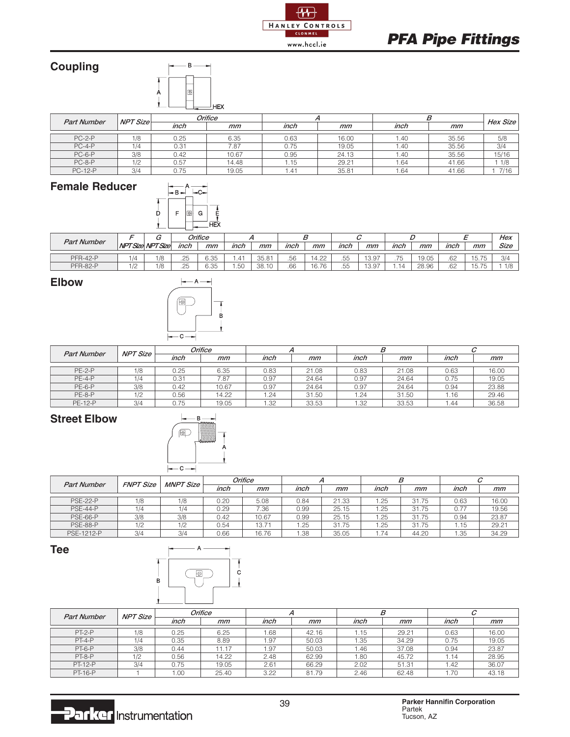# PFA Pipe Fittings

## Coupling

| Part Number | NPT Size | Orifice | | A | | B | | Hex Size |
|---|---|---|---|---|---|---|---|---|
| | | inch | mm | inch | mm | inch | mm | |
| PC-2-P | 1/8 | 0.25 | 6.35 | 0.63 | 16.00 | 1.40 | 35.56 | 5/8 |
| PC-4-P | 1/4 | 0.31 | 7.87 | 0.75 | 19.05 | 1.40 | 35.56 | 3/4 |
| PC-6-P | 3/8 | 0.42 | 10.67 | 0.95 | 24.13 | 1.40 | 35.56 | 15/16 |
| PC-8-P | 1/2 | 0.57 | 14.48 | 1.15 | 29.21 | 1.64 | 41.66 | 1 1/8 |
| PC-12-P | 3/4 | 0.75 | 19.05 | 1.41 | 35.81 | 1.64 | 41.66 | 1 7/16 |

## Female Reducer

| Part Number | F | G | Orifice | | A | | B | | C | | D | | E | | Hex |
|---|---|---|---|---|---|---|---|---|---|---|---|---|---|---|---|
| | NPT Size | NPT Size | inch | mm | inch | mm | inch | mm | inch | mm | inch | mm | inch | mm | Size |
| PFR-42-P | 1/4 | 1/8 | .25 | 6.35 | 1.41 | 35.81 | .56 | 14.22 | .55 | 13.97 | .75 | 19.05 | .62 | 15.75 | 3/4 |
| PFR-82-P | 1/2 | 1/8 | .25 | 6.35 | 1.50 | 38.10 | .66 | 16.76 | .55 | 13.97 | 1.14 | 28.96 | .62 | 15.75 | 1 1/8 |

## Elbow

| Part Number | NPT Size | Orifice | | A | | B | | C | |
|---|---|---|---|---|---|---|---|---|---|
| | | inch | mm | inch | mm | inch | mm | inch | mm |
| PE-2-P | 1/8 | 0.25 | 6.35 | 0.83 | 21.08 | 0.83 | 21.08 | 0.63 | 16.00 |
| PE-4-P | 1/4 | 0.31 | 7.87 | 0.97 | 24.64 | 0.97 | 24.64 | 0.75 | 19.05 |
| PE-6-P | 3/8 | 0.42 | 10.67 | 0.97 | 24.64 | 0.97 | 24.64 | 0.94 | 23.88 |
| PE-8-P | 1/2 | 0.56 | 14.22 | 1.24 | 31.50 | 1.24 | 31.50 | 1.16 | 29.46 |
| PE-12-P | 3/4 | 0.75 | 19.05 | 1.32 | 33.53 | 1.32 | 33.53 | 1.44 | 36.58 |

## Street Elbow

| Part Number | FNPT Size | MNPT Size | Orifice | | A | | B | | C | |
|---|---|---|---|---|---|---|---|---|---|---|
| | | | inch | mm | inch | mm | inch | mm | inch | mm |
| PSE-22-P | 1/8 | 1/8 | 0.20 | 5.08 | 0.84 | 21.33 | 1.25 | 31.75 | 0.63 | 16.00 |
| PSE-44-P | 1/4 | 1/4 | 0.29 | 7.36 | 0.99 | 25.15 | 1.25 | 31.75 | 0.77 | 19.56 |
| PSE-66-P | 3/8 | 3/8 | 0.42 | 10.67 | 0.99 | 25.15 | 1.25 | 31.75 | 0.94 | 23.87 |
| PSE-88-P | 1/2 | 1/2 | 0.54 | 13.71 | 1.25 | 31.75 | 1.25 | 31.75 | 1.15 | 29.21 |
| PSE-1212-P | 3/4 | 3/4 | 0.66 | 16.76 | 1.38 | 35.05 | 1.74 | 44.20 | 1.35 | 34.29 |

## Tee

| Part Number | NPT Size | Orifice | | A | | B | | C | |
|---|---|---|---|---|---|---|---|---|---|
| | | inch | mm | inch | mm | inch | mm | inch | mm |
| PT-2-P | 1/8 | 0.25 | 6.25 | 1.68 | 42.16 | 1.15 | 29.21 | 0.63 | 16.00 |
| PT-4-P | 1/4 | 0.35 | 8.89 | 1.97 | 50.03 | 1.35 | 34.29 | 0.75 | 19.05 |
| PT-6-P | 3/8 | 0.44 | 11.17 | 1.97 | 50.03 | 1.46 | 37.08 | 0.94 | 23.87 |
| PT-8-P | 1/2 | 0.56 | 14.22 | 2.48 | 62.99 | 1.80 | 45.72 | 1.14 | 28.95 |
| PT-12-P | 3/4 | 0.75 | 19.05 | 2.61 | 66.29 | 2.02 | 51.31 | 1.42 | 36.07 |
| PT-16-P | 1 | 1.00 | 25.40 | 3.22 | 81.79 | 2.46 | 62.48 | 1.70 | 43.18 |

Parker Hannifin Corporation
Partek
Tucson, AZ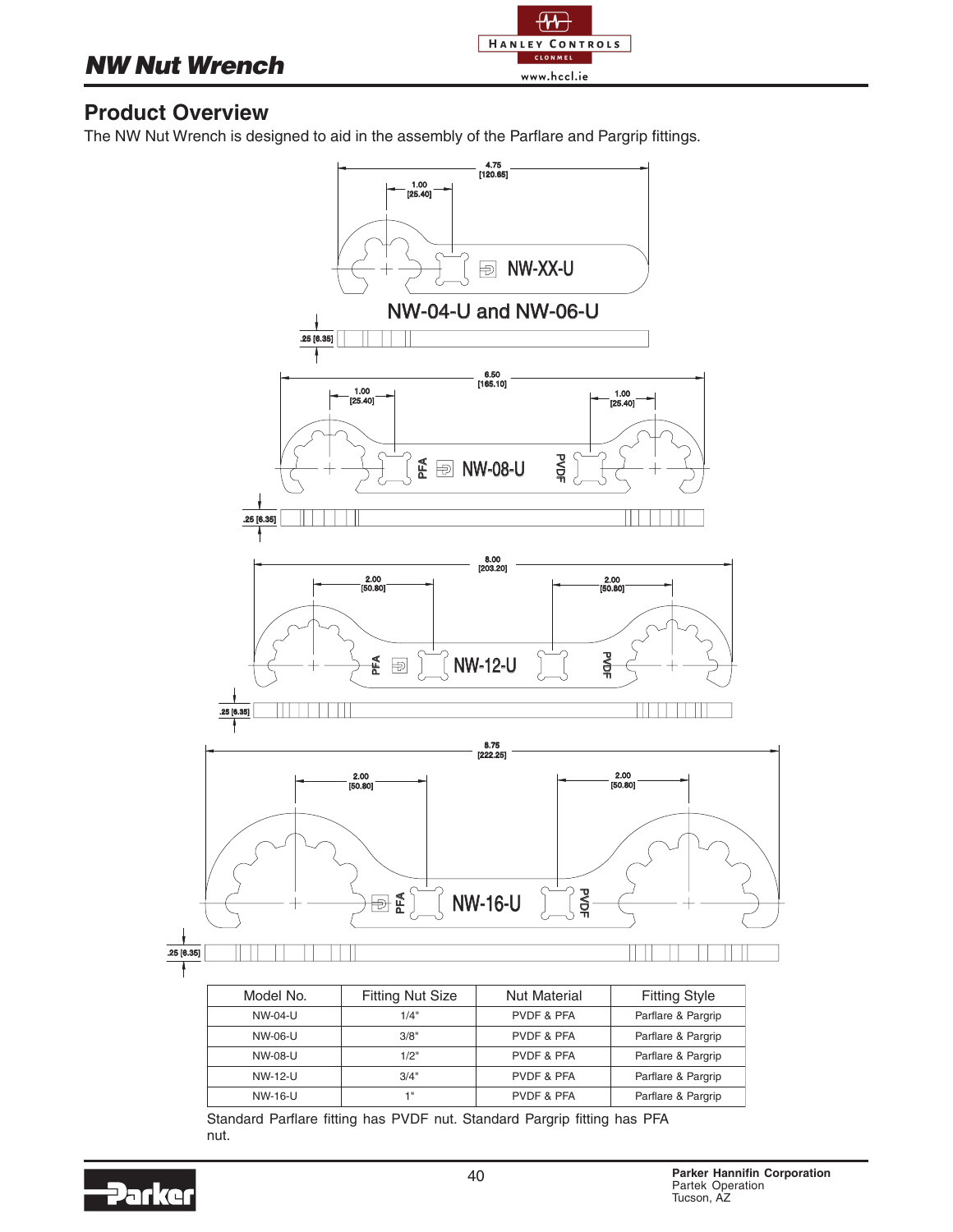# NW Nut Wrench

## Product Overview

The NW Nut Wrench is designed to aid in the assembly of the Parflare and Pargrip fittings.

4.75
[120.65]
1.00
[25.40]
NW-XX-U
NW-04-U and NW-06-U
.25 [6.35]

6.50
[165.10]
1.00
[25.40]
1.00
[25.40]
PFA
NW-08-U
PVDF
.25 [6.35]

8.00
[203.20]
2.00
[50.80]
2.00
[50.80]
PFA
NW-12-U
PVDF
.25 [6.35]

8.75
[222.25]
2.00
[50.80]
2.00
[50.80]
PFA
NW-16-U
PVDF
.25 [6.35]

| Model No. | Fitting Nut Size | Nut Material | Fitting Style |
|---|---|---|---|
| NW-04-U | 1/4" | PVDF & PFA | Parflare & Pargrip |
| NW-06-U | 3/8" | PVDF & PFA | Parflare & Pargrip |
| NW-08-U | 1/2" | PVDF & PFA | Parflare & Pargrip |
| NW-12-U | 3/4" | PVDF & PFA | Parflare & Pargrip |
| NW-16-U | 1" | PVDF & PFA | Parflare & Pargrip |

Standard Parflare fitting has PVDF nut. Standard Pargrip fitting has PFA nut.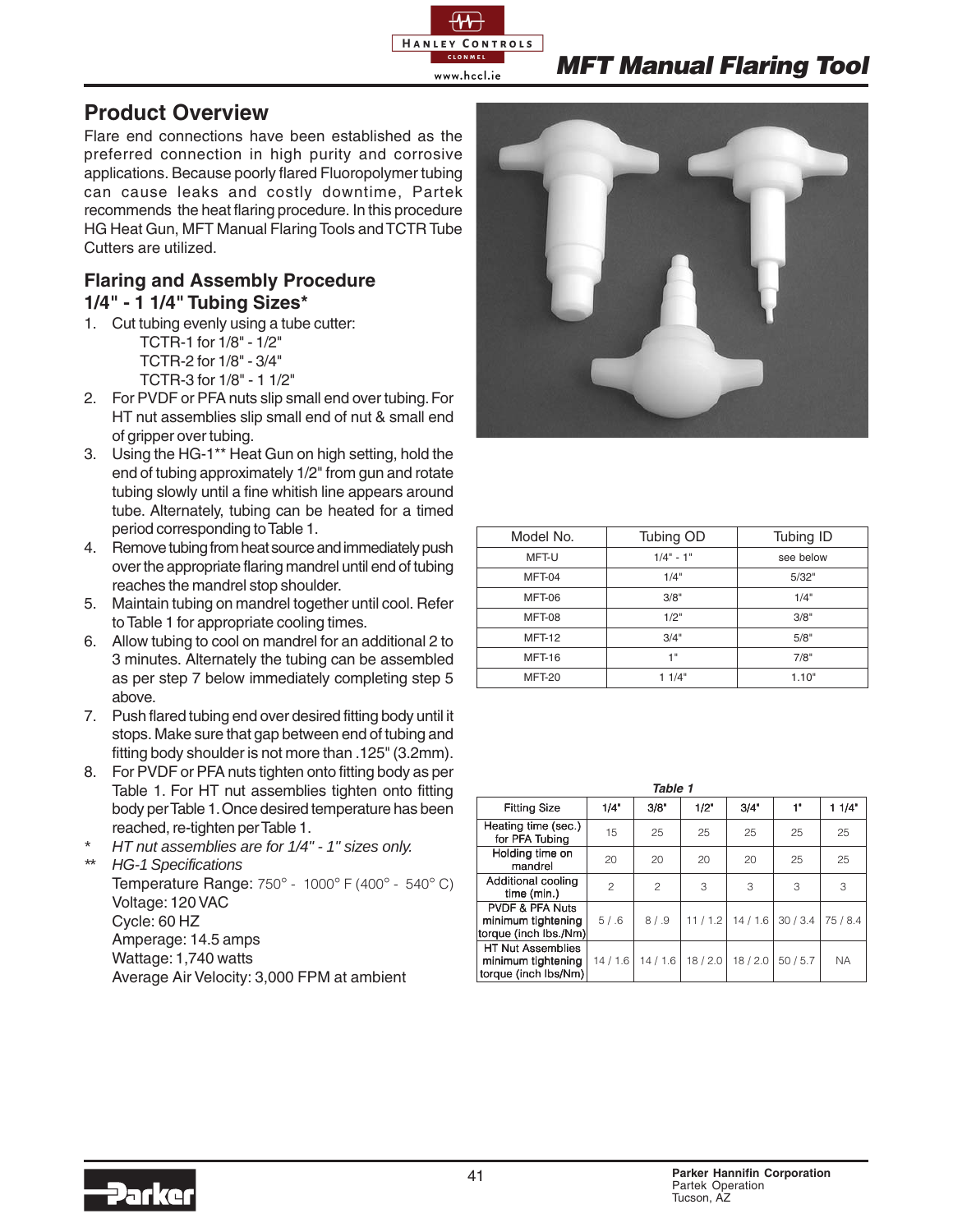# MFT Manual Flaring Tool

## Product Overview

Flare end connections have been established as the preferred connection in high purity and corrosive applications. Because poorly flared Fluoropolymer tubing can cause leaks and costly downtime, Partek recommends the heat flaring procedure. In this procedure HG Heat Gun, MFT Manual Flaring Tools and TCTR Tube Cutters are utilized.

## Flaring and Assembly Procedure 1/4" - 1 1/4" Tubing Sizes*

1. Cut tubing evenly using a tube cutter:
   TCTR-1 for 1/8" - 1/2"
   TCTR-2 for 1/8" - 3/4"
   TCTR-3 for 1/8" - 1 1/2"
2. For PVDF or PFA nuts slip small end over tubing. For HT nut assemblies slip small end of nut & small end of gripper over tubing.
3. Using the HG-1** Heat Gun on high setting, hold the end of tubing approximately 1/2" from gun and rotate tubing slowly until a fine whitish line appears around tube. Alternately, tubing can be heated for a timed period corresponding to Table 1.
4. Remove tubing from heat source and immediately push over the appropriate flaring mandrel until end of tubing reaches the mandrel stop shoulder.
5. Maintain tubing on mandrel together until cool. Refer to Table 1 for appropriate cooling times.
6. Allow tubing to cool on mandrel for an additional 2 to 3 minutes. Alternately the tubing can be assembled as per step 7 below immediately completing step 5 above.
7. Push flared tubing end over desired fitting body until it stops. Make sure that gap between end of tubing and fitting body shoulder is not more than .125" (3.2mm).
8. For PVDF or PFA nuts tighten onto fitting body as per Table 1. For HT nut assemblies tighten onto fitting body per Table 1. Once desired temperature has been reached, re-tighten per Table 1.

\* *HT nut assemblies are for 1/4" - 1" sizes only.*

** *HG-1 Specifications*

Temperature Range: 750° - 1000° F (400° - 540° C)
Voltage: 120 VAC
Cycle: 60 HZ
Amperage: 14.5 amps
Wattage: 1,740 watts
Average Air Velocity: 3,000 FPM at ambient

| Model No. | Tubing OD | Tubing ID |
|---|---|---|
| MFT-U | 1/4" - 1" | see below |
| MFT-04 | 1/4" | 5/32" |
| MFT-06 | 3/8" | 1/4" |
| MFT-08 | 1/2" | 3/8" |
| MFT-12 | 3/4" | 5/8" |
| MFT-16 | 1" | 7/8" |
| MFT-20 | 1 1/4" | 1.10" |

***Table 1***

| Fitting Size | 1/4" | 3/8" | 1/2" | 3/4" | 1" | 1 1/4" |
|---|---|---|---|---|---|---|
| Heating time (sec.) for PFA Tubing | 15 | 25 | 25 | 25 | 25 | 25 |
| Holding time on mandrel | 20 | 20 | 20 | 20 | 25 | 25 |
| Additional cooling time (min.) | 2 | 2 | 3 | 3 | 3 | 3 |
| PVDF & PFA Nuts minimum tightening torque (inch lbs./Nm) | 5 / .6 | 8 / .9 | 11 / 1.2 | 14 / 1.6 | 30 / 3.4 | 75 / 8.4 |
| HT Nut Assemblies minimum tightening torque (inch lbs/Nm) | 14 / 1.6 | 14 / 1.6 | 18 / 2.0 | 18 / 2.0 | 50 / 5.7 | NA |

Parker Hannifin Corporation
Partek Operation
Tucson, AZ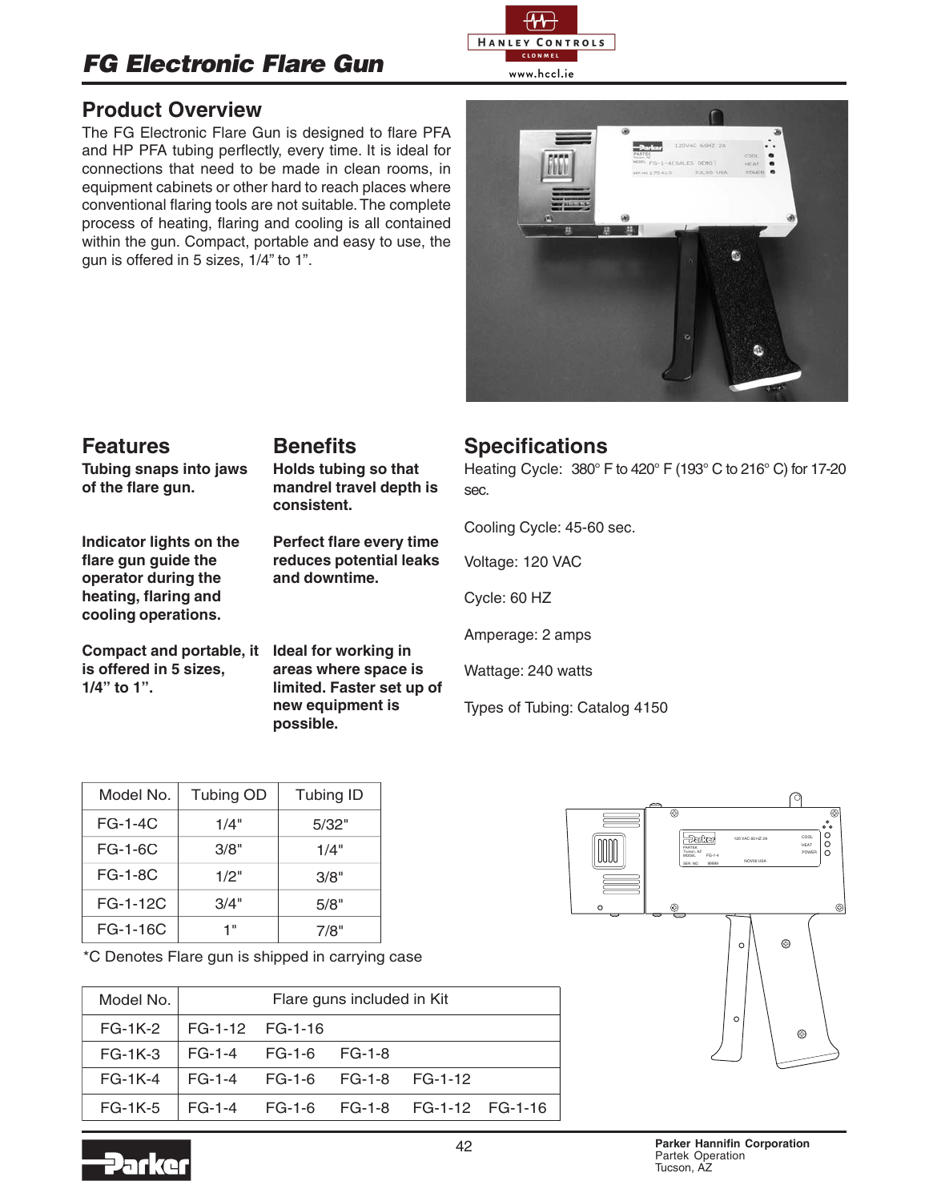# FG Electronic Flare Gun

## Product Overview

The FG Electronic Flare Gun is designed to flare PFA and HP PFA tubing perflectly, every time. It is ideal for connections that need to be made in clean rooms, in equipment cabinets or other hard to reach places where conventional flaring tools are not suitable. The complete process of heating, flaring and cooling is all contained within the gun. Compact, portable and easy to use, the gun is offered in 5 sizes, 1/4" to 1".

| Features | Benefits |
|---|---|
| **Tubing snaps into jaws of the flare gun.** | **Holds tubing so that mandrel travel depth is consistent.** |
| **Indicator lights on the flare gun guide the operator during the heating, flaring and cooling operations.** | **Perfect flare every time reduces potential leaks and downtime.** |
| **Compact and portable, it is offered in 5 sizes, 1/4" to 1".** | **Ideal for working in areas where space is limited. Faster set up of new equipment is possible.** |

## Specifications

Heating Cycle: 380° F to 420° F (193° C to 216° C) for 17-20 sec.

Cooling Cycle: 45-60 sec.

Voltage: 120 VAC

Cycle: 60 HZ

Amperage: 2 amps

Wattage: 240 watts

Types of Tubing: Catalog 4150

| Model No. | Tubing OD | Tubing ID |
|---|---|---|
| FG-1-4C | 1/4" | 5/32" |
| FG-1-6C | 3/8" | 1/4" |
| FG-1-8C | 1/2" | 3/8" |
| FG-1-12C | 3/4" | 5/8" |
| FG-1-16C | 1" | 7/8" |

*C Denotes Flare gun is shipped in carrying case

| Model No. | Flare guns included in Kit | | | | |
|---|---|---|---|---|---|
| FG-1K-2 | FG-1-12 | FG-1-16 | | | |
| FG-1K-3 | FG-1-4 | FG-1-6 | FG-1-8 | | |
| FG-1K-4 | FG-1-4 | FG-1-6 | FG-1-8 | FG-1-12 | |
| FG-1K-5 | FG-1-4 | FG-1-6 | FG-1-8 | FG-1-12 | FG-1-16 |

Parker Hannifin Corporation
Partek Operation
Tucson, AZ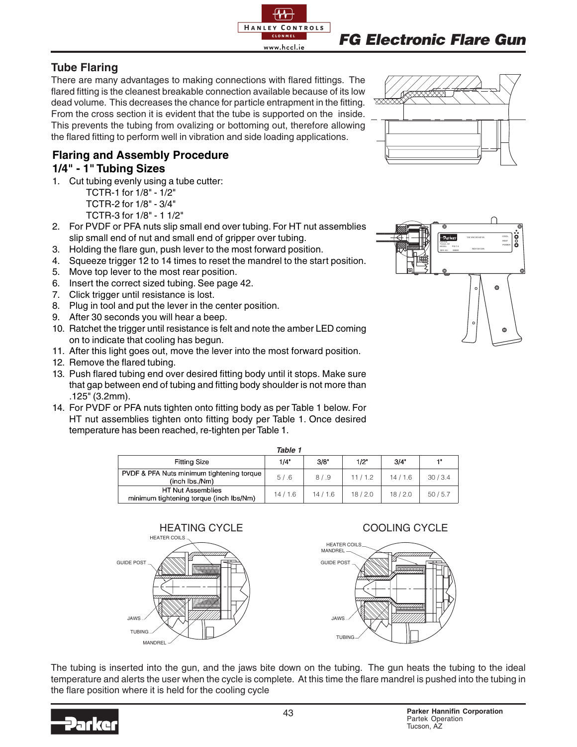# FG Electronic Flare Gun

## Tube Flaring

There are many advantages to making connections with flared fittings. The flared fitting is the cleanest breakable connection available because of its low dead volume. This decreases the chance for particle entrapment in the fitting. From the cross section it is evident that the tube is supported on the inside. This prevents the tubing from ovalizing or bottoming out, therefore allowing the flared fitting to perform well in vibration and side loading applications.

## Flaring and Assembly Procedure
## 1/4" - 1" Tubing Sizes

1. Cut tubing evenly using a tube cutter:
   TCTR-1 for 1/8" - 1/2"
   TCTR-2 for 1/8" - 3/4"
   TCTR-3 for 1/8" - 1 1/2"
2. For PVDF or PFA nuts slip small end over tubing. For HT nut assemblies slip small end of nut and small end of gripper over tubing.
3. Holding the flare gun, push lever to the most forward position.
4. Squeeze trigger 12 to 14 times to reset the mandrel to the start position.
5. Move top lever to the most rear position.
6. Insert the correct sized tubing. See page 42.
7. Click trigger until resistance is lost.
8. Plug in tool and put the lever in the center position.
9. After 30 seconds you will hear a beep.
10. Ratchet the trigger until resistance is felt and note the amber LED coming on to indicate that cooling has begun.
11. After this light goes out, move the lever into the most forward position.
12. Remove the flared tubing.
13. Push flared tubing end over desired fitting body until it stops. Make sure that gap between end of tubing and fitting body shoulder is not more than .125" (3.2mm).
14. For PVDF or PFA nuts tighten onto fitting body as per Table 1 below. For HT nut assemblies tighten onto fitting body per Table 1. Once desired temperature has been reached, re-tighten per Table 1.

*Table 1*

| Fitting Size | 1/4" | 3/8" | 1/2" | 3/4" | 1" |
|---|---|---|---|---|---|
| PVDF & PFA Nuts minimum tightening torque (inch lbs./Nm) | 5 / .6 | 8 / .9 | 11 / 1.2 | 14 / 1.6 | 30 / 3.4 |
| HT Nut Assemblies minimum tightening torque (inch lbs/Nm) | 14 / 1.6 | 14 / 1.6 | 18 / 2.0 | 18 / 2.0 | 50 / 5.7 |

HEATING CYCLE

HEATER COILS
GUIDE POST
JAWS
TUBING
MANDREL

COOLING CYCLE

HEATER COILS
MANDREL
GUIDE POST
JAWS
TUBING

The tubing is inserted into the gun, and the jaws bite down on the tubing. The gun heats the tubing to the ideal temperature and alerts the user when the cycle is complete. At this time the flare mandrel is pushed into the tubing in the flare position where it is held for the cooling cycle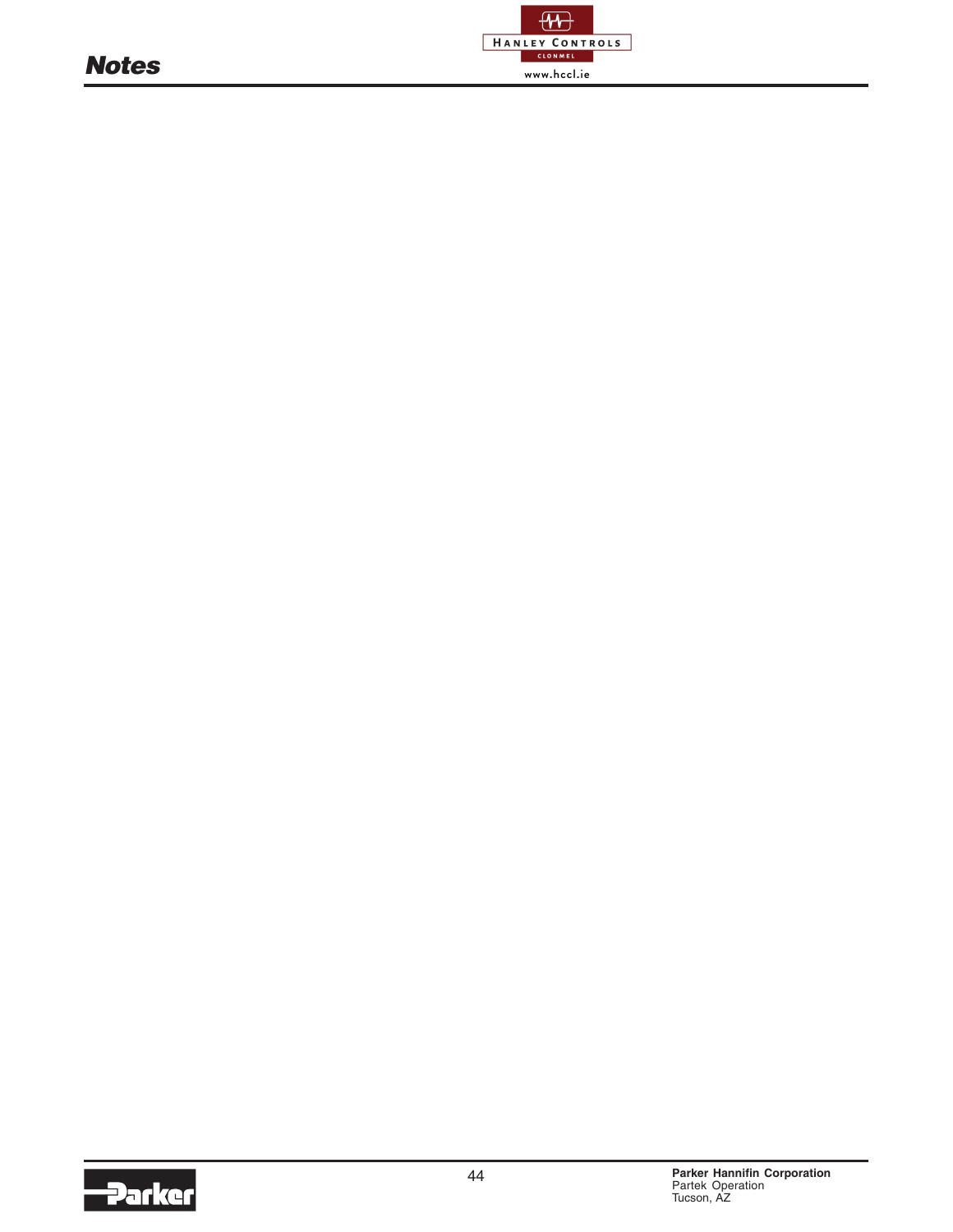# Notes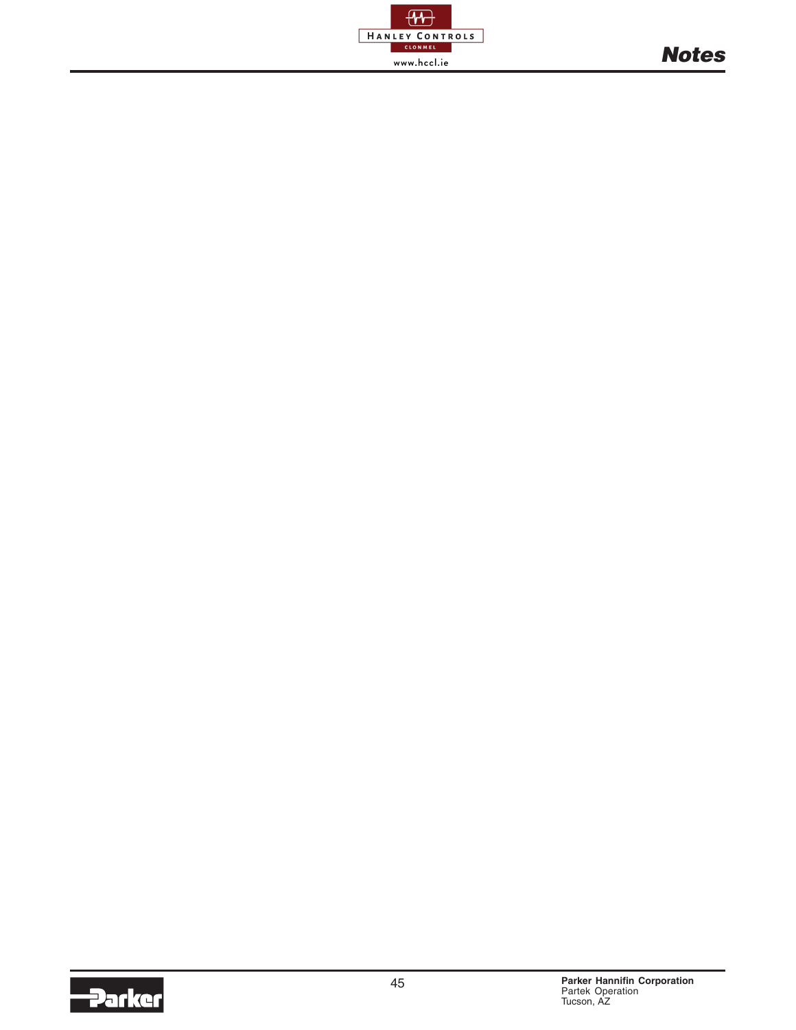# Notes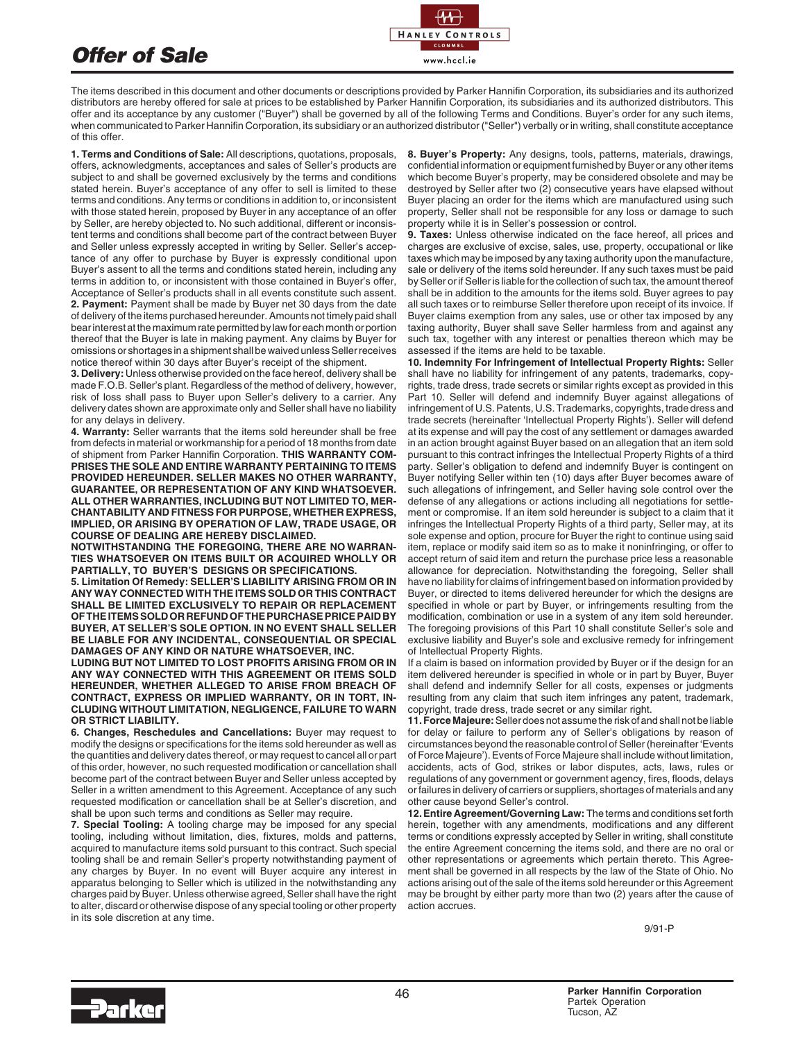# Offer of Sale

The items described in this document and other documents or descriptions provided by Parker Hannifin Corporation, its subsidiaries and its authorized distributors are hereby offered for sale at prices to be established by Parker Hannifin Corporation, its subsidiaries and its authorized distributors. This offer and its acceptance by any customer ("Buyer") shall be governed by all of the following Terms and Conditions. Buyer's order for any such items, when communicated to Parker Hannifin Corporation, its subsidiary or an authorized distributor ("Seller") verbally or in writing, shall constitute acceptance of this offer.

**1. Terms and Conditions of Sale:** All descriptions, quotations, proposals, offers, acknowledgments, acceptances and sales of Seller's products are subject to and shall be governed exclusively by the terms and conditions stated herein. Buyer's acceptance of any offer to sell is limited to these terms and conditions. Any terms or conditions in addition to, or inconsistent with those stated herein, proposed by Buyer in any acceptance of an offer by Seller, are hereby objected to. No such additional, different or inconsistent terms and conditions shall become part of the contract between Buyer and Seller unless expressly accepted in writing by Seller. Seller's acceptance of any offer to purchase by Buyer is expressly conditional upon Buyer's assent to all the terms and conditions stated herein, including any terms in addition to, or inconsistent with those contained in Buyer's offer, Acceptance of Seller's products shall in all events constitute such assent.

**2. Payment:** Payment shall be made by Buyer net 30 days from the date of delivery of the items purchased hereunder. Amounts not timely paid shall bear interest at the maximum rate permitted by law for each month or portion thereof that the Buyer is late in making payment. Any claims by Buyer for omissions or shortages in a shipment shall be waived unless Seller receives notice thereof within 30 days after Buyer's receipt of the shipment.

**3. Delivery:** Unless otherwise provided on the face hereof, delivery shall be made F.O.B. Seller's plant. Regardless of the method of delivery, however, risk of loss shall pass to Buyer upon Seller's delivery to a carrier. Any delivery dates shown are approximate only and Seller shall have no liability for any delays in delivery.

**4. Warranty:** Seller warrants that the items sold hereunder shall be free from defects in material or workmanship for a period of 18 months from date of shipment from Parker Hannifin Corporation. **THIS WARRANTY COMPRISES THE SOLE AND ENTIRE WARRANTY PERTAINING TO ITEMS PROVIDED HEREUNDER. SELLER MAKES NO OTHER WARRANTY, GUARANTEE, OR REPRESENTATION OF ANY KIND WHATSOEVER. ALL OTHER WARRANTIES, INCLUDING BUT NOT LIMITED TO, MERCHANTABILITY AND FITNESS FOR PURPOSE, WHETHER EXPRESS, IMPLIED, OR ARISING BY OPERATION OF LAW, TRADE USAGE, OR COURSE OF DEALING ARE HEREBY DISCLAIMED.**

**NOTWITHSTANDING THE FOREGOING, THERE ARE NO WARRANTIES WHATSOEVER ON ITEMS BUILT OR ACQUIRED WHOLLY OR PARTIALLY, TO BUYER'S DESIGNS OR SPECIFICATIONS.**

**5. Limitation Of Remedy: SELLER'S LIABILITY ARISING FROM OR IN ANY WAY CONNECTED WITH THE ITEMS SOLD OR THIS CONTRACT SHALL BE LIMITED EXCLUSIVELY TO REPAIR OR REPLACEMENT OF THE ITEMS SOLD OR REFUND OF THE PURCHASE PRICE PAID BY BUYER, AT SELLER'S SOLE OPTION. IN NO EVENT SHALL SELLER BE LIABLE FOR ANY INCIDENTAL, CONSEQUENTIAL OR SPECIAL DAMAGES OF ANY KIND OR NATURE WHATSOEVER, INC.**

**LUDING BUT NOT LIMITED TO LOST PROFITS ARISING FROM OR IN ANY WAY CONNECTED WITH THIS AGREEMENT OR ITEMS SOLD HEREUNDER, WHETHER ALLEGED TO ARISE FROM BREACH OF CONTRACT, EXPRESS OR IMPLIED WARRANTY, OR IN TORT, INCLUDING WITHOUT LIMITATION, NEGLIGENCE, FAILURE TO WARN OR STRICT LIABILITY.**

**6. Changes, Reschedules and Cancellations:** Buyer may request to modify the designs or specifications for the items sold hereunder as well as the quantities and delivery dates thereof, or may request to cancel all or part of this order, however, no such requested modification or cancellation shall become part of the contract between Buyer and Seller unless accepted by Seller in a written amendment to this Agreement. Acceptance of any such requested modification or cancellation shall be at Seller's discretion, and shall be upon such terms and conditions as Seller may require.

**7. Special Tooling:** A tooling charge may be imposed for any special tooling, including without limitation, dies, fixtures, molds and patterns, acquired to manufacture items sold pursuant to this contract. Such special tooling shall be and remain Seller's property notwithstanding payment of any charges by Buyer. In no event will Buyer acquire any interest in apparatus belonging to Seller which is utilized in the notwithstanding any charges paid by Buyer. Unless otherwise agreed, Seller shall have the right to alter, discard or otherwise dispose of any special tooling or other property in its sole discretion at any time.

**8. Buyer's Property:** Any designs, tools, patterns, materials, drawings, confidential information or equipment furnished by Buyer or any other items which become Buyer's property, may be considered obsolete and may be destroyed by Seller after two (2) consecutive years have elapsed without Buyer placing an order for the items which are manufactured using such property, Seller shall not be responsible for any loss or damage to such property while it is in Seller's possession or control.

**9. Taxes:** Unless otherwise indicated on the face hereof, all prices and charges are exclusive of excise, sales, use, property, occupational or like taxes which may be imposed by any taxing authority upon the manufacture, sale or delivery of the items sold hereunder. If any such taxes must be paid by Seller or if Seller is liable for the collection of such tax, the amount thereof shall be in addition to the amounts for the items sold. Buyer agrees to pay all such taxes or to reimburse Seller therefore upon receipt of its invoice. If Buyer claims exemption from any sales, use or other tax imposed by any taxing authority, Buyer shall save Seller harmless from and against any such tax, together with any interest or penalties thereon which may be assessed if the items are held to be taxable.

**10. Indemnity For Infringement of Intellectual Property Rights:** Seller shall have no liability for infringement of any patents, trademarks, copyrights, trade dress, trade secrets or similar rights except as provided in this Part 10. Seller will defend and indemnify Buyer against allegations of infringement of U.S. Patents, U.S. Trademarks, copyrights, trade dress and trade secrets (hereinafter 'Intellectual Property Rights'). Seller will defend at its expense and will pay the cost of any settlement or damages awarded in an action brought against Buyer based on an allegation that an item sold pursuant to this contract infringes the Intellectual Property Rights of a third party. Seller's obligation to defend and indemnify Buyer is contingent on Buyer notifying Seller within ten (10) days after Buyer becomes aware of such allegations of infringement, and Seller having sole control over the defense of any allegations or actions including all negotiations for settlement or compromise. If an item sold hereunder is subject to a claim that it infringes the Intellectual Property Rights of a third party, Seller may, at its sole expense and option, procure for Buyer the right to continue using said item, replace or modify said item so as to make it noninfringing, or offer to accept return of said item and return the purchase price less a reasonable allowance for depreciation. Notwithstanding the foregoing, Seller shall have no liability for claims of infringement based on information provided by Buyer, or directed to items delivered hereunder for which the designs are specified in whole or part by Buyer, or infringements resulting from the modification, combination or use in a system of any item sold hereunder. The foregoing provisions of this Part 10 shall constitute Seller's sole and exclusive liability and Buyer's sole and exclusive remedy for infringement of Intellectual Property Rights.

If a claim is based on information provided by Buyer or if the design for an item delivered hereunder is specified in whole or in part by Buyer, Buyer shall defend and indemnify Seller for all costs, expenses or judgments resulting from any claim that such item infringes any patent, trademark, copyright, trade dress, trade secret or any similar right.

**11. Force Majeure:** Seller does not assume the risk of and shall not be liable for delay or failure to perform any of Seller's obligations by reason of circumstances beyond the reasonable control of Seller (hereinafter 'Events of Force Majeure'). Events of Force Majeure shall include without limitation, accidents, acts of God, strikes or labor disputes, acts, laws, rules or regulations of any government or government agency, fires, floods, delays or failures in delivery of carriers or suppliers, shortages of materials and any other cause beyond Seller's control.

**12. Entire Agreement/Governing Law:** The terms and conditions set forth herein, together with any amendments, modifications and any different terms or conditions expressly accepted by Seller in writing, shall constitute the entire Agreement concerning the items sold, and there are no oral or other representations or agreements which pertain thereto. This Agreement shall be governed in all respects by the law of the State of Ohio. No actions arising out of the sale of the items sold hereunder or this Agreement may be brought by either party more than two (2) years after the cause of action accrues.

9/91-P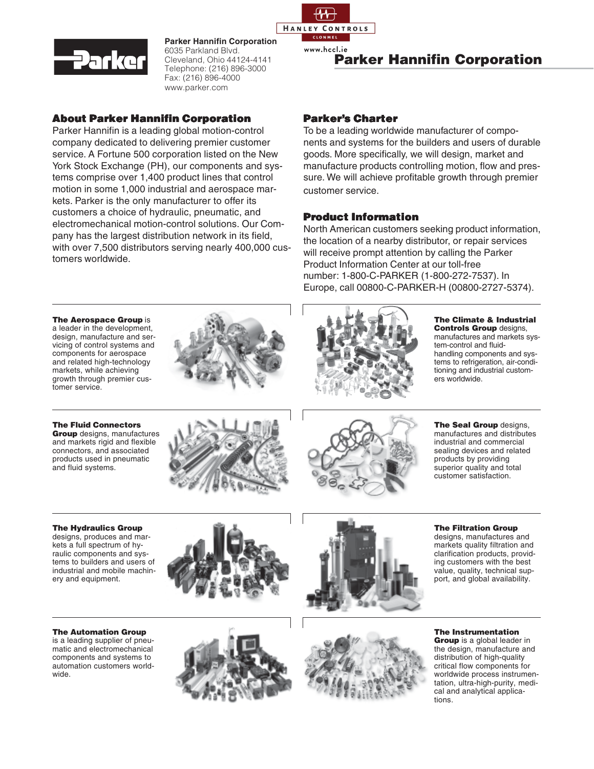Hanley Controls

Clonmel

www.hccl.ie

**Parker Hannifin Corporation**

6035 Parkland Blvd.
Cleveland, Ohio 44124-4141
Telephone: (216) 896-3000
Fax: (216) 896-4000
www.parker.com

# Parker Hannifin Corporation

## About Parker Hannifin Corporation

Parker Hannifin is a leading global motion-control company dedicated to delivering premier customer service. A Fortune 500 corporation listed on the New York Stock Exchange (PH), our components and systems comprise over 1,400 product lines that control motion in some 1,000 industrial and aerospace markets. Parker is the only manufacturer to offer its customers a choice of hydraulic, pneumatic, and electromechanical motion-control solutions. Our Company has the largest distribution network in its field, with over 7,500 distributors serving nearly 400,000 customers worldwide.

## Parker's Charter

To be a leading worldwide manufacturer of components and systems for the builders and users of durable goods. More specifically, we will design, market and manufacture products controlling motion, flow and pressure. We will achieve profitable growth through premier customer service.

## Product Information

North American customers seeking product information, the location of a nearby distributor, or repair services will receive prompt attention by calling the Parker Product Information Center at our toll-free number: 1-800-C-PARKER (1-800-272-7537). In Europe, call 00800-C-PARKER-H (00800-2727-5374).

**The Aerospace Group** is a leader in the development, design, manufacture and servicing of control systems and components for aerospace and related high-technology markets, while achieving growth through premier customer service.

**The Climate & Industrial Controls Group** designs, manufactures and markets system-control and fluid-handling components and systems to refrigeration, air-conditioning and industrial customers worldwide.

**The Fluid Connectors Group** designs, manufactures and markets rigid and flexible connectors, and associated products used in pneumatic and fluid systems.

**The Seal Group** designs, manufactures and distributes industrial and commercial sealing devices and related products by providing superior quality and total customer satisfaction.

**The Hydraulics Group** designs, produces and markets a full spectrum of hydraulic components and systems to builders and users of industrial and mobile machinery and equipment.

**The Filtration Group** designs, manufactures and markets quality filtration and clarification products, providing customers with the best value, quality, technical support, and global availability.

**The Automation Group** is a leading supplier of pneumatic and electromechanical components and systems to automation customers worldwide.

**The Instrumentation Group** is a global leader in the design, manufacture and distribution of high-quality critical flow components for worldwide process instrumentation, ultra-high-purity, medical and analytical applications.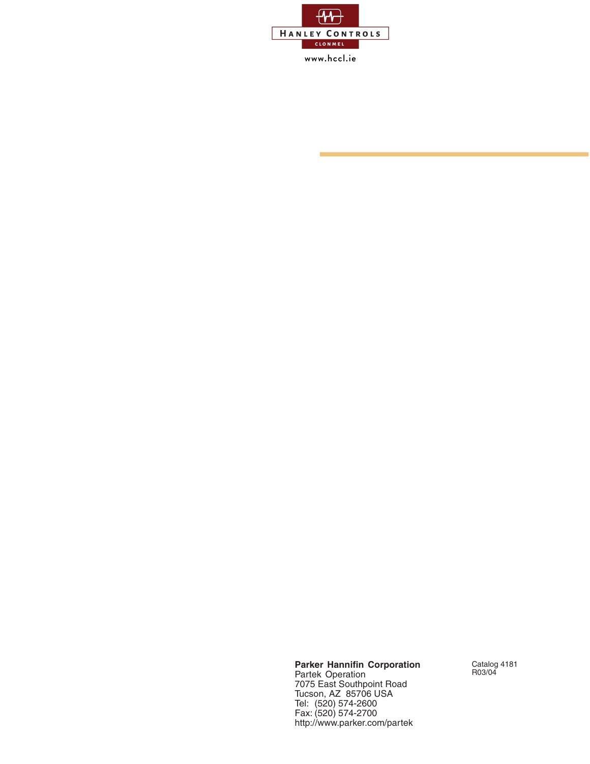HANLEY CONTROLS

CLONMEL

www.hccl.ie

**Parker Hannifin Corporation**
Partek Operation
7075 East Southpoint Road
Tucson, AZ 85706 USA
Tel: (520) 574-2600
Fax: (520) 574-2700
http://www.parker.com/partek

Catalog 4181
R03/04